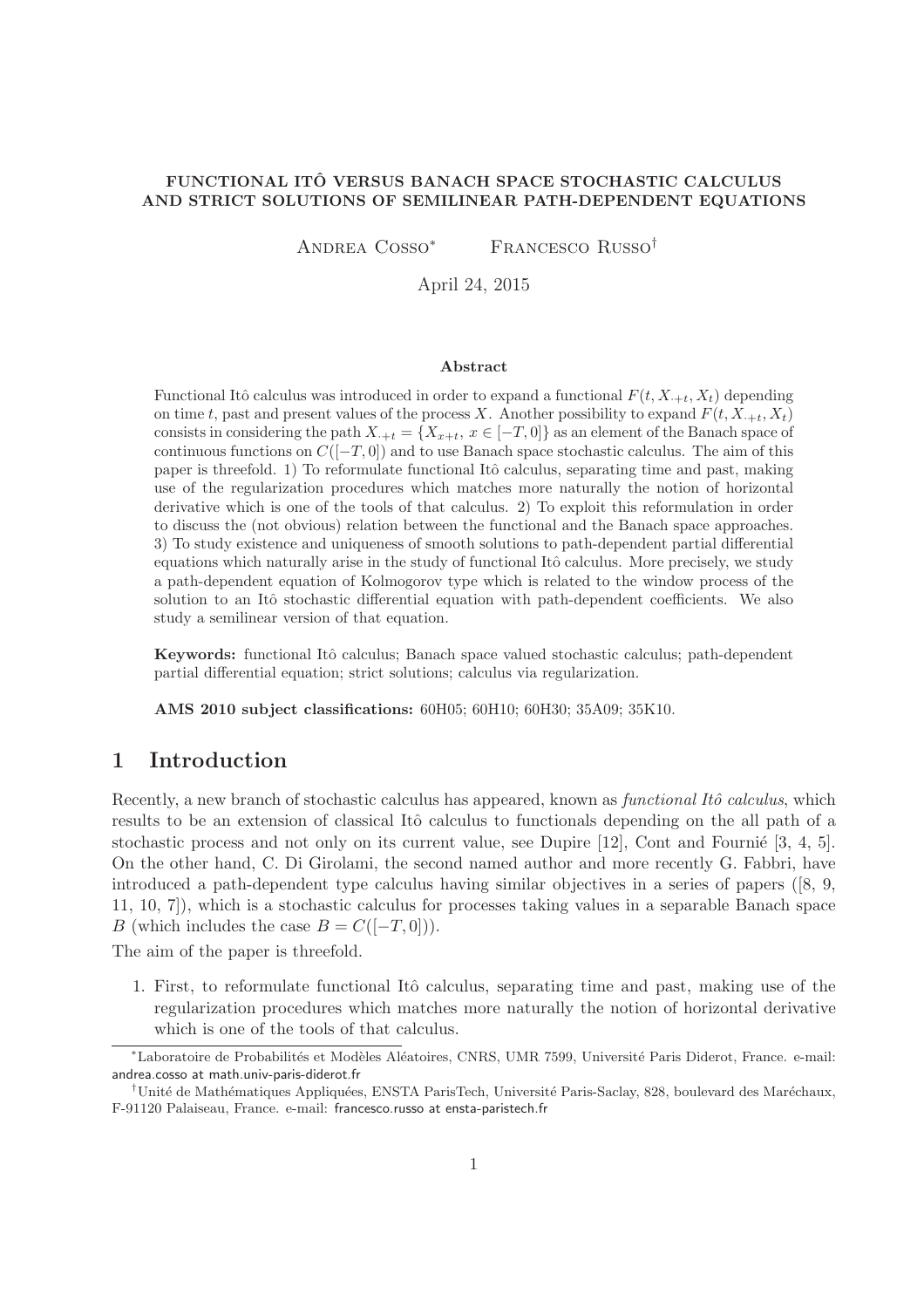# FUNCTIONAL ITÔ VERSUS BANACH SPACE STOCHASTIC CALCULUS AND STRICT SOLUTIONS OF SEMILINEAR PATH-DEPENDENT EQUATIONS

Andrea Cosso[*]    Francesco Russo[†]

April 24, 2015

### Abstract

Functional Itô calculus was introduced in order to expand a functional $F(t, X_{\cdot+t}, X_t)$ depending on time $t$, past and present values of the process $X$. Another possibility to expand $F(t, X_{\cdot+t}, X_t)$ consists in considering the path $X_{\cdot+t} = \{X_{x+t},\, x \in [-T, 0]\}$ as an element of the Banach space of continuous functions on $C([-T, 0])$ and to use Banach space stochastic calculus. The aim of this paper is threefold. 1) To reformulate functional Itô calculus, separating time and past, making use of the regularization procedures which matches more naturally the notion of horizontal derivative which is one of the tools of that calculus. 2) To exploit this reformulation in order to discuss the (not obvious) relation between the functional and the Banach space approaches. 3) To study existence and uniqueness of smooth solutions to path-dependent partial differential equations which naturally arise in the study of functional Itô calculus. More precisely, we study a path-dependent equation of Kolmogorov type which is related to the window process of the solution to an Itô stochastic differential equation with path-dependent coefficients. We also study a semilinear version of that equation.

**Keywords:** functional Itô calculus; Banach space valued stochastic calculus; path-dependent partial differential equation; strict solutions; calculus via regularization.

**AMS 2010 subject classifications:** 60H05; 60H10; 60H30; 35A09; 35K10.

## 1 Introduction

Recently, a new branch of stochastic calculus has appeared, known as *functional Itô calculus*, which results to be an extension of classical Itô calculus to functionals depending on the all path of a stochastic process and not only on its current value, see Dupire [12], Cont and Fournié [3, 4, 5]. On the other hand, C. Di Girolami, the second named author and more recently G. Fabbri, have introduced a path-dependent type calculus having similar objectives in a series of papers ([8, 9, 11, 10, 7]), which is a stochastic calculus for processes taking values in a separable Banach space $B$ (which includes the case $B = C([-T, 0])$).

The aim of the paper is threefold.

1. First, to reformulate functional Itô calculus, separating time and past, making use of the regularization procedures which matches more naturally the notion of horizontal derivative which is one of the tools of that calculus.

[*]Laboratoire de Probabilités et Modèles Aléatoires, CNRS, UMR 7599, Université Paris Diderot, France. e-mail: andrea.cosso at math.univ-paris-diderot.fr

[†]Unité de Mathématiques Appliquées, ENSTA ParisTech, Université Paris-Saclay, 828, boulevard des Maréchaux, F-91120 Palaiseau, France. e-mail: francesco.russo at ensta-paristech.fr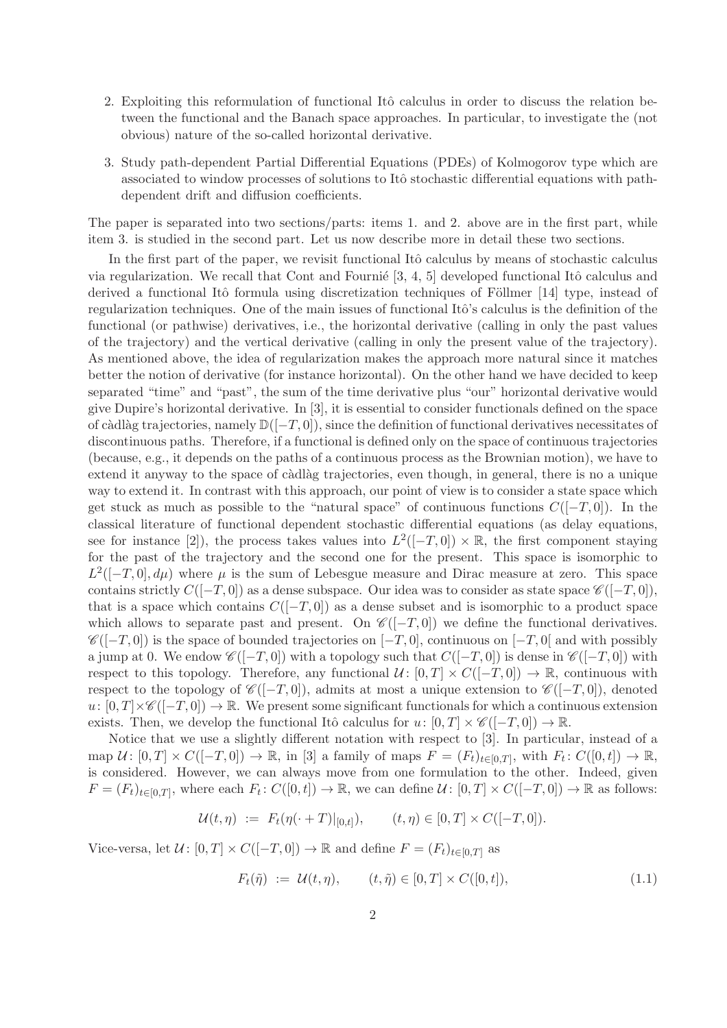2. Exploiting this reformulation of functional Itô calculus in order to discuss the relation between the functional and the Banach space approaches. In particular, to investigate the (not obvious) nature of the so-called horizontal derivative.

3. Study path-dependent Partial Differential Equations (PDEs) of Kolmogorov type which are associated to window processes of solutions to Itô stochastic differential equations with path-dependent drift and diffusion coefficients.

The paper is separated into two sections/parts: items 1. and 2. above are in the first part, while item 3. is studied in the second part. Let us now describe more in detail these two sections.

In the first part of the paper, we revisit functional Itô calculus by means of stochastic calculus via regularization. We recall that Cont and Fournié [3, 4, 5] developed functional Itô calculus and derived a functional Itô formula using discretization techniques of Föllmer [14] type, instead of regularization techniques. One of the main issues of functional Itô's calculus is the definition of the functional (or pathwise) derivatives, i.e., the horizontal derivative (calling in only the past values of the trajectory) and the vertical derivative (calling in only the present value of the trajectory). As mentioned above, the idea of regularization makes the approach more natural since it matches better the notion of derivative (for instance horizontal). On the other hand we have decided to keep separated "time" and "past", the sum of the time derivative plus "our" horizontal derivative would give Dupire's horizontal derivative. In [3], it is essential to consider functionals defined on the space of càdlàg trajectories, namely $\mathbb{D}([-T,0])$, since the definition of functional derivatives necessitates of discontinuous paths. Therefore, if a functional is defined only on the space of continuous trajectories (because, e.g., it depends on the paths of a continuous process as the Brownian motion), we have to extend it anyway to the space of càdlàg trajectories, even though, in general, there is no a unique way to extend it. In contrast with this approach, our point of view is to consider a state space which get stuck as much as possible to the "natural space" of continuous functions $C([-T,0])$. In the classical literature of functional dependent stochastic differential equations (as delay equations, see for instance [2]), the process takes values into $L^2([-T,0]) \times \mathbb{R}$, the first component staying for the past of the trajectory and the second one for the present. This space is isomorphic to $L^2([-T,0],d\mu)$ where $\mu$ is the sum of Lebesgue measure and Dirac measure at zero. This space contains strictly $C([-T,0])$ as a dense subspace. Our idea was to consider as state space $\mathscr{C}([-T,0])$, that is a space which contains $C([-T,0])$ as a dense subset and is isomorphic to a product space which allows to separate past and present. On $\mathscr{C}([-T,0])$ we define the functional derivatives. $\mathscr{C}([-T,0])$ is the space of bounded trajectories on $[-T,0]$, continuous on $[-T,0[$ and with possibly a jump at 0. We endow $\mathscr{C}([-T,0])$ with a topology such that $C([-T,0])$ is dense in $\mathscr{C}([-T,0])$ with respect to this topology. Therefore, any functional $\mathcal{U}\colon [0,T] \times C([-T,0]) \to \mathbb{R}$, continuous with respect to the topology of $\mathscr{C}([-T,0])$, admits at most a unique extension to $\mathscr{C}([-T,0])$, denoted $u\colon [0,T]\times\mathscr{C}([-T,0]) \to \mathbb{R}$. We present some significant functionals for which a continuous extension exists. Then, we develop the functional Itô calculus for $u\colon [0,T]\times\mathscr{C}([-T,0]) \to \mathbb{R}$.

Notice that we use a slightly different notation with respect to [3]. In particular, instead of a map $\mathcal{U}\colon [0,T]\times C([-T,0]) \to \mathbb{R}$, in [3] a family of maps $F = (F_t)_{t\in[0,T]}$, with $F_t\colon C([0,t]) \to \mathbb{R}$, is considered. However, we can always move from one formulation to the other. Indeed, given $F = (F_t)_{t\in[0,T]}$, where each $F_t\colon C([0,t]) \to \mathbb{R}$, we can define $\mathcal{U}\colon [0,T]\times C([-T,0]) \to \mathbb{R}$ as follows:

$$\mathcal{U}(t,\eta) \;:=\; F_t(\eta(\cdot+T)|_{[0,t]}), \qquad (t,\eta) \in [0,T]\times C([-T,0]).$$

Vice-versa, let $\mathcal{U}\colon [0,T]\times C([-T,0]) \to \mathbb{R}$ and define $F = (F_t)_{t\in[0,T]}$ as

$$F_t(\tilde{\eta}) \;:=\; \mathcal{U}(t,\eta), \qquad (t,\tilde{\eta}) \in [0,T]\times C([0,t]), \tag{1.1}$$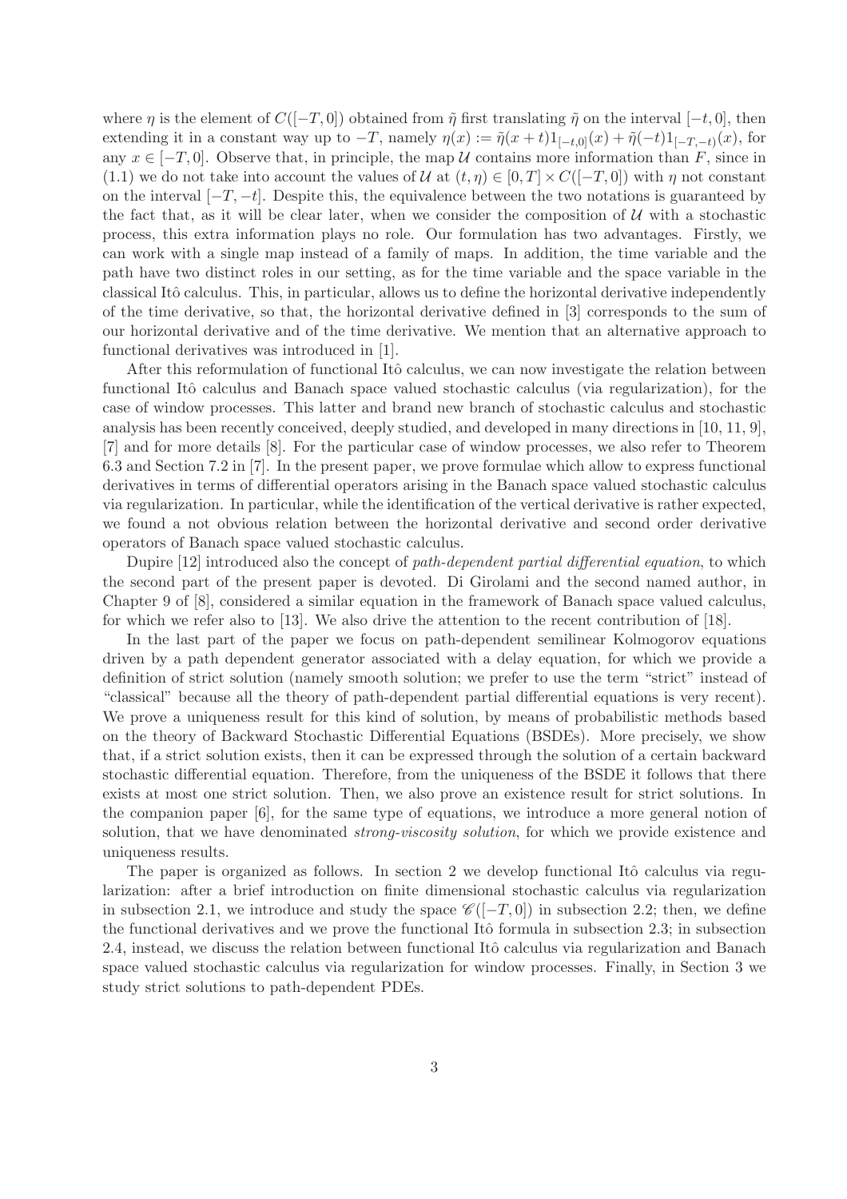where $\eta$ is the element of $C([-T,0])$ obtained from $\tilde{\eta}$ first translating $\tilde{\eta}$ on the interval $[-t,0]$, then extending it in a constant way up to $-T$, namely $\eta(x) := \tilde{\eta}(x+t)1_{[-t,0]}(x) + \tilde{\eta}(-t)1_{[-T,-t)}(x)$, for any $x \in [-T,0]$. Observe that, in principle, the map $\mathcal{U}$ contains more information than $F$, since in (1.1) we do not take into account the values of $\mathcal{U}$ at $(t,\eta) \in [0,T] \times C([-T,0])$ with $\eta$ not constant on the interval $[-T,-t]$. Despite this, the equivalence between the two notations is guaranteed by the fact that, as it will be clear later, when we consider the composition of $\mathcal{U}$ with a stochastic process, this extra information plays no role. Our formulation has two advantages. Firstly, we can work with a single map instead of a family of maps. In addition, the time variable and the path have two distinct roles in our setting, as for the time variable and the space variable in the classical Itô calculus. This, in particular, allows us to define the horizontal derivative independently of the time derivative, so that, the horizontal derivative defined in [3] corresponds to the sum of our horizontal derivative and of the time derivative. We mention that an alternative approach to functional derivatives was introduced in [1].

After this reformulation of functional Itô calculus, we can now investigate the relation between functional Itô calculus and Banach space valued stochastic calculus (via regularization), for the case of window processes. This latter and brand new branch of stochastic calculus and stochastic analysis has been recently conceived, deeply studied, and developed in many directions in [10, 11, 9], [7] and for more details [8]. For the particular case of window processes, we also refer to Theorem 6.3 and Section 7.2 in [7]. In the present paper, we prove formulae which allow to express functional derivatives in terms of differential operators arising in the Banach space valued stochastic calculus via regularization. In particular, while the identification of the vertical derivative is rather expected, we found a not obvious relation between the horizontal derivative and second order derivative operators of Banach space valued stochastic calculus.

Dupire [12] introduced also the concept of *path-dependent partial differential equation*, to which the second part of the present paper is devoted. Di Girolami and the second named author, in Chapter 9 of [8], considered a similar equation in the framework of Banach space valued calculus, for which we refer also to [13]. We also drive the attention to the recent contribution of [18].

In the last part of the paper we focus on path-dependent semilinear Kolmogorov equations driven by a path dependent generator associated with a delay equation, for which we provide a definition of strict solution (namely smooth solution; we prefer to use the term "strict" instead of "classical" because all the theory of path-dependent partial differential equations is very recent). We prove a uniqueness result for this kind of solution, by means of probabilistic methods based on the theory of Backward Stochastic Differential Equations (BSDEs). More precisely, we show that, if a strict solution exists, then it can be expressed through the solution of a certain backward stochastic differential equation. Therefore, from the uniqueness of the BSDE it follows that there exists at most one strict solution. Then, we also prove an existence result for strict solutions. In the companion paper [6], for the same type of equations, we introduce a more general notion of solution, that we have denominated *strong-viscosity solution*, for which we provide existence and uniqueness results.

The paper is organized as follows. In section 2 we develop functional Itô calculus via regularization: after a brief introduction on finite dimensional stochastic calculus via regularization in subsection 2.1, we introduce and study the space $\mathscr{C}([-T,0])$ in subsection 2.2; then, we define the functional derivatives and we prove the functional Itô formula in subsection 2.3; in subsection 2.4, instead, we discuss the relation between functional Itô calculus via regularization and Banach space valued stochastic calculus via regularization for window processes. Finally, in Section 3 we study strict solutions to path-dependent PDEs.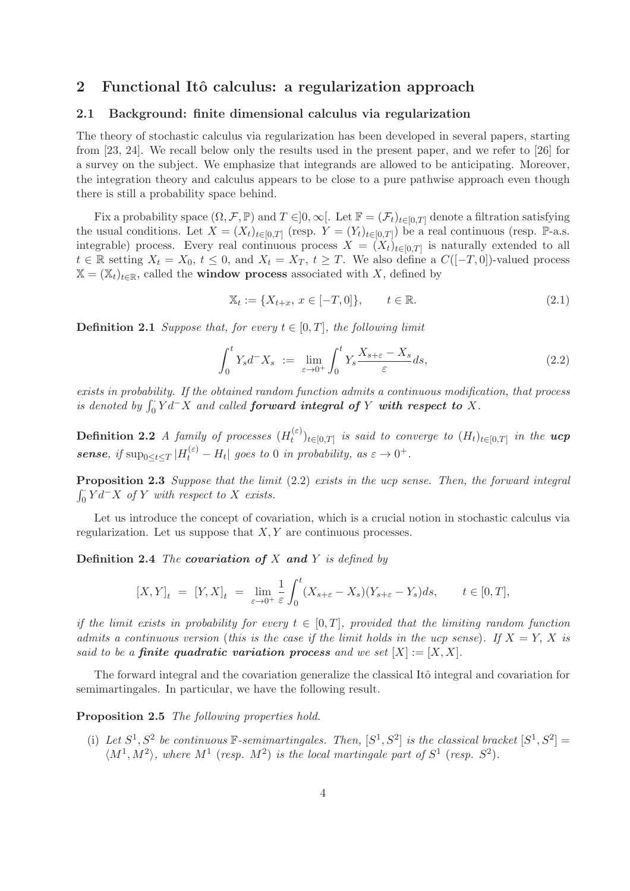## 2 Functional Itô calculus: a regularization approach

### 2.1 Background: finite dimensional calculus via regularization

The theory of stochastic calculus via regularization has been developed in several papers, starting from [23, 24]. We recall below only the results used in the present paper, and we refer to [26] for a survey on the subject. We emphasize that integrands are allowed to be anticipating. Moreover, the integration theory and calculus appears to be close to a pure pathwise approach even though there is still a probability space behind.

Fix a probability space $(\Omega, \mathcal{F}, \mathbb{P})$ and $T \in ]0, \infty[$. Let $\mathbb{F} = (\mathcal{F}_t)_{t\in[0,T]}$ denote a filtration satisfying the usual conditions. Let $X = (X_t)_{t\in[0,T]}$ (resp. $Y = (Y_t)_{t\in[0,T]}$) be a real continuous (resp. $\mathbb{P}$-a.s. integrable) process. Every real continuous process $X = (X_t)_{t\in[0,T]}$ is naturally extended to all $t \in \mathbb{R}$ setting $X_t = X_0$, $t \le 0$, and $X_t = X_T$, $t \ge T$. We also define a $C([-T, 0])$-valued process $\mathbb{X} = (\mathbb{X}_t)_{t\in\mathbb{R}}$, called the **window process** associated with $X$, defined by

$$
\mathbb{X}_t := \{X_{t+x},\, x \in [-T, 0]\}, \qquad t \in \mathbb{R}. \tag{2.1}
$$

**Definition 2.1** *Suppose that, for every $t \in [0, T]$, the following limit*

$$
\int_0^t Y_s d^- X_s \;:=\; \lim_{\varepsilon\to 0^+} \int_0^t Y_s \frac{X_{s+\varepsilon} - X_s}{\varepsilon} ds, \tag{2.2}
$$

*exists in probability. If the obtained random function admits a continuous modification, that process is denoted by $\int_0^\cdot Y d^- X$ and called* ***forward integral of*** $Y$ ***with respect to*** $X$.

**Definition 2.2** *A family of processes $(H_t^{(\varepsilon)})_{t\in[0,T]}$ is said to converge to $(H_t)_{t\in[0,T]}$ in the* ***ucp sense****, if $\sup_{0\le t\le T} |H_t^{(\varepsilon)} - H_t|$ goes to 0 in probability, as $\varepsilon \to 0^+$.*

**Proposition 2.3** *Suppose that the limit* (2.2) *exists in the ucp sense. Then, the forward integral $\int_0^\cdot Y d^- X$ of $Y$ with respect to $X$ exists.*

Let us introduce the concept of covariation, which is a crucial notion in stochastic calculus via regularization. Let us suppose that $X, Y$ are continuous processes.

**Definition 2.4** *The* ***covariation of*** $X$ ***and*** $Y$ *is defined by*

$$
[X, Y]_t \;=\; [Y, X]_t \;=\; \lim_{\varepsilon\to 0^+} \frac{1}{\varepsilon} \int_0^t (X_{s+\varepsilon} - X_s)(Y_{s+\varepsilon} - Y_s) ds, \qquad t \in [0, T],
$$

*if the limit exists in probability for every $t \in [0, T]$, provided that the limiting random function admits a continuous version (this is the case if the limit holds in the ucp sense). If $X = Y$, $X$ is said to be a* ***finite quadratic variation process*** *and we set $[X] := [X, X]$.*

The forward integral and the covariation generalize the classical Itô integral and covariation for semimartingales. In particular, we have the following result.

**Proposition 2.5** *The following properties hold.*

(i) *Let $S^1, S^2$ be continuous $\mathbb{F}$-semimartingales. Then, $[S^1, S^2]$ is the classical bracket $[S^1, S^2] = \langle M^1, M^2\rangle$, where $M^1$ (resp. $M^2$) is the local martingale part of $S^1$ (resp. $S^2$).*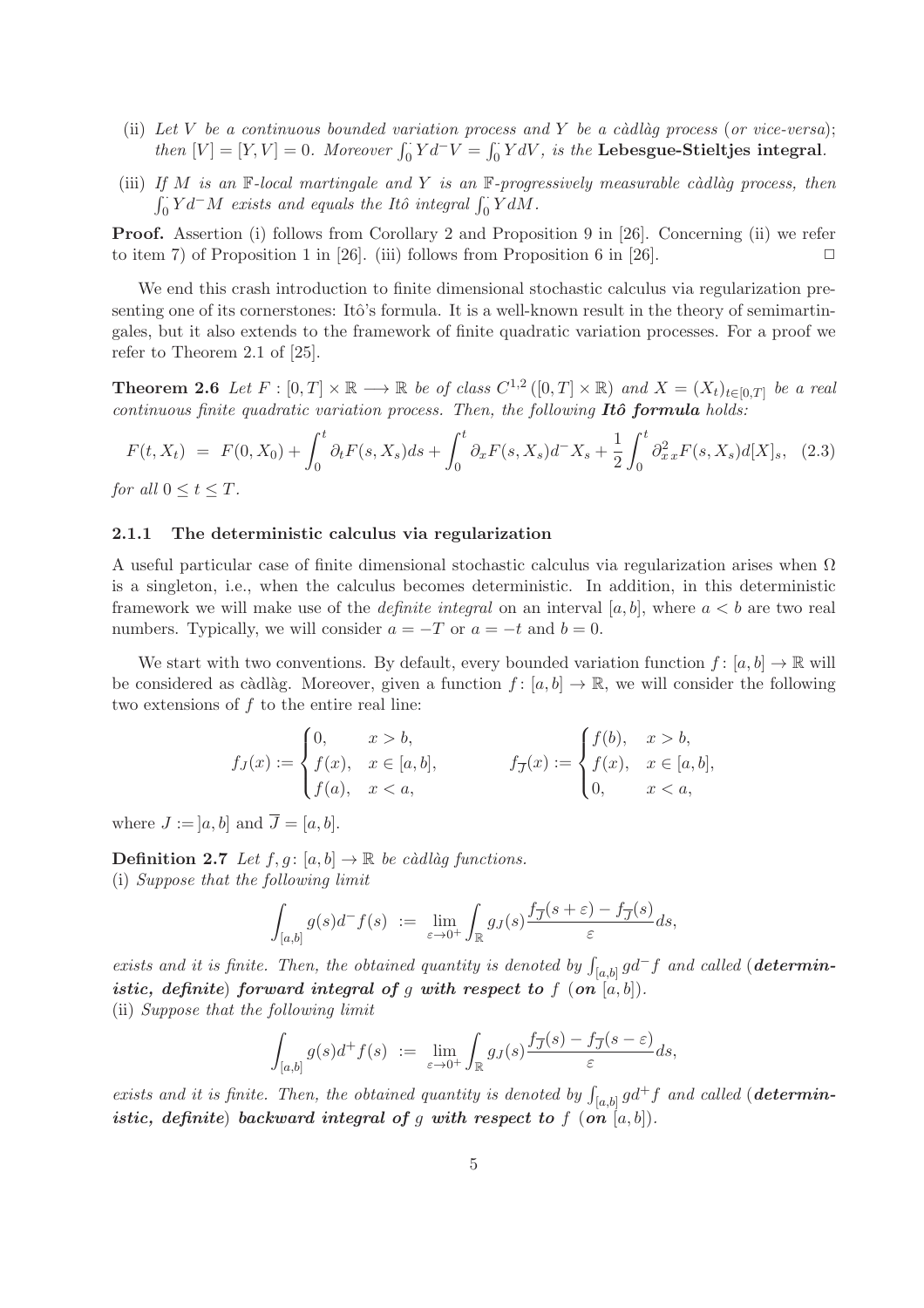(ii) *Let $V$ be a continuous bounded variation process and $Y$ be a càdlàg process (or vice-versa); then $[V] = [Y, V] = 0$. Moreover $\int_0^\cdot Y d^- V = \int_0^\cdot Y dV$, is the* **Lebesgue-Stieltjes integral**.

(iii) *If $M$ is an $\mathbb{F}$-local martingale and $Y$ is an $\mathbb{F}$-progressively measurable càdlàg process, then $\int_0^\cdot Y d^- M$ exists and equals the Itô integral $\int_0^\cdot Y dM$.*

**Proof.** Assertion (i) follows from Corollary 2 and Proposition 9 in [26]. Concerning (ii) we refer to item 7) of Proposition 1 in [26]. (iii) follows from Proposition 6 in [26]. □

We end this crash introduction to finite dimensional stochastic calculus via regularization presenting one of its cornerstones: Itô's formula. It is a well-known result in the theory of semimartingales, but it also extends to the framework of finite quadratic variation processes. For a proof we refer to Theorem 2.1 of [25].

**Theorem 2.6** *Let $F: [0,T] \times \mathbb{R} \longrightarrow \mathbb{R}$ be of class $C^{1,2}([0,T] \times \mathbb{R})$ and $X = (X_t)_{t \in [0,T]}$ be a real continuous finite quadratic variation process. Then, the following* ***Itô formula*** *holds:*

$$F(t, X_t) \;=\; F(0, X_0) + \int_0^t \partial_t F(s, X_s) ds + \int_0^t \partial_x F(s, X_s) d^- X_s + \frac{1}{2} \int_0^t \partial^2_{x\,x} F(s, X_s) d[X]_s, \quad (2.3)$$

*for all $0 \leq t \leq T$.*

### 2.1.1 The deterministic calculus via regularization

A useful particular case of finite dimensional stochastic calculus via regularization arises when $\Omega$ is a singleton, i.e., when the calculus becomes deterministic. In addition, in this deterministic framework we will make use of the *definite integral* on an interval $[a, b]$, where $a < b$ are two real numbers. Typically, we will consider $a = -T$ or $a = -t$ and $b = 0$.

We start with two conventions. By default, every bounded variation function $f : [a, b] \to \mathbb{R}$ will be considered as càdlàg. Moreover, given a function $f : [a, b] \to \mathbb{R}$, we will consider the following two extensions of $f$ to the entire real line:

$$f_J(x) := \begin{cases} 0, & x > b, \\ f(x), & x \in [a, b], \\ f(a), & x < a, \end{cases} \qquad\qquad f_{\overline{J}}(x) := \begin{cases} f(b), & x > b, \\ f(x), & x \in [a, b], \\ 0, & x < a, \end{cases}$$

where $J := ]a, b]$ and $\overline{J} = [a, b]$.

**Definition 2.7** *Let $f, g: [a, b] \to \mathbb{R}$ be càdlàg functions.*
(i) *Suppose that the following limit*

$$\int_{[a,b]} g(s) d^- f(s) \;:=\; \lim_{\varepsilon \to 0^+} \int_{\mathbb{R}} g_J(s) \frac{f_{\overline{J}}(s + \varepsilon) - f_{\overline{J}}(s)}{\varepsilon} ds,$$

*exists and it is finite. Then, the obtained quantity is denoted by $\int_{[a,b]} g d^- f$ and called* (***deterministic, definite***) ***forward integral of*** *$g$* ***with respect to*** *$f$* (***on*** *$[a, b]$*).
(ii) *Suppose that the following limit*

$$\int_{[a,b]} g(s) d^+ f(s) \;:=\; \lim_{\varepsilon \to 0^+} \int_{\mathbb{R}} g_J(s) \frac{f_{\overline{J}}(s) - f_{\overline{J}}(s - \varepsilon)}{\varepsilon} ds,$$

*exists and it is finite. Then, the obtained quantity is denoted by $\int_{[a,b]} g d^+ f$ and called* (***deterministic, definite***) ***backward integral of*** *$g$* ***with respect to*** *$f$* (***on*** *$[a, b]$*).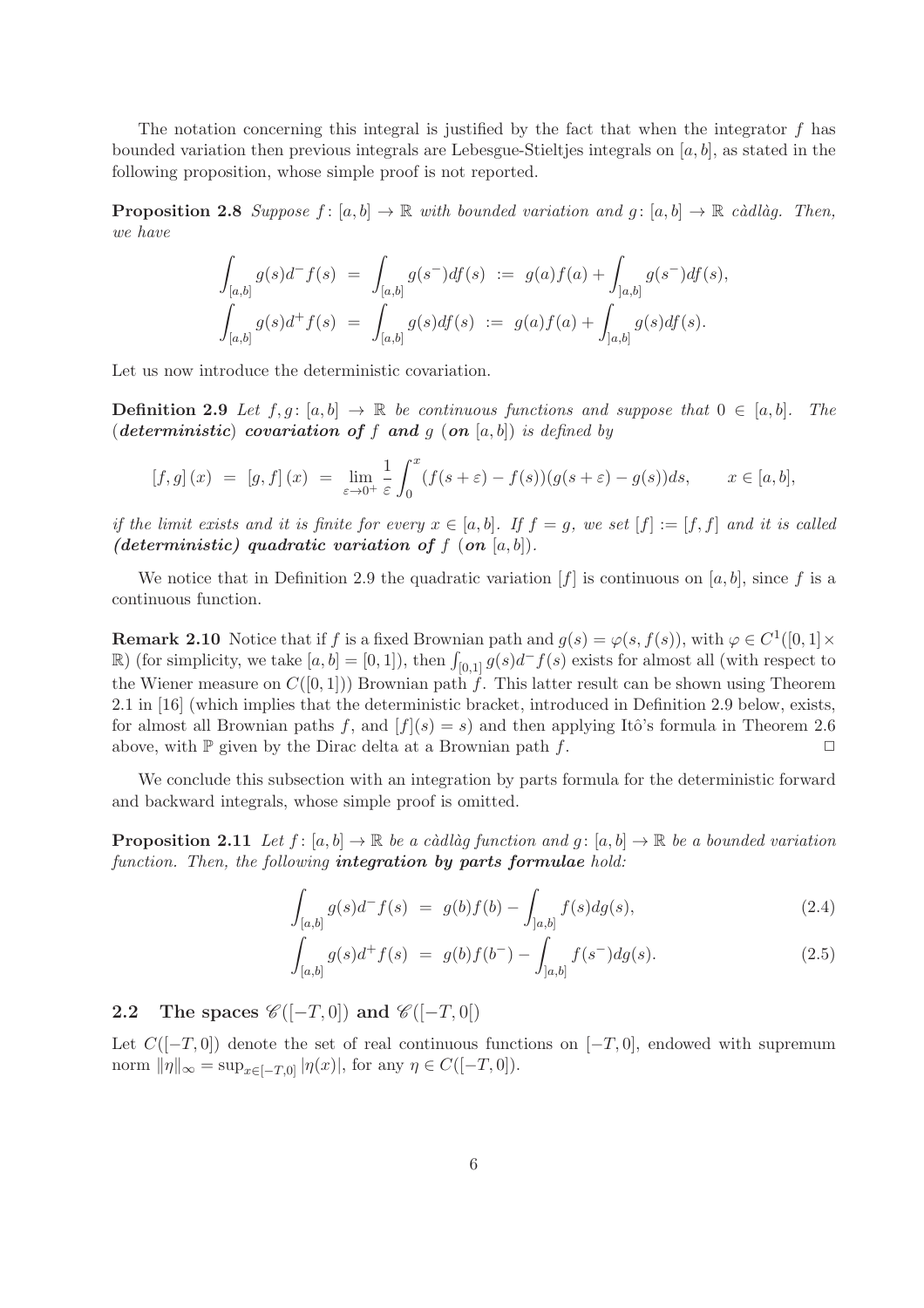The notation concerning this integral is justified by the fact that when the integrator $f$ has bounded variation then previous integrals are Lebesgue-Stieltjes integrals on $[a,b]$, as stated in the following proposition, whose simple proof is not reported.

**Proposition 2.8** *Suppose $f\colon [a,b] \to \mathbb{R}$ with bounded variation and $g\colon [a,b] \to \mathbb{R}$ càdlàg. Then, we have*

$$
\begin{aligned}
\int_{[a,b]} g(s) d^- f(s) &= \int_{[a,b]} g(s^-) df(s) := g(a)f(a) + \int_{]a,b]} g(s^-) df(s), \\
\int_{[a,b]} g(s) d^+ f(s) &= \int_{[a,b]} g(s) df(s) := g(a)f(a) + \int_{]a,b]} g(s) df(s).
\end{aligned}
$$

Let us now introduce the deterministic covariation.

**Definition 2.9** *Let $f,g\colon [a,b] \to \mathbb{R}$ be continuous functions and suppose that $0 \in [a,b]$. The (**deterministic**) **covariation of** $f$ **and** $g$ (**on** $[a,b]$) is defined by*

$$
[f,g](x) = [g,f](x) = \lim_{\varepsilon \to 0^+} \frac{1}{\varepsilon} \int_0^x (f(s+\varepsilon) - f(s))(g(s+\varepsilon) - g(s)) ds, \qquad x \in [a,b],
$$

*if the limit exists and it is finite for every $x \in [a,b]$. If $f = g$, we set $[f] := [f,f]$ and it is called **(deterministic) quadratic variation of** $f$ (**on** $[a,b]$).*

We notice that in Definition 2.9 the quadratic variation $[f]$ is continuous on $[a,b]$, since $f$ is a continuous function.

**Remark 2.10** Notice that if $f$ is a fixed Brownian path and $g(s) = \varphi(s, f(s))$, with $\varphi \in C^1([0,1] \times \mathbb{R})$ (for simplicity, we take $[a,b] = [0,1]$), then $\int_{[0,1]} g(s) d^- f(s)$ exists for almost all (with respect to the Wiener measure on $C([0,1])$) Brownian path $f$. This latter result can be shown using Theorem 2.1 in [16] (which implies that the deterministic bracket, introduced in Definition 2.9 below, exists, for almost all Brownian paths $f$, and $[f](s) = s$) and then applying Itô's formula in Theorem 2.6 above, with $\mathbb{P}$ given by the Dirac delta at a Brownian path $f$. $\square$

We conclude this subsection with an integration by parts formula for the deterministic forward and backward integrals, whose simple proof is omitted.

**Proposition 2.11** *Let $f\colon [a,b] \to \mathbb{R}$ be a càdlàg function and $g\colon [a,b] \to \mathbb{R}$ be a bounded variation function. Then, the following **integration by parts formulae** hold:*

$$
\int_{[a,b]} g(s) d^- f(s) = g(b)f(b) - \int_{]a,b]} f(s) dg(s), \tag{2.4}
$$

$$
\int_{[a,b]} g(s) d^+ f(s) = g(b)f(b^-) - \int_{]a,b]} f(s^-) dg(s). \tag{2.5}
$$

## 2.2 The spaces $\mathscr{C}([-T,0])$ and $\mathscr{C}([-T,0[)$

Let $C([-T,0])$ denote the set of real continuous functions on $[-T,0]$, endowed with supremum norm $\|\eta\|_\infty = \sup_{x \in [-T,0]} |\eta(x)|$, for any $\eta \in C([-T,0])$.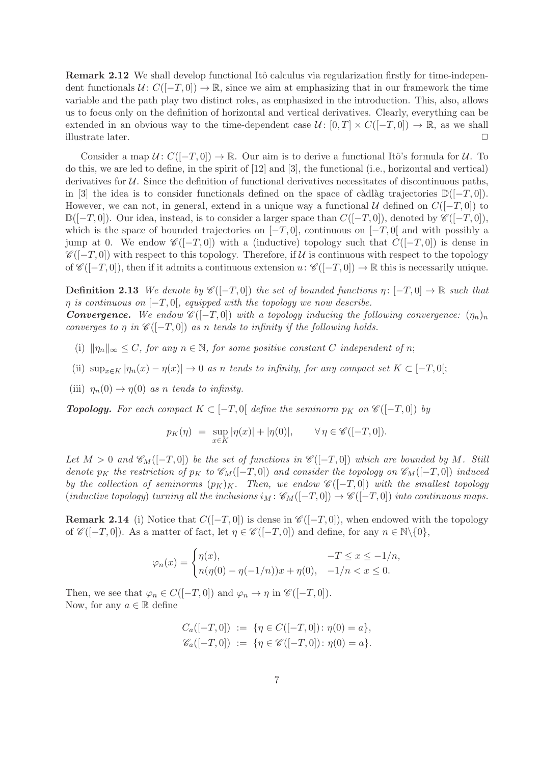**Remark 2.12** We shall develop functional Itô calculus via regularization firstly for time-independent functionals $\mathcal{U}\colon C([-T,0]) \to \mathbb{R}$, since we aim at emphasizing that in our framework the time variable and the path play two distinct roles, as emphasized in the introduction. This, also, allows us to focus only on the definition of horizontal and vertical derivatives. Clearly, everything can be extended in an obvious way to the time-dependent case $\mathcal{U}\colon [0,T] \times C([-T,0]) \to \mathbb{R}$, as we shall illustrate later. □

Consider a map $\mathcal{U}\colon C([-T,0]) \to \mathbb{R}$. Our aim is to derive a functional Itô's formula for $\mathcal{U}$. To do this, we are led to define, in the spirit of [12] and [3], the functional (i.e., horizontal and vertical) derivatives for $\mathcal{U}$. Since the definition of functional derivatives necessitates of discontinuous paths, in [3] the idea is to consider functionals defined on the space of càdlàg trajectories $\mathbb{D}([-T,0])$. However, we can not, in general, extend in a unique way a functional $\mathcal{U}$ defined on $C([-T,0])$ to $\mathbb{D}([-T,0])$. Our idea, instead, is to consider a larger space than $C([-T,0])$, denoted by $\mathscr{C}([-T,0])$, which is the space of bounded trajectories on $[-T,0]$, continuous on $[-T,0[$ and with possibly a jump at 0. We endow $\mathscr{C}([-T,0])$ with a (inductive) topology such that $C([-T,0])$ is dense in $\mathscr{C}([-T,0])$ with respect to this topology. Therefore, if $\mathcal{U}$ is continuous with respect to the topology of $\mathscr{C}([-T,0])$, then if it admits a continuous extension $u\colon \mathscr{C}([-T,0]) \to \mathbb{R}$ this is necessarily unique.

**Definition 2.13** *We denote by $\mathscr{C}([-T,0])$ the set of bounded functions $\eta\colon [-T,0] \to \mathbb{R}$ such that $\eta$ is continuous on $[-T,0[$, equipped with the topology we now describe.*
***Convergence.*** *We endow $\mathscr{C}([-T,0])$ with a topology inducing the following convergence: $(\eta_n)_n$ converges to $\eta$ in $\mathscr{C}([-T,0])$ as $n$ tends to infinity if the following holds.*

- (i) *$\|\eta_n\|_\infty \le C$, for any $n \in \mathbb{N}$, for some positive constant $C$ independent of $n$;*
- (ii) *$\sup_{x\in K} |\eta_n(x) - \eta(x)| \to 0$ as $n$ tends to infinity, for any compact set $K \subset [-T,0[$;*
- (iii) *$\eta_n(0) \to \eta(0)$ as $n$ tends to infinity.*

***Topology.*** *For each compact $K \subset [-T,0[$ define the seminorm $p_K$ on $\mathscr{C}([-T,0])$ by*

$$p_K(\eta) \;=\; \sup_{x\in K} |\eta(x)| + |\eta(0)|, \qquad \forall\, \eta \in \mathscr{C}([-T,0]).$$

*Let $M > 0$ and $\mathscr{C}_M([-T,0])$ be the set of functions in $\mathscr{C}([-T,0])$ which are bounded by $M$. Still denote $p_K$ the restriction of $p_K$ to $\mathscr{C}_M([-T,0])$ and consider the topology on $\mathscr{C}_M([-T,0])$ induced by the collection of seminorms $(p_K)_K$. Then, we endow $\mathscr{C}([-T,0])$ with the smallest topology (inductive topology) turning all the inclusions $i_M\colon \mathscr{C}_M([-T,0]) \to \mathscr{C}([-T,0])$ into continuous maps.*

**Remark 2.14** (i) Notice that $C([-T,0])$ is dense in $\mathscr{C}([-T,0])$, when endowed with the topology of $\mathscr{C}([-T,0])$. As a matter of fact, let $\eta \in \mathscr{C}([-T,0])$ and define, for any $n \in \mathbb{N}\backslash\{0\}$,

$$\varphi_n(x) = \begin{cases} \eta(x), & -T \le x \le -1/n, \\ n(\eta(0) - \eta(-1/n))x + \eta(0), & -1/n < x \le 0. \end{cases}$$

Then, we see that $\varphi_n \in C([-T,0])$ and $\varphi_n \to \eta$ in $\mathscr{C}([-T,0])$.
Now, for any $a \in \mathbb{R}$ define

$$\begin{aligned} C_a([-T,0]) &:= \{\eta \in C([-T,0])\colon \eta(0) = a\}, \\ \mathscr{C}_a([-T,0]) &:= \{\eta \in \mathscr{C}([-T,0])\colon \eta(0) = a\}. \end{aligned}$$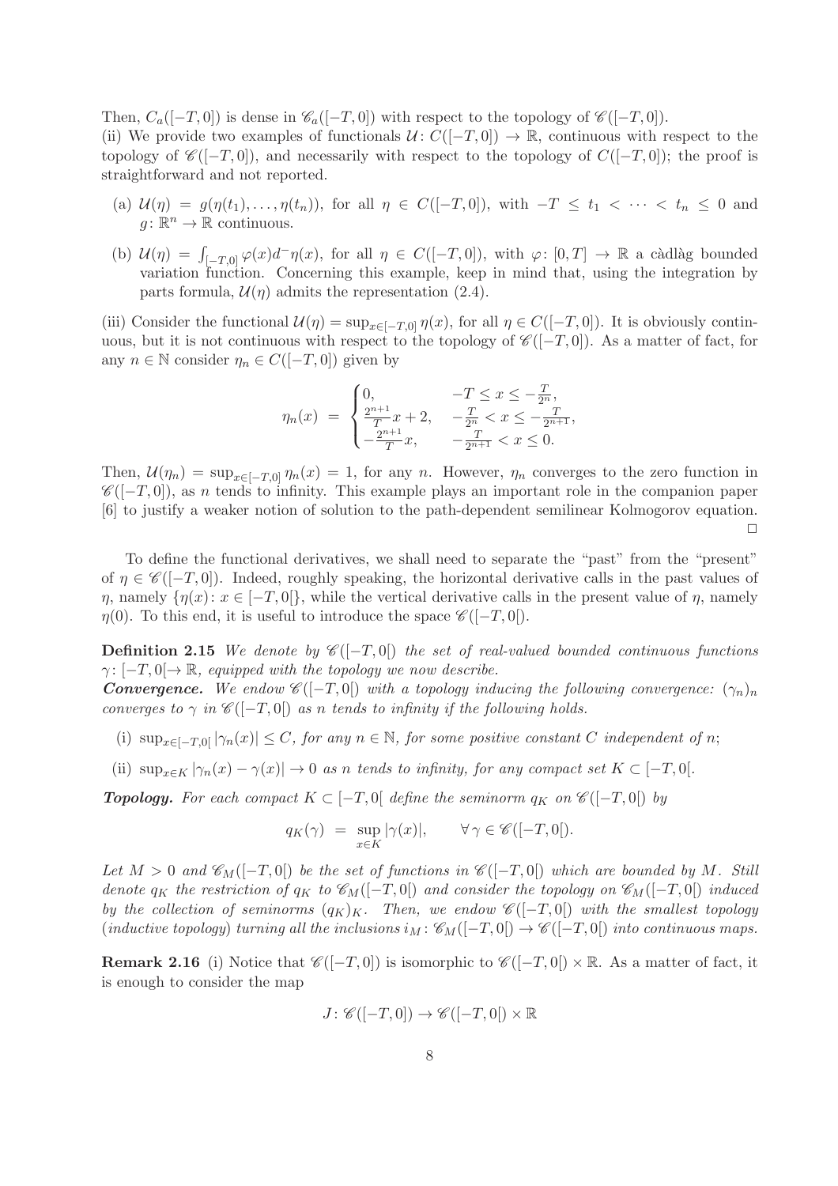Then, $C_a([-T,0])$ is dense in $\mathscr{C}_a([-T,0])$ with respect to the topology of $\mathscr{C}([-T,0])$.
(ii) We provide two examples of functionals $\mathcal{U}\colon C([-T,0]) \to \mathbb{R}$, continuous with respect to the topology of $\mathscr{C}([-T,0])$, and necessarily with respect to the topology of $C([-T,0])$; the proof is straightforward and not reported.

- (a) $\mathcal{U}(\eta) = g(\eta(t_1),\ldots,\eta(t_n))$, for all $\eta \in C([-T,0])$, with $-T \leq t_1 < \cdots < t_n \leq 0$ and $g\colon \mathbb{R}^n \to \mathbb{R}$ continuous.
- (b) $\mathcal{U}(\eta) = \int_{[-T,0]} \varphi(x) d^-\eta(x)$, for all $\eta \in C([-T,0])$, with $\varphi\colon [0,T] \to \mathbb{R}$ a càdlàg bounded variation function. Concerning this example, keep in mind that, using the integration by parts formula, $\mathcal{U}(\eta)$ admits the representation (2.4).

(iii) Consider the functional $\mathcal{U}(\eta) = \sup_{x\in[-T,0]} \eta(x)$, for all $\eta \in C([-T,0])$. It is obviously continuous, but it is not continuous with respect to the topology of $\mathscr{C}([-T,0])$. As a matter of fact, for any $n \in \mathbb{N}$ consider $\eta_n \in C([-T,0])$ given by

$$\eta_n(x) = \begin{cases} 0, & -T \leq x \leq -\frac{T}{2^n}, \\ \frac{2^{n+1}}{T}x + 2, & -\frac{T}{2^n} < x \leq -\frac{T}{2^{n+1}}, \\ -\frac{2^{n+1}}{T}x, & -\frac{T}{2^{n+1}} < x \leq 0. \end{cases}$$

Then, $\mathcal{U}(\eta_n) = \sup_{x\in[-T,0]} \eta_n(x) = 1$, for any $n$. However, $\eta_n$ converges to the zero function in $\mathscr{C}([-T,0])$, as $n$ tends to infinity. This example plays an important role in the companion paper [6] to justify a weaker notion of solution to the path-dependent semilinear Kolmogorov equation. □

To define the functional derivatives, we shall need to separate the "past" from the "present" of $\eta \in \mathscr{C}([-T,0])$. Indeed, roughly speaking, the horizontal derivative calls in the past values of $\eta$, namely $\{\eta(x)\colon x \in [-T,0[\}$, while the vertical derivative calls in the present value of $\eta$, namely $\eta(0)$. To this end, it is useful to introduce the space $\mathscr{C}([-T,0[)$.

**Definition 2.15** *We denote by $\mathscr{C}([-T,0[)$ the set of real-valued bounded continuous functions $\gamma\colon [-T,0[ \to \mathbb{R}$, equipped with the topology we now describe.*
***Convergence.*** *We endow $\mathscr{C}([-T,0[)$ with a topology inducing the following convergence: $(\gamma_n)_n$ converges to $\gamma$ in $\mathscr{C}([-T,0[)$ as $n$ tends to infinity if the following holds.*

- (i) $\sup_{x\in[-T,0[} |\gamma_n(x)| \leq C$, *for any $n \in \mathbb{N}$, for some positive constant $C$ independent of $n$;*
- (ii) $\sup_{x\in K} |\gamma_n(x) - \gamma(x)| \to 0$ *as $n$ tends to infinity, for any compact set $K \subset [-T,0[$.*

***Topology.*** *For each compact $K \subset [-T,0[$ define the seminorm $q_K$ on $\mathscr{C}([-T,0[)$ by*

$$q_K(\gamma) = \sup_{x\in K} |\gamma(x)|, \qquad \forall\, \gamma \in \mathscr{C}([-T,0[).$$

*Let $M > 0$ and $\mathscr{C}_M([-T,0[)$ be the set of functions in $\mathscr{C}([-T,0[)$ which are bounded by $M$. Still denote $q_K$ the restriction of $q_K$ to $\mathscr{C}_M([-T,0[)$ and consider the topology on $\mathscr{C}_M([-T,0[)$ induced by the collection of seminorms $(q_K)_K$. Then, we endow $\mathscr{C}([-T,0[)$ with the smallest topology (inductive topology) turning all the inclusions $i_M\colon \mathscr{C}_M([-T,0[) \to \mathscr{C}([-T,0[)$ into continuous maps.*

**Remark 2.16** (i) Notice that $\mathscr{C}([-T,0])$ is isomorphic to $\mathscr{C}([-T,0[) \times \mathbb{R}$. As a matter of fact, it is enough to consider the map

$$J\colon \mathscr{C}([-T,0]) \to \mathscr{C}([-T,0[) \times \mathbb{R}$$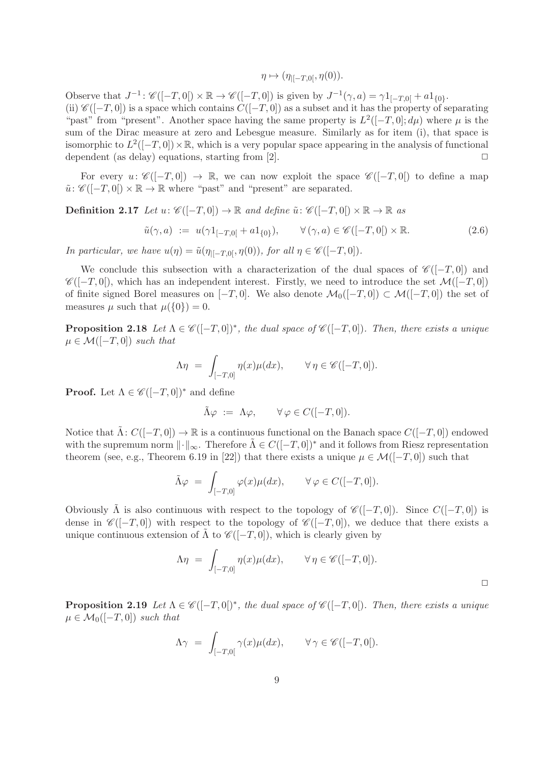$$\eta \mapsto (\eta_{|[-T,0[}, \eta(0)).$$

Observe that $J^{-1} \colon \mathscr{C}([-T,0[) \times \mathbb{R} \to \mathscr{C}([-T,0])$ is given by $J^{-1}(\gamma,a) = \gamma 1_{[-T,0[} + a1_{\{0\}}$.

(ii) $\mathscr{C}([-T,0])$ is a space which contains $C([-T,0])$ as a subset and it has the property of separating "past" from "present". Another space having the same property is $L^2([-T,0];d\mu)$ where $\mu$ is the sum of the Dirac measure at zero and Lebesgue measure. Similarly as for item (i), that space is isomorphic to $L^2([-T,0])\times\mathbb{R}$, which is a very popular space appearing in the analysis of functional dependent (as delay) equations, starting from [2]. □

For every $u \colon \mathscr{C}([-T,0]) \to \mathbb{R}$, we can now exploit the space $\mathscr{C}([-T,0[)$ to define a map $\tilde{u} \colon \mathscr{C}([-T,0[) \times \mathbb{R} \to \mathbb{R}$ where "past" and "present" are separated.

**Definition 2.17** *Let $u \colon \mathscr{C}([-T,0]) \to \mathbb{R}$ and define $\tilde{u} \colon \mathscr{C}([-T,0[) \times \mathbb{R} \to \mathbb{R}$ as*

$$\tilde{u}(\gamma,a) \;:=\; u(\gamma 1_{[-T,0[} + a1_{\{0\}}), \qquad \forall\,(\gamma,a) \in \mathscr{C}([-T,0[) \times \mathbb{R}. \tag{2.6}$$

*In particular, we have $u(\eta) = \tilde{u}(\eta_{|[-T,0[},\eta(0))$, for all $\eta \in \mathscr{C}([-T,0])$.*

We conclude this subsection with a characterization of the dual spaces of $\mathscr{C}([-T,0])$ and $\mathscr{C}([-T,0[)$, which has an independent interest. Firstly, we need to introduce the set $\mathcal{M}([-T,0])$ of finite signed Borel measures on $[-T,0]$. We also denote $\mathcal{M}_0([-T,0]) \subset \mathcal{M}([-T,0])$ the set of measures $\mu$ such that $\mu(\{0\}) = 0$.

**Proposition 2.18** *Let $\Lambda \in \mathscr{C}([-T,0])^*$, the dual space of $\mathscr{C}([-T,0])$. Then, there exists a unique $\mu \in \mathcal{M}([-T,0])$ such that*

$$\Lambda\eta \;=\; \int_{[-T,0]} \eta(x)\mu(dx), \qquad \forall\,\eta \in \mathscr{C}([-T,0]).$$

**Proof.** Let $\Lambda \in \mathscr{C}([-T,0])^*$ and define

$$\tilde{\Lambda}\varphi \;:=\; \Lambda\varphi, \qquad \forall\,\varphi \in C([-T,0]).$$

Notice that $\tilde{\Lambda} \colon C([-T,0]) \to \mathbb{R}$ is a continuous functional on the Banach space $C([-T,0])$ endowed with the supremum norm $\|\cdot\|_\infty$. Therefore $\tilde{\Lambda} \in C([-T,0])^*$ and it follows from Riesz representation theorem (see, e.g., Theorem 6.19 in [22]) that there exists a unique $\mu \in \mathcal{M}([-T,0])$ such that

$$\tilde{\Lambda}\varphi \;=\; \int_{[-T,0]} \varphi(x)\mu(dx), \qquad \forall\,\varphi \in C([-T,0]).$$

Obviously $\tilde{\Lambda}$ is also continuous with respect to the topology of $\mathscr{C}([-T,0])$. Since $C([-T,0])$ is dense in $\mathscr{C}([-T,0])$ with respect to the topology of $\mathscr{C}([-T,0])$, we deduce that there exists a unique continuous extension of $\tilde{\Lambda}$ to $\mathscr{C}([-T,0])$, which is clearly given by

$$\Lambda\eta \;=\; \int_{[-T,0]} \eta(x)\mu(dx), \qquad \forall\,\eta \in \mathscr{C}([-T,0]).$$

□

**Proposition 2.19** *Let $\Lambda \in \mathscr{C}([-T,0[)^*$, the dual space of $\mathscr{C}([-T,0[)$. Then, there exists a unique $\mu \in \mathcal{M}_0([-T,0])$ such that*

$$\Lambda\gamma \;=\; \int_{[-T,0[} \gamma(x)\mu(dx), \qquad \forall\,\gamma \in \mathscr{C}([-T,0[).$$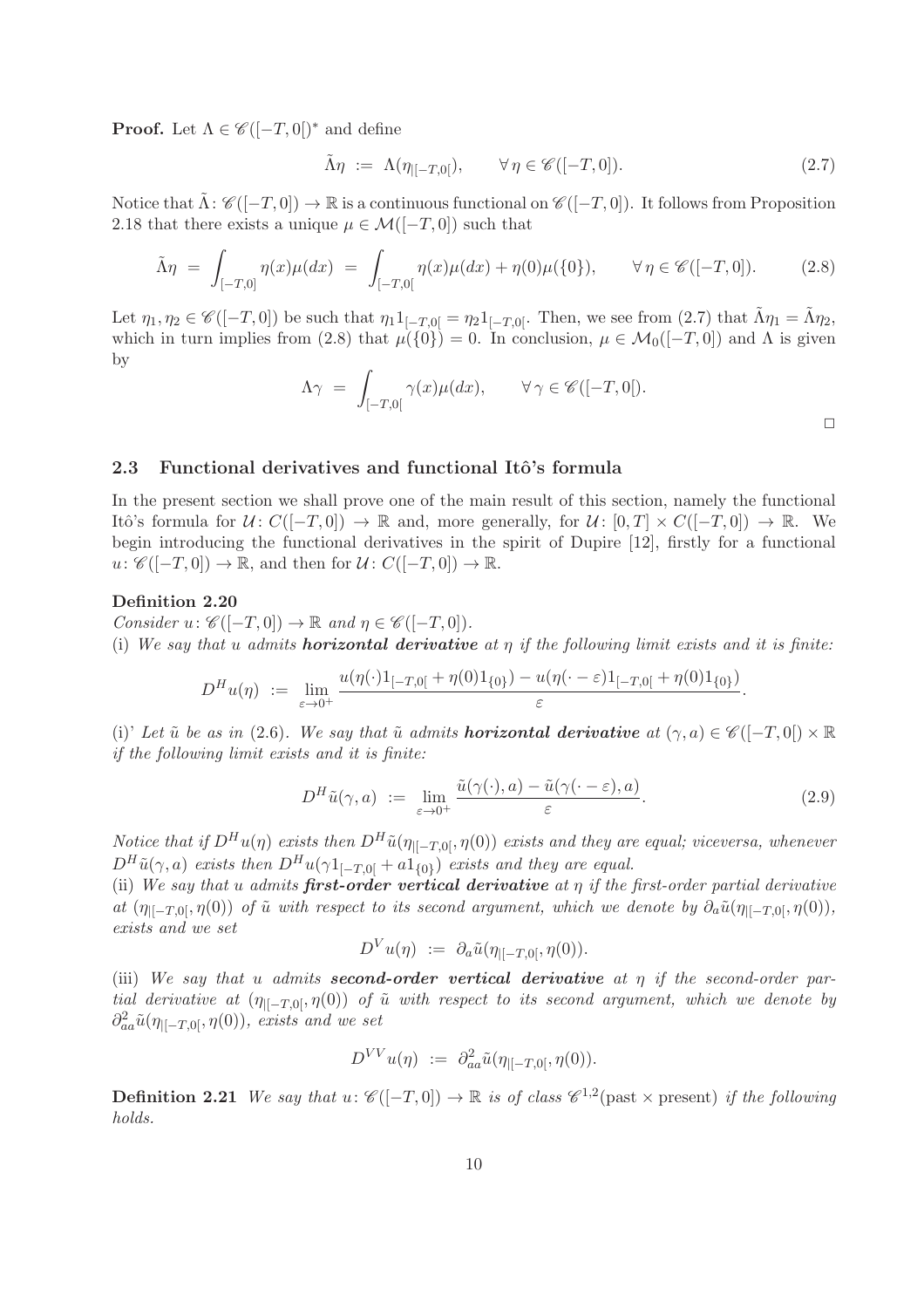**Proof.** Let $\Lambda \in \mathscr{C}([-T,0[)^*$ and define

$$\tilde{\Lambda}\eta \ := \ \Lambda(\eta_{|[-T,0[}), \qquad \forall\, \eta \in \mathscr{C}([-T,0]). \tag{2.7}$$

Notice that $\tilde{\Lambda}\colon \mathscr{C}([-T,0]) \to \mathbb{R}$ is a continuous functional on $\mathscr{C}([-T,0])$. It follows from Proposition 2.18 that there exists a unique $\mu \in \mathcal{M}([-T,0])$ such that

$$\tilde{\Lambda}\eta \ = \ \int_{[-T,0]} \eta(x)\mu(dx) \ = \ \int_{[-T,0[} \eta(x)\mu(dx) + \eta(0)\mu(\{0\}), \qquad \forall\, \eta \in \mathscr{C}([-T,0]). \tag{2.8}$$

Let $\eta_1, \eta_2 \in \mathscr{C}([-T,0])$ be such that $\eta_1 1_{[-T,0[} = \eta_2 1_{[-T,0[}$. Then, we see from (2.7) that $\tilde{\Lambda}\eta_1 = \tilde{\Lambda}\eta_2$, which in turn implies from (2.8) that $\mu(\{0\}) = 0$. In conclusion, $\mu \in \mathcal{M}_0([-T,0])$ and $\Lambda$ is given by

$$\Lambda\gamma \ = \ \int_{[-T,0[} \gamma(x)\mu(dx), \qquad \forall\, \gamma \in \mathscr{C}([-T,0[).$$

□

## 2.3 Functional derivatives and functional Itô's formula

In the present section we shall prove one of the main result of this section, namely the functional Itô's formula for $\mathcal{U}\colon C([-T,0]) \to \mathbb{R}$ and, more generally, for $\mathcal{U}\colon [0,T] \times C([-T,0]) \to \mathbb{R}$. We begin introducing the functional derivatives in the spirit of Dupire [12], firstly for a functional $u\colon \mathscr{C}([-T,0]) \to \mathbb{R}$, and then for $\mathcal{U}\colon C([-T,0]) \to \mathbb{R}$.

**Definition 2.20**
*Consider $u\colon \mathscr{C}([-T,0]) \to \mathbb{R}$ and $\eta \in \mathscr{C}([-T,0])$.*
*(i) We say that $u$ admits **horizontal derivative** at $\eta$ if the following limit exists and it is finite:*

$$D^H u(\eta) \ := \ \lim_{\varepsilon \to 0^+} \frac{u(\eta(\cdot)1_{[-T,0[} + \eta(0)1_{\{0\}}) - u(\eta(\cdot - \varepsilon)1_{[-T,0[} + \eta(0)1_{\{0\}})}{\varepsilon}.$$

*(i)' Let $\tilde{u}$ be as in (2.6). We say that $\tilde{u}$ admits **horizontal derivative** at $(\gamma, a) \in \mathscr{C}([-T,0[) \times \mathbb{R}$ if the following limit exists and it is finite:*

$$D^H \tilde{u}(\gamma, a) \ := \ \lim_{\varepsilon \to 0^+} \frac{\tilde{u}(\gamma(\cdot), a) - \tilde{u}(\gamma(\cdot - \varepsilon), a)}{\varepsilon}. \tag{2.9}$$

*Notice that if $D^H u(\eta)$ exists then $D^H \tilde{u}(\eta_{|[-T,0[}, \eta(0))$ exists and they are equal; viceversa, whenever $D^H \tilde{u}(\gamma, a)$ exists then $D^H u(\gamma 1_{[-T,0[} + a 1_{\{0\}})$ exists and they are equal.*
*(ii) We say that $u$ admits **first-order vertical derivative** at $\eta$ if the first-order partial derivative at $(\eta_{|[-T,0[}, \eta(0))$ of $\tilde{u}$ with respect to its second argument, which we denote by $\partial_a \tilde{u}(\eta_{|[-T,0[}, \eta(0))$, exists and we set*

$$D^V u(\eta) \ := \ \partial_a \tilde{u}(\eta_{|[-T,0[}, \eta(0)).$$

*(iii) We say that $u$ admits **second-order vertical derivative** at $\eta$ if the second-order partial derivative at $(\eta_{|[-T,0[}, \eta(0))$ of $\tilde{u}$ with respect to its second argument, which we denote by $\partial^2_{aa} \tilde{u}(\eta_{|[-T,0[}, \eta(0))$, exists and we set*

$$D^{VV} u(\eta) \ := \ \partial^2_{aa} \tilde{u}(\eta_{|[-T,0[}, \eta(0)).$$

**Definition 2.21** *We say that $u\colon \mathscr{C}([-T,0]) \to \mathbb{R}$ is of class $\mathscr{C}^{1,2}(\text{past} \times \text{present})$ if the following holds.*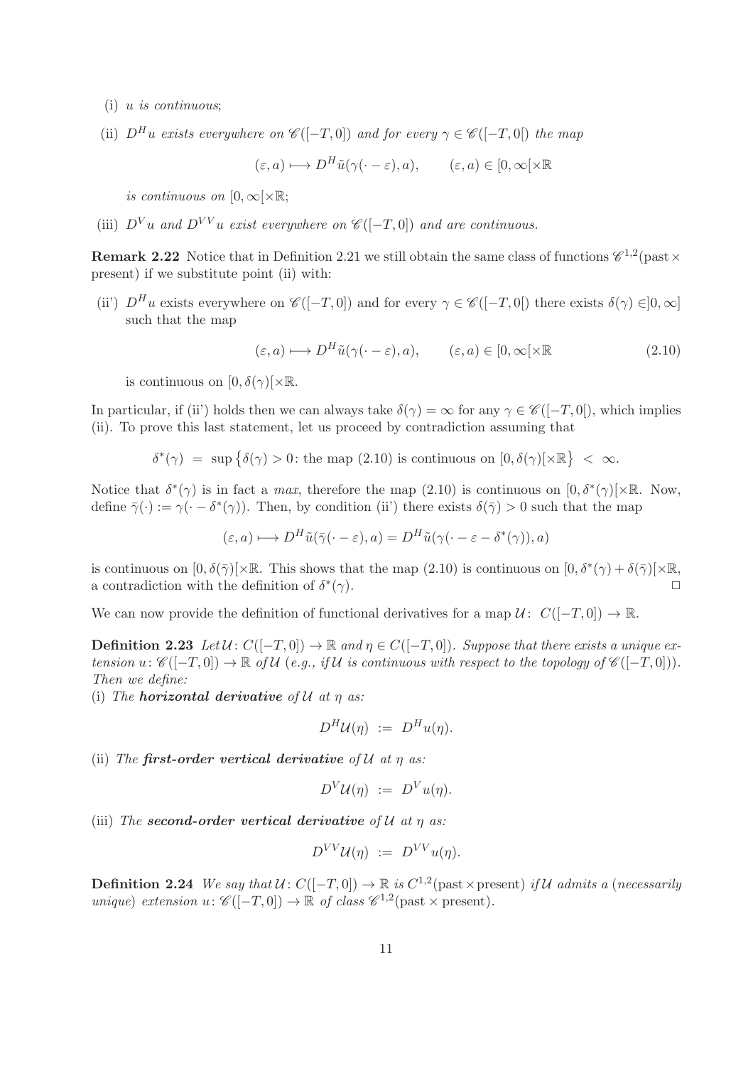(i) $u$ *is continuous*;

(ii) $D^H u$ *exists everywhere on* $\mathscr{C}([-T,0])$ *and for every* $\gamma \in \mathscr{C}([-T,0[)$ *the map*

$$(\varepsilon, a) \longmapsto D^H \tilde{u}(\gamma(\cdot - \varepsilon), a), \qquad (\varepsilon, a) \in [0, \infty[\times \mathbb{R}$$

*is continuous on* $[0,\infty[\times\mathbb{R}$;

(iii) $D^V u$ *and* $D^{VV} u$ *exist everywhere on* $\mathscr{C}([-T,0])$ *and are continuous.*

**Remark 2.22** Notice that in Definition 2.21 we still obtain the same class of functions $\mathscr{C}^{1,2}(\text{past} \times \text{present})$ if we substitute point (ii) with:

(ii') $D^H u$ exists everywhere on $\mathscr{C}([-T,0])$ and for every $\gamma \in \mathscr{C}([-T,0[)$ there exists $\delta(\gamma) \in ]0,\infty]$ such that the map

$$(\varepsilon, a) \longmapsto D^H \tilde{u}(\gamma(\cdot - \varepsilon), a), \qquad (\varepsilon, a) \in [0, \infty[\times \mathbb{R} \tag{2.10}$$

is continuous on $[0, \delta(\gamma)[\times\mathbb{R}$.

In particular, if (ii') holds then we can always take $\delta(\gamma) = \infty$ for any $\gamma \in \mathscr{C}([-T,0[)$, which implies (ii). To prove this last statement, let us proceed by contradiction assuming that

$$\delta^*(\gamma) \;=\; \sup\big\{\delta(\gamma) > 0\colon \text{the map (2.10) is continuous on } [0,\delta(\gamma)[\times\mathbb{R}\big\} \;<\; \infty.$$

Notice that $\delta^*(\gamma)$ is in fact a *max*, therefore the map (2.10) is continuous on $[0,\delta^*(\gamma)[\times\mathbb{R}$. Now, define $\bar{\gamma}(\cdot) := \gamma(\cdot - \delta^*(\gamma))$. Then, by condition (ii') there exists $\delta(\bar{\gamma}) > 0$ such that the map

$$(\varepsilon, a) \longmapsto D^H \tilde{u}(\bar{\gamma}(\cdot - \varepsilon), a) = D^H \tilde{u}(\gamma(\cdot - \varepsilon - \delta^*(\gamma)), a)$$

is continuous on $[0,\delta(\bar{\gamma})[\times\mathbb{R}$. This shows that the map (2.10) is continuous on $[0,\delta^*(\gamma)+\delta(\bar{\gamma})[\times\mathbb{R}$, a contradiction with the definition of $\delta^*(\gamma)$. □

We can now provide the definition of functional derivatives for a map $\mathcal{U}\colon C([-T,0]) \to \mathbb{R}$.

**Definition 2.23** *Let* $\mathcal{U}\colon C([-T,0]) \to \mathbb{R}$ *and* $\eta \in C([-T,0])$. *Suppose that there exists a unique extension* $u\colon \mathscr{C}([-T,0]) \to \mathbb{R}$ *of* $\mathcal{U}$ (*e.g., if* $\mathcal{U}$ *is continuous with respect to the topology of* $\mathscr{C}([-T,0])$). *Then we define:*
(i) *The* ***horizontal derivative*** *of* $\mathcal{U}$ *at* $\eta$ *as:*

$$D^H \mathcal{U}(\eta) \;:=\; D^H u(\eta).$$

(ii) *The* ***first-order vertical derivative*** *of* $\mathcal{U}$ *at* $\eta$ *as:*

$$D^V \mathcal{U}(\eta) \;:=\; D^V u(\eta).$$

(iii) *The* ***second-order vertical derivative*** *of* $\mathcal{U}$ *at* $\eta$ *as:*

$$D^{VV} \mathcal{U}(\eta) \;:=\; D^{VV} u(\eta).$$

**Definition 2.24** *We say that* $\mathcal{U}\colon C([-T,0]) \to \mathbb{R}$ *is* $C^{1,2}(\text{past} \times \text{present})$ *if* $\mathcal{U}$ *admits a* (*necessarily unique*) *extension* $u\colon \mathscr{C}([-T,0]) \to \mathbb{R}$ *of class* $\mathscr{C}^{1,2}(\text{past} \times \text{present})$.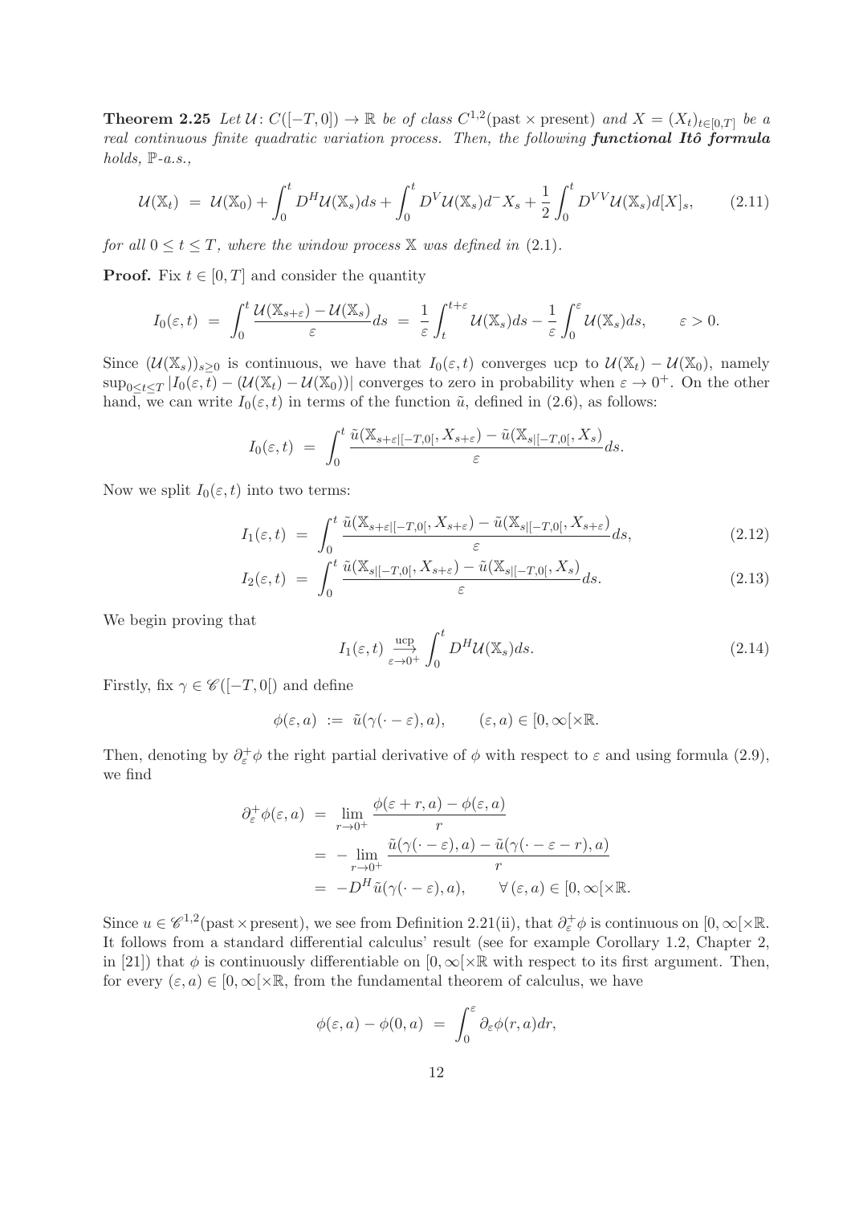**Theorem 2.25** *Let $\mathcal{U}\colon C([-T,0]) \to \mathbb{R}$ be of class $C^{1,2}(\text{past} \times \text{present})$ and $X = (X_t)_{t\in[0,T]}$ be a real continuous finite quadratic variation process. Then, the following **functional Itô formula** holds, $\mathbb{P}$-a.s.,*

$$\mathcal{U}(\mathbb{X}_t) \;=\; \mathcal{U}(\mathbb{X}_0) + \int_0^t D^H\mathcal{U}(\mathbb{X}_s)ds + \int_0^t D^V\mathcal{U}(\mathbb{X}_s)d^-X_s + \frac{1}{2}\int_0^t D^{VV}\mathcal{U}(\mathbb{X}_s)d[X]_s, \tag{2.11}$$

*for all $0 \le t \le T$, where the window process $\mathbb{X}$ was defined in (2.1).*

**Proof.** Fix $t \in [0,T]$ and consider the quantity

$$I_0(\varepsilon,t) \;=\; \int_0^t \frac{\mathcal{U}(\mathbb{X}_{s+\varepsilon}) - \mathcal{U}(\mathbb{X}_s)}{\varepsilon}ds \;=\; \frac{1}{\varepsilon}\int_t^{t+\varepsilon}\mathcal{U}(\mathbb{X}_s)ds - \frac{1}{\varepsilon}\int_0^\varepsilon \mathcal{U}(\mathbb{X}_s)ds, \qquad \varepsilon > 0.$$

Since $(\mathcal{U}(\mathbb{X}_s))_{s\ge0}$ is continuous, we have that $I_0(\varepsilon,t)$ converges ucp to $\mathcal{U}(\mathbb{X}_t) - \mathcal{U}(\mathbb{X}_0)$, namely $\sup_{0\le t\le T}|I_0(\varepsilon,t) - (\mathcal{U}(\mathbb{X}_t) - \mathcal{U}(\mathbb{X}_0))|$ converges to zero in probability when $\varepsilon \to 0^+$. On the other hand, we can write $I_0(\varepsilon,t)$ in terms of the function $\tilde u$, defined in (2.6), as follows:

$$I_0(\varepsilon,t) \;=\; \int_0^t \frac{\tilde u(\mathbb{X}_{s+\varepsilon|[-T,0[},X_{s+\varepsilon}) - \tilde u(\mathbb{X}_{s|[-T,0[},X_s)}{\varepsilon}ds.$$

Now we split $I_0(\varepsilon,t)$ into two terms:

$$I_1(\varepsilon,t) \;=\; \int_0^t \frac{\tilde u(\mathbb{X}_{s+\varepsilon|[-T,0[},X_{s+\varepsilon}) - \tilde u(\mathbb{X}_{s|[-T,0[},X_{s+\varepsilon})}{\varepsilon}ds, \tag{2.12}$$

$$I_2(\varepsilon,t) \;=\; \int_0^t \frac{\tilde u(\mathbb{X}_{s|[-T,0[},X_{s+\varepsilon}) - \tilde u(\mathbb{X}_{s|[-T,0[},X_s)}{\varepsilon}ds. \tag{2.13}$$

We begin proving that

$$I_1(\varepsilon,t) \underset{\varepsilon\to0^+}{\overset{\text{ucp}}{\longrightarrow}} \int_0^t D^H\mathcal{U}(\mathbb{X}_s)ds. \tag{2.14}$$

Firstly, fix $\gamma \in \mathscr{C}([-T,0[)$ and define

$$\phi(\varepsilon,a) \;:=\; \tilde u(\gamma(\cdot-\varepsilon),a), \qquad (\varepsilon,a) \in [0,\infty[\times\mathbb{R}.$$

Then, denoting by $\partial_\varepsilon^+\phi$ the right partial derivative of $\phi$ with respect to $\varepsilon$ and using formula (2.9), we find

$$\begin{aligned}
\partial_\varepsilon^+\phi(\varepsilon,a) \;&=\; \lim_{r\to0^+}\frac{\phi(\varepsilon+r,a) - \phi(\varepsilon,a)}{r} \\
&=\; -\lim_{r\to0^+}\frac{\tilde u(\gamma(\cdot-\varepsilon),a) - \tilde u(\gamma(\cdot-\varepsilon-r),a)}{r} \\
&=\; -D^H\tilde u(\gamma(\cdot-\varepsilon),a), \qquad \forall\,(\varepsilon,a) \in [0,\infty[\times\mathbb{R}.
\end{aligned}$$

Since $u \in \mathscr{C}^{1,2}(\text{past}\times\text{present})$, we see from Definition 2.21(ii), that $\partial_\varepsilon^+\phi$ is continuous on $[0,\infty[\times\mathbb{R}$. It follows from a standard differential calculus' result (see for example Corollary 1.2, Chapter 2, in [21]) that $\phi$ is continuously differentiable on $[0,\infty[\times\mathbb{R}$ with respect to its first argument. Then, for every $(\varepsilon,a) \in [0,\infty[\times\mathbb{R}$, from the fundamental theorem of calculus, we have

$$\phi(\varepsilon,a) - \phi(0,a) \;=\; \int_0^\varepsilon \partial_\varepsilon\phi(r,a)dr,$$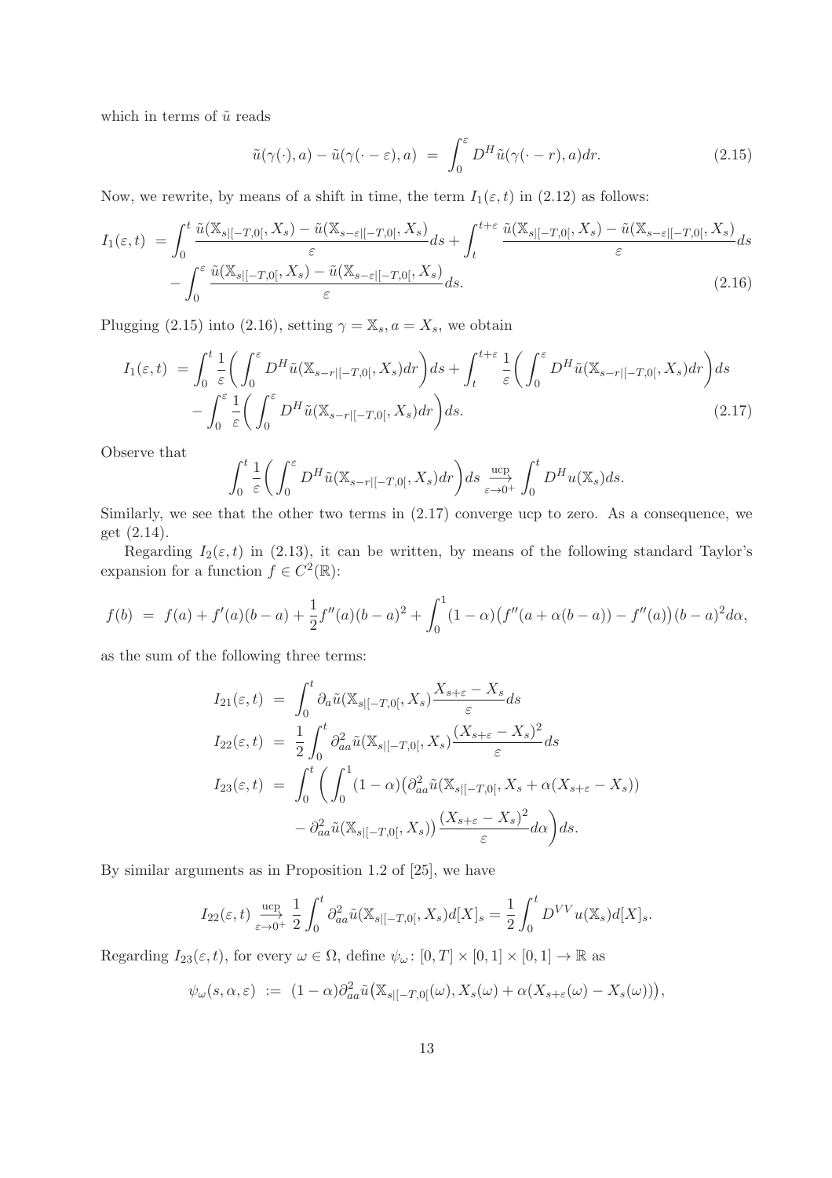which in terms of $\tilde{u}$ reads

$$\tilde{u}(\gamma(\cdot), a) - \tilde{u}(\gamma(\cdot - \varepsilon), a) \;=\; \int_0^\varepsilon D^H \tilde{u}(\gamma(\cdot - r), a) dr. \tag{2.15}$$

Now, we rewrite, by means of a shift in time, the term $I_1(\varepsilon, t)$ in (2.12) as follows:

$$\begin{aligned} I_1(\varepsilon, t) \;&= \int_0^t \frac{\tilde{u}(\mathbb{X}_{s|[-T,0[}, X_s) - \tilde{u}(\mathbb{X}_{s-\varepsilon|[-T,0[}, X_s)}{\varepsilon} ds + \int_t^{t+\varepsilon} \frac{\tilde{u}(\mathbb{X}_{s|[-T,0[}, X_s) - \tilde{u}(\mathbb{X}_{s-\varepsilon|[-T,0[}, X_s)}{\varepsilon} ds \\ &\quad - \int_0^\varepsilon \frac{\tilde{u}(\mathbb{X}_{s|[-T,0[}, X_s) - \tilde{u}(\mathbb{X}_{s-\varepsilon|[-T,0[}, X_s)}{\varepsilon} ds. \end{aligned} \tag{2.16}$$

Plugging (2.15) into (2.16), setting $\gamma = \mathbb{X}_s, a = X_s$, we obtain

$$\begin{aligned} I_1(\varepsilon, t) \;&= \int_0^t \frac{1}{\varepsilon}\bigg(\int_0^\varepsilon D^H \tilde{u}(\mathbb{X}_{s-r|[-T,0[}, X_s) dr\bigg) ds + \int_t^{t+\varepsilon} \frac{1}{\varepsilon}\bigg(\int_0^\varepsilon D^H \tilde{u}(\mathbb{X}_{s-r|[-T,0[}, X_s) dr\bigg) ds \\ &\quad - \int_0^\varepsilon \frac{1}{\varepsilon}\bigg(\int_0^\varepsilon D^H \tilde{u}(\mathbb{X}_{s-r|[-T,0[}, X_s) dr\bigg) ds. \end{aligned} \tag{2.17}$$

Observe that

$$\int_0^t \frac{1}{\varepsilon}\bigg(\int_0^\varepsilon D^H \tilde{u}(\mathbb{X}_{s-r|[-T,0[}, X_s) dr\bigg) ds \xrightarrow[\varepsilon \to 0^+]{\text{ucp}} \int_0^t D^H u(\mathbb{X}_s) ds.$$

Similarly, we see that the other two terms in (2.17) converge ucp to zero. As a consequence, we get (2.14).

Regarding $I_2(\varepsilon, t)$ in (2.13), it can be written, by means of the following standard Taylor's expansion for a function $f \in C^2(\mathbb{R})$:

$$f(b) \;=\; f(a) + f'(a)(b-a) + \frac{1}{2} f''(a)(b-a)^2 + \int_0^1 (1-\alpha)\big(f''(a + \alpha(b-a)) - f''(a)\big)(b-a)^2 d\alpha,$$

as the sum of the following three terms:

$$\begin{aligned} I_{21}(\varepsilon, t) \;&=\; \int_0^t \partial_a \tilde{u}(\mathbb{X}_{s|[-T,0[}, X_s) \frac{X_{s+\varepsilon} - X_s}{\varepsilon} ds \\ I_{22}(\varepsilon, t) \;&=\; \frac{1}{2} \int_0^t \partial_{aa}^2 \tilde{u}(\mathbb{X}_{s|[-T,0[}, X_s) \frac{(X_{s+\varepsilon} - X_s)^2}{\varepsilon} ds \\ I_{23}(\varepsilon, t) \;&=\; \int_0^t \bigg( \int_0^1 (1-\alpha)\big(\partial_{aa}^2 \tilde{u}(\mathbb{X}_{s|[-T,0[}, X_s + \alpha(X_{s+\varepsilon} - X_s)) \\ &\qquad - \partial_{aa}^2 \tilde{u}(\mathbb{X}_{s|[-T,0[}, X_s)\big) \frac{(X_{s+\varepsilon} - X_s)^2}{\varepsilon} d\alpha \bigg) ds. \end{aligned}$$

By similar arguments as in Proposition 1.2 of [25], we have

$$I_{22}(\varepsilon, t) \xrightarrow[\varepsilon \to 0^+]{\text{ucp}} \frac{1}{2} \int_0^t \partial_{aa}^2 \tilde{u}(\mathbb{X}_{s|[-T,0[}, X_s) d[X]_s = \frac{1}{2} \int_0^t D^{VV} u(\mathbb{X}_s) d[X]_s.$$

Regarding $I_{23}(\varepsilon, t)$, for every $\omega \in \Omega$, define $\psi_\omega \colon [0,T] \times [0,1] \times [0,1] \to \mathbb{R}$ as

$$\psi_\omega(s, \alpha, \varepsilon) \;:=\; (1-\alpha)\partial_{aa}^2 \tilde{u}\big(\mathbb{X}_{s|[-T,0[}(\omega), X_s(\omega) + \alpha(X_{s+\varepsilon}(\omega) - X_s(\omega))\big),$$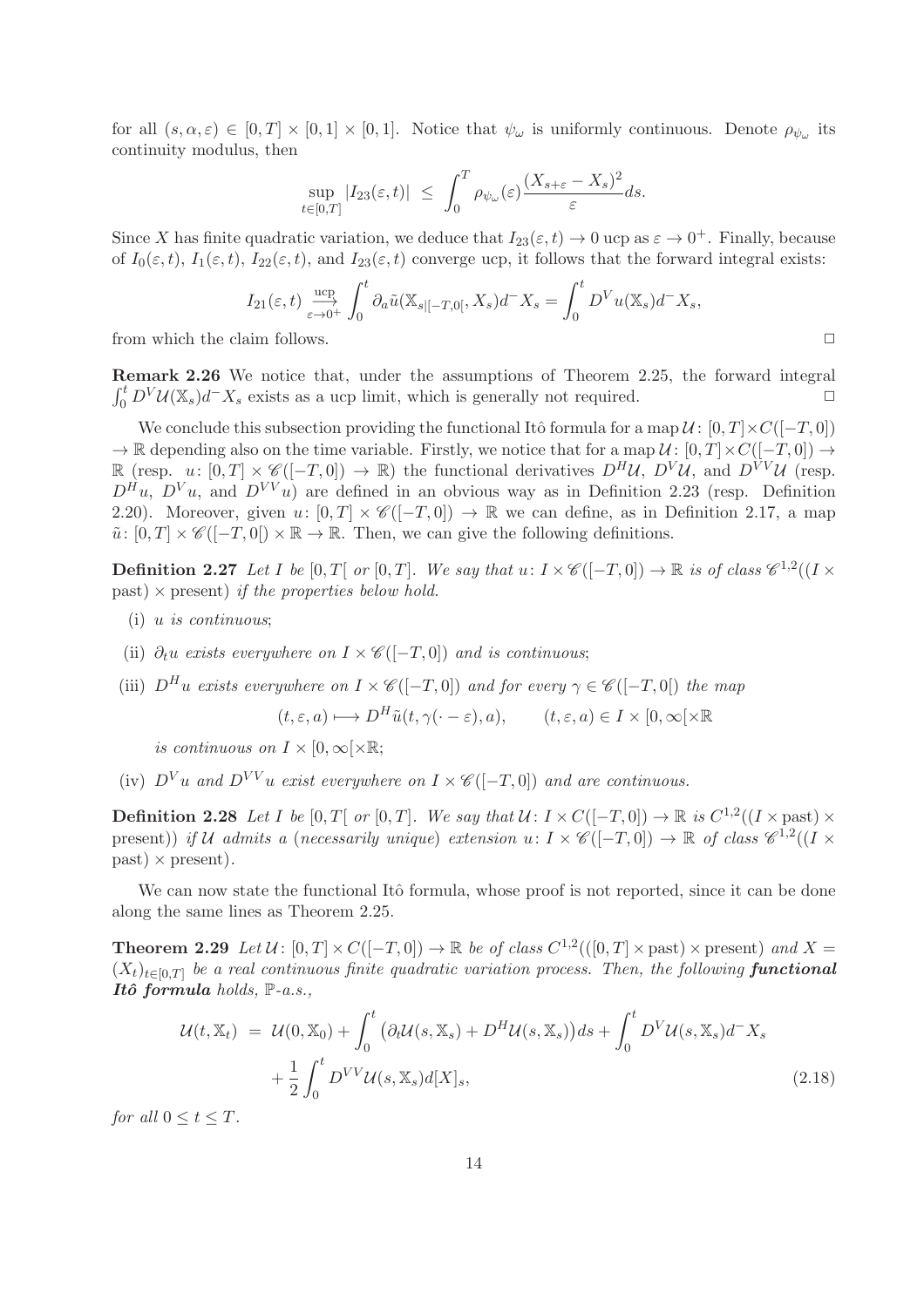for all $(s, \alpha, \varepsilon) \in [0,T] \times [0,1] \times [0,1]$. Notice that $\psi_\omega$ is uniformly continuous. Denote $\rho_{\psi_\omega}$ its continuity modulus, then

$$\sup_{t\in[0,T]} |I_{23}(\varepsilon,t)| \ \leq \ \int_0^T \rho_{\psi_\omega}(\varepsilon) \frac{(X_{s+\varepsilon} - X_s)^2}{\varepsilon} ds.$$

Since $X$ has finite quadratic variation, we deduce that $I_{23}(\varepsilon, t) \to 0$ ucp as $\varepsilon \to 0^+$. Finally, because of $I_0(\varepsilon,t)$, $I_1(\varepsilon,t)$, $I_{22}(\varepsilon,t)$, and $I_{23}(\varepsilon,t)$ converge ucp, it follows that the forward integral exists:

$$I_{21}(\varepsilon,t) \underset{\varepsilon\to 0^+}{\overset{\text{ucp}}{\longrightarrow}} \int_0^t \partial_a \tilde{u}(\mathbb{X}_{s|[-T,0[}, X_s) d^- X_s = \int_0^t D^V u(\mathbb{X}_s) d^- X_s,$$

from which the claim follows. □

**Remark 2.26** We notice that, under the assumptions of Theorem 2.25, the forward integral $\int_0^t D^V \mathcal{U}(\mathbb{X}_s) d^- X_s$ exists as a ucp limit, which is generally not required. □

We conclude this subsection providing the functional Itô formula for a map $\mathcal{U} \colon [0,T] \times C([-T,0]) \to \mathbb{R}$ depending also on the time variable. Firstly, we notice that for a map $\mathcal{U} \colon [0,T] \times C([-T,0]) \to \mathbb{R}$ (resp. $u \colon [0,T] \times \mathscr{C}([-T,0]) \to \mathbb{R}$) the functional derivatives $D^H\mathcal{U}$, $D^V\mathcal{U}$, and $D^{VV}\mathcal{U}$ (resp. $D^H u$, $D^V u$, and $D^{VV} u$) are defined in an obvious way as in Definition 2.23 (resp. Definition 2.20). Moreover, given $u \colon [0,T] \times \mathscr{C}([-T,0]) \to \mathbb{R}$ we can define, as in Definition 2.17, a map $\tilde{u} \colon [0,T] \times \mathscr{C}([-T,0[) \times \mathbb{R} \to \mathbb{R}$. Then, we can give the following definitions.

**Definition 2.27** *Let $I$ be $[0,T[$ or $[0,T]$. We say that $u \colon I \times \mathscr{C}([-T,0]) \to \mathbb{R}$ is of class $\mathscr{C}^{1,2}((I \times \text{past}) \times \text{present})$ if the properties below hold.*

(i) *$u$ is continuous*;

(ii) *$\partial_t u$ exists everywhere on $I \times \mathscr{C}([-T,0])$ and is continuous*;

(iii) *$D^H u$ exists everywhere on $I \times \mathscr{C}([-T,0])$ and for every $\gamma \in \mathscr{C}([-T,0[)$ the map*

$$(t, \varepsilon, a) \longmapsto D^H \tilde{u}(t, \gamma(\cdot - \varepsilon), a), \qquad (t,\varepsilon,a) \in I \times [0,\infty[ \times \mathbb{R}$$

*is continuous on $I \times [0,\infty[ \times \mathbb{R}$*;

(iv) *$D^V u$ and $D^{VV} u$ exist everywhere on $I \times \mathscr{C}([-T,0])$ and are continuous.*

**Definition 2.28** *Let $I$ be $[0,T[$ or $[0,T]$. We say that $\mathcal{U} \colon I \times C([-T,0]) \to \mathbb{R}$ is $C^{1,2}((I \times \text{past}) \times \text{present}))$ if $\mathcal{U}$ admits a (necessarily unique) extension $u \colon I \times \mathscr{C}([-T,0]) \to \mathbb{R}$ of class $\mathscr{C}^{1,2}((I \times \text{past}) \times \text{present})$.*

We can now state the functional Itô formula, whose proof is not reported, since it can be done along the same lines as Theorem 2.25.

**Theorem 2.29** *Let $\mathcal{U} \colon [0,T] \times C([-T,0]) \to \mathbb{R}$ be of class $C^{1,2}(([0,T] \times \text{past}) \times \text{present})$ and $X = (X_t)_{t\in[0,T]}$ be a real continuous finite quadratic variation process. Then, the following **functional Itô formula** holds, $\mathbb{P}$-a.s.,*

$$\begin{aligned}
\mathcal{U}(t, \mathbb{X}_t) \ &= \ \mathcal{U}(0, \mathbb{X}_0) + \int_0^t \big(\partial_t \mathcal{U}(s, \mathbb{X}_s) + D^H \mathcal{U}(s, \mathbb{X}_s)\big) ds + \int_0^t D^V \mathcal{U}(s, \mathbb{X}_s) d^- X_s \\
&\quad + \frac{1}{2} \int_0^t D^{VV} \mathcal{U}(s, \mathbb{X}_s) d[X]_s,
\end{aligned} \tag{2.18}$$

*for all $0 \leq t \leq T$.*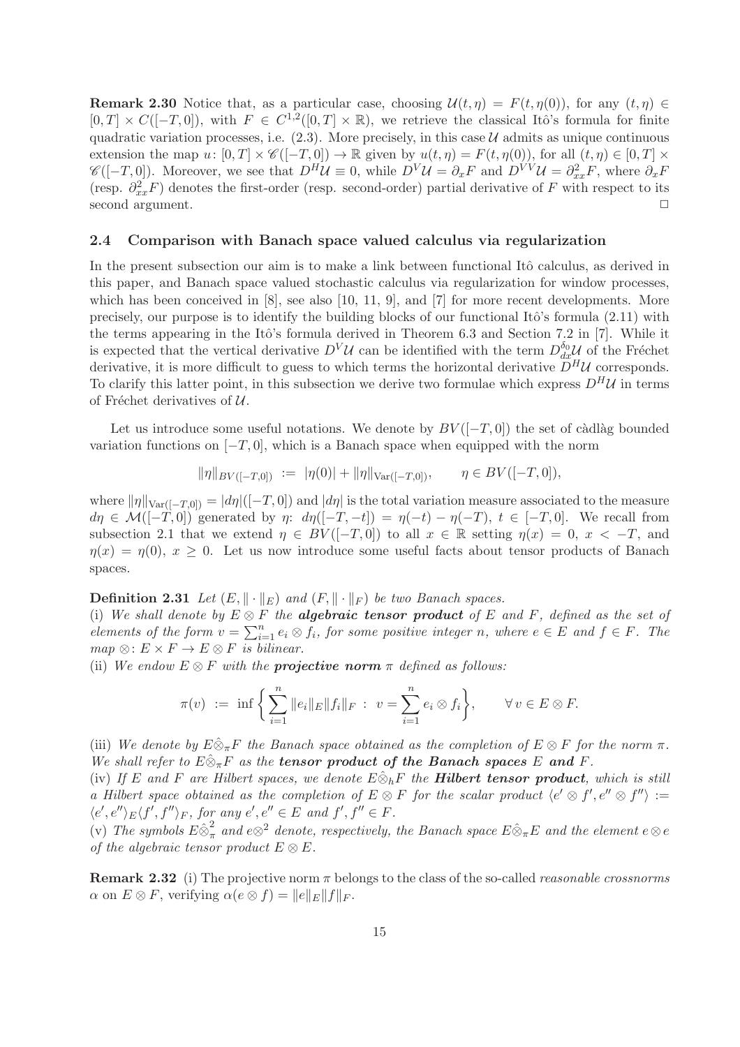**Remark 2.30** Notice that, as a particular case, choosing $\mathcal{U}(t,\eta) = F(t,\eta(0))$, for any $(t,\eta) \in [0,T] \times C([-T,0])$, with $F \in C^{1,2}([0,T] \times \mathbb{R})$, we retrieve the classical Itô's formula for finite quadratic variation processes, i.e. (2.3). More precisely, in this case $\mathcal{U}$ admits as unique continuous extension the map $u\colon [0,T] \times \mathscr{C}([-T,0]) \to \mathbb{R}$ given by $u(t,\eta) = F(t,\eta(0))$, for all $(t,\eta) \in [0,T] \times \mathscr{C}([-T,0])$. Moreover, we see that $D^H\mathcal{U} \equiv 0$, while $D^V\mathcal{U} = \partial_x F$ and $D^{VV}\mathcal{U} = \partial^2_{xx} F$, where $\partial_x F$ (resp. $\partial^2_{xx} F$) denotes the first-order (resp. second-order) partial derivative of $F$ with respect to its second argument. □

### 2.4 Comparison with Banach space valued calculus via regularization

In the present subsection our aim is to make a link between functional Itô calculus, as derived in this paper, and Banach space valued stochastic calculus via regularization for window processes, which has been conceived in [8], see also [10, 11, 9], and [7] for more recent developments. More precisely, our purpose is to identify the building blocks of our functional Itô's formula (2.11) with the terms appearing in the Itô's formula derived in Theorem 6.3 and Section 7.2 in [7]. While it is expected that the vertical derivative $D^V\mathcal{U}$ can be identified with the term $D^{\delta_0}_{dx}\mathcal{U}$ of the Fréchet derivative, it is more difficult to guess to which terms the horizontal derivative $D^H\mathcal{U}$ corresponds. To clarify this latter point, in this subsection we derive two formulae which express $D^H\mathcal{U}$ in terms of Fréchet derivatives of $\mathcal{U}$.

Let us introduce some useful notations. We denote by $BV([-T,0])$ the set of càdlàg bounded variation functions on $[-T,0]$, which is a Banach space when equipped with the norm

$$\|\eta\|_{BV([-T,0])} \;:=\; |\eta(0)| + \|\eta\|_{\mathrm{Var}([-T,0])}, \qquad \eta \in BV([-T,0]),$$

where $\|\eta\|_{\mathrm{Var}([-T,0])} = |d\eta|([-T,0])$ and $|d\eta|$ is the total variation measure associated to the measure $d\eta \in \mathcal{M}([-T,0])$ generated by $\eta$: $d\eta([-T,-t]) = \eta(-t) - \eta(-T)$, $t \in [-T,0]$. We recall from subsection 2.1 that we extend $\eta \in BV([-T,0])$ to all $x \in \mathbb{R}$ setting $\eta(x) = 0$, $x < -T$, and $\eta(x) = \eta(0)$, $x \geq 0$. Let us now introduce some useful facts about tensor products of Banach spaces.

**Definition 2.31** *Let $(E, \|\cdot\|_E)$ and $(F, \|\cdot\|_F)$ be two Banach spaces.*
(i) *We shall denote by $E \otimes F$ the* ***algebraic tensor product*** *of $E$ and $F$, defined as the set of elements of the form $v = \sum_{i=1}^n e_i \otimes f_i$, for some positive integer $n$, where $e \in E$ and $f \in F$. The map $\otimes\colon E \times F \to E \otimes F$ is bilinear.*
(ii) *We endow $E \otimes F$ with the* ***projective norm*** *$\pi$ defined as follows:*

$$\pi(v) \;:=\; \inf\bigg\{ \sum_{i=1}^n \|e_i\|_E \|f_i\|_F \;:\; v = \sum_{i=1}^n e_i \otimes f_i \bigg\}, \qquad \forall\, v \in E \otimes F.$$

(iii) *We denote by $E\hat{\otimes}_\pi F$ the Banach space obtained as the completion of $E \otimes F$ for the norm $\pi$. We shall refer to $E\hat{\otimes}_\pi F$ as the* ***tensor product of the Banach spaces*** *$E$* ***and*** *$F$.*
(iv) *If $E$ and $F$ are Hilbert spaces, we denote $E\hat{\otimes}_h F$ the* ***Hilbert tensor product****, which is still a Hilbert space obtained as the completion of $E \otimes F$ for the scalar product $\langle e' \otimes f', e'' \otimes f''\rangle := \langle e', e''\rangle_E \langle f', f''\rangle_F$, for any $e', e'' \in E$ and $f', f'' \in F$.*
(v) *The symbols $E\hat{\otimes}_\pi^2$ and $e\otimes^2$ denote, respectively, the Banach space $E\hat{\otimes}_\pi E$ and the element $e \otimes e$ of the algebraic tensor product $E \otimes E$.*

**Remark 2.32** (i) The projective norm $\pi$ belongs to the class of the so-called *reasonable crossnorms* $\alpha$ on $E \otimes F$, verifying $\alpha(e \otimes f) = \|e\|_E \|f\|_F$.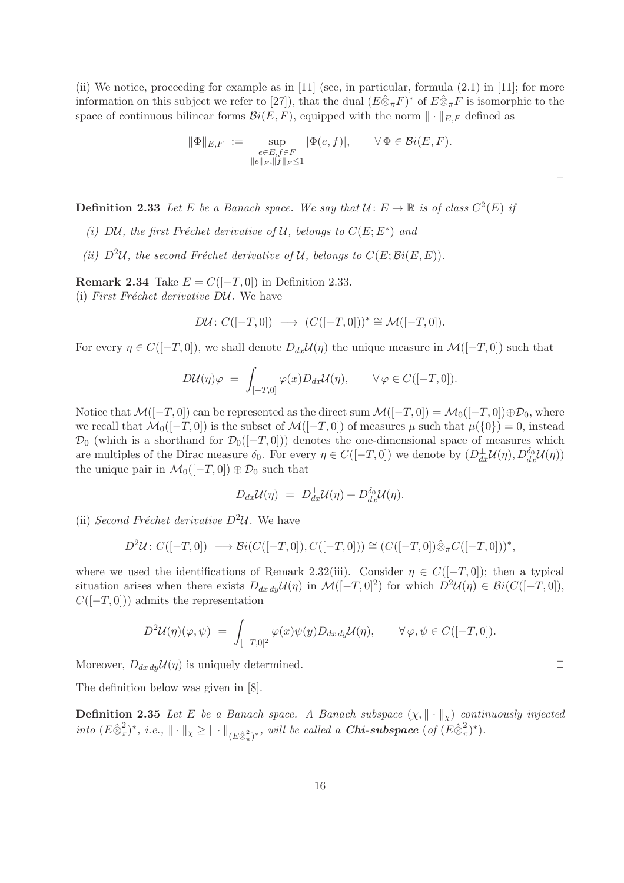(ii) We notice, proceeding for example as in [11] (see, in particular, formula (2.1) in [11]; for more information on this subject we refer to [27]), that the dual $(E\hat{\otimes}_\pi F)^*$ of $E\hat{\otimes}_\pi F$ is isomorphic to the space of continuous bilinear forms $\mathcal{B}i(E,F)$, equipped with the norm $\|\cdot\|_{E,F}$ defined as

$$\|\Phi\|_{E,F} \ := \sup_{\substack{e\in E, f\in F \\ \|e\|_E, \|f\|_F \leq 1}} |\Phi(e,f)|, \qquad \forall\, \Phi \in \mathcal{B}i(E,F).$$

□

**Definition 2.33** *Let $E$ be a Banach space. We say that $\mathcal{U}\colon E \to \mathbb{R}$ is of class $C^2(E)$ if*

*(i) $D\mathcal{U}$, the first Fréchet derivative of $\mathcal{U}$, belongs to $C(E;E^*)$ and*

*(ii) $D^2\mathcal{U}$, the second Fréchet derivative of $\mathcal{U}$, belongs to $C(E;\mathcal{B}i(E,E))$.*

**Remark 2.34** Take $E = C([-T,0])$ in Definition 2.33.
(i) *First Fréchet derivative $D\mathcal{U}$.* We have

$$D\mathcal{U}\colon C([-T,0]) \ \longrightarrow \ (C([-T,0]))^* \cong \mathcal{M}([-T,0]).$$

For every $\eta \in C([-T,0])$, we shall denote $D_{dx}\mathcal{U}(\eta)$ the unique measure in $\mathcal{M}([-T,0])$ such that

$$D\mathcal{U}(\eta)\varphi \ = \ \int_{[-T,0]} \varphi(x) D_{dx}\mathcal{U}(\eta), \qquad \forall\, \varphi \in C([-T,0]).$$

Notice that $\mathcal{M}([-T,0])$ can be represented as the direct sum $\mathcal{M}([-T,0]) = \mathcal{M}_0([-T,0]) \oplus \mathcal{D}_0$, where we recall that $\mathcal{M}_0([-T,0])$ is the subset of $\mathcal{M}([-T,0])$ of measures $\mu$ such that $\mu(\{0\}) = 0$, instead $\mathcal{D}_0$ (which is a shorthand for $\mathcal{D}_0([-T,0])$) denotes the one-dimensional space of measures which are multiples of the Dirac measure $\delta_0$. For every $\eta \in C([-T,0])$ we denote by $(D_{dx}^\perp \mathcal{U}(\eta), D_{dx}^{\delta_0}\mathcal{U}(\eta))$ the unique pair in $\mathcal{M}_0([-T,0]) \oplus \mathcal{D}_0$ such that

$$D_{dx}\mathcal{U}(\eta) \ = \ D_{dx}^\perp \mathcal{U}(\eta) + D_{dx}^{\delta_0}\mathcal{U}(\eta).$$

(ii) *Second Fréchet derivative $D^2\mathcal{U}$.* We have

$$D^2\mathcal{U}\colon C([-T,0]) \ \longrightarrow \mathcal{B}i(C([-T,0]), C([-T,0])) \cong (C([-T,0])\hat{\otimes}_\pi C([-T,0]))^*,$$

where we used the identifications of Remark 2.32(iii). Consider $\eta \in C([-T,0])$; then a typical situation arises when there exists $D_{dx\,dy}\mathcal{U}(\eta)$ in $\mathcal{M}([-T,0]^2)$ for which $D^2\mathcal{U}(\eta) \in \mathcal{B}i(C([-T,0]), C([-T,0]))$ admits the representation

$$D^2\mathcal{U}(\eta)(\varphi,\psi) \ = \ \int_{[-T,0]^2} \varphi(x)\psi(y) D_{dx\,dy}\mathcal{U}(\eta), \qquad \forall\, \varphi,\psi \in C([-T,0]).$$

Moreover, $D_{dx\,dy}\mathcal{U}(\eta)$ is uniquely determined. □

The definition below was given in [8].

**Definition 2.35** *Let $E$ be a Banach space. A Banach subspace $(\chi, \|\cdot\|_\chi)$ continuously injected into $(E\hat{\otimes}_\pi^2)^*$, i.e., $\|\cdot\|_\chi \geq \|\cdot\|_{(E\hat{\otimes}_\pi^2)^*}$, will be called a **Chi-subspace** (of $(E\hat{\otimes}_\pi^2)^*$).*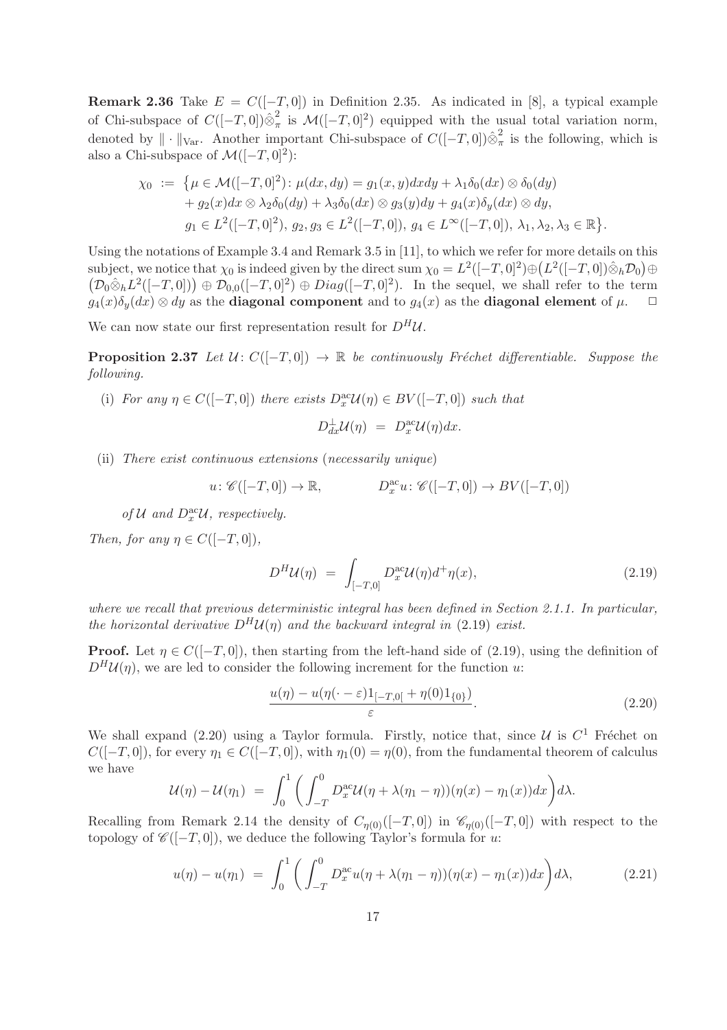**Remark 2.36** Take $E = C([-T,0])$ in Definition 2.35. As indicated in [8], a typical example of Chi-subspace of $C([-T,0])\hat{\otimes}_\pi^2$ is $\mathcal{M}([-T,0]^2)$ equipped with the usual total variation norm, denoted by $\|\cdot\|_{\mathrm{Var}}$. Another important Chi-subspace of $C([-T,0])\hat{\otimes}_\pi^2$ is the following, which is also a Chi-subspace of $\mathcal{M}([-T,0]^2)$:

$$
\begin{aligned}
\chi_0 \;:=\; \big\{&\mu \in \mathcal{M}([-T,0]^2)\colon \mu(dx,dy) = g_1(x,y)dxdy + \lambda_1\delta_0(dx)\otimes\delta_0(dy) \\
&+ g_2(x)dx \otimes \lambda_2\delta_0(dy) + \lambda_3\delta_0(dx)\otimes g_3(y)dy + g_4(x)\delta_y(dx)\otimes dy, \\
&g_1 \in L^2([-T,0]^2),\, g_2, g_3 \in L^2([-T,0]),\, g_4 \in L^\infty([-T,0]),\, \lambda_1,\lambda_2,\lambda_3 \in \mathbb{R}\big\}.
\end{aligned}
$$

Using the notations of Example 3.4 and Remark 3.5 in [11], to which we refer for more details on this subject, we notice that $\chi_0$ is indeed given by the direct sum $\chi_0 = L^2([-T,0]^2)\oplus\big(L^2([-T,0])\hat{\otimes}_h\mathcal{D}_0\big)\oplus\big(\mathcal{D}_0\hat{\otimes}_h L^2([-T,0])\big)\oplus\mathcal{D}_{0,0}([-T,0]^2)\oplus Diag([-T,0]^2)$. In the sequel, we shall refer to the term $g_4(x)\delta_y(dx)\otimes dy$ as the **diagonal component** and to $g_4(x)$ as the **diagonal element** of $\mu$. $\quad\Box$

We can now state our first representation result for $D^H\mathcal{U}$.

**Proposition 2.37** *Let $\mathcal{U}\colon C([-T,0]) \to \mathbb{R}$ be continuously Fréchet differentiable. Suppose the following.*

(i) *For any $\eta \in C([-T,0])$ there exists $D_x^{\mathrm{ac}}\mathcal{U}(\eta) \in BV([-T,0])$ such that*

$$
D_{dx}^{\perp}\mathcal{U}(\eta) \;=\; D_x^{\mathrm{ac}}\mathcal{U}(\eta)dx.
$$

(ii) *There exist continuous extensions (necessarily unique)*

$$
u\colon \mathscr{C}([-T,0]) \to \mathbb{R}, \qquad\qquad D_x^{\mathrm{ac}}u\colon \mathscr{C}([-T,0]) \to BV([-T,0])
$$

*of $\mathcal{U}$ and $D_x^{\mathrm{ac}}\mathcal{U}$, respectively.*

*Then, for any $\eta \in C([-T,0])$,*

$$
D^H\mathcal{U}(\eta) \;=\; \int_{[-T,0]} D_x^{\mathrm{ac}}\mathcal{U}(\eta)d^+\eta(x), \tag{2.19}
$$

*where we recall that previous deterministic integral has been defined in Section 2.1.1. In particular, the horizontal derivative $D^H\mathcal{U}(\eta)$ and the backward integral in (2.19) exist.*

**Proof.** Let $\eta \in C([-T,0])$, then starting from the left-hand side of (2.19), using the definition of $D^H\mathcal{U}(\eta)$, we are led to consider the following increment for the function $u$:

$$
\frac{u(\eta) - u(\eta(\cdot-\varepsilon)1_{[-T,0[} + \eta(0)1_{\{0\}})}{\varepsilon}. \tag{2.20}
$$

We shall expand (2.20) using a Taylor formula. Firstly, notice that, since $\mathcal{U}$ is $C^1$ Fréchet on $C([-T,0])$, for every $\eta_1 \in C([-T,0])$, with $\eta_1(0) = \eta(0)$, from the fundamental theorem of calculus we have

$$
\mathcal{U}(\eta) - \mathcal{U}(\eta_1) \;=\; \int_0^1 \bigg(\int_{-T}^0 D_x^{\mathrm{ac}}\mathcal{U}(\eta + \lambda(\eta_1 - \eta))(\eta(x) - \eta_1(x))dx\bigg)d\lambda.
$$

Recalling from Remark 2.14 the density of $C_{\eta(0)}([-T,0])$ in $\mathscr{C}_{\eta(0)}([-T,0])$ with respect to the topology of $\mathscr{C}([-T,0])$, we deduce the following Taylor's formula for $u$:

$$
u(\eta) - u(\eta_1) \;=\; \int_0^1 \bigg(\int_{-T}^0 D_x^{\mathrm{ac}}u(\eta + \lambda(\eta_1 - \eta))(\eta(x) - \eta_1(x))dx\bigg)d\lambda, \tag{2.21}
$$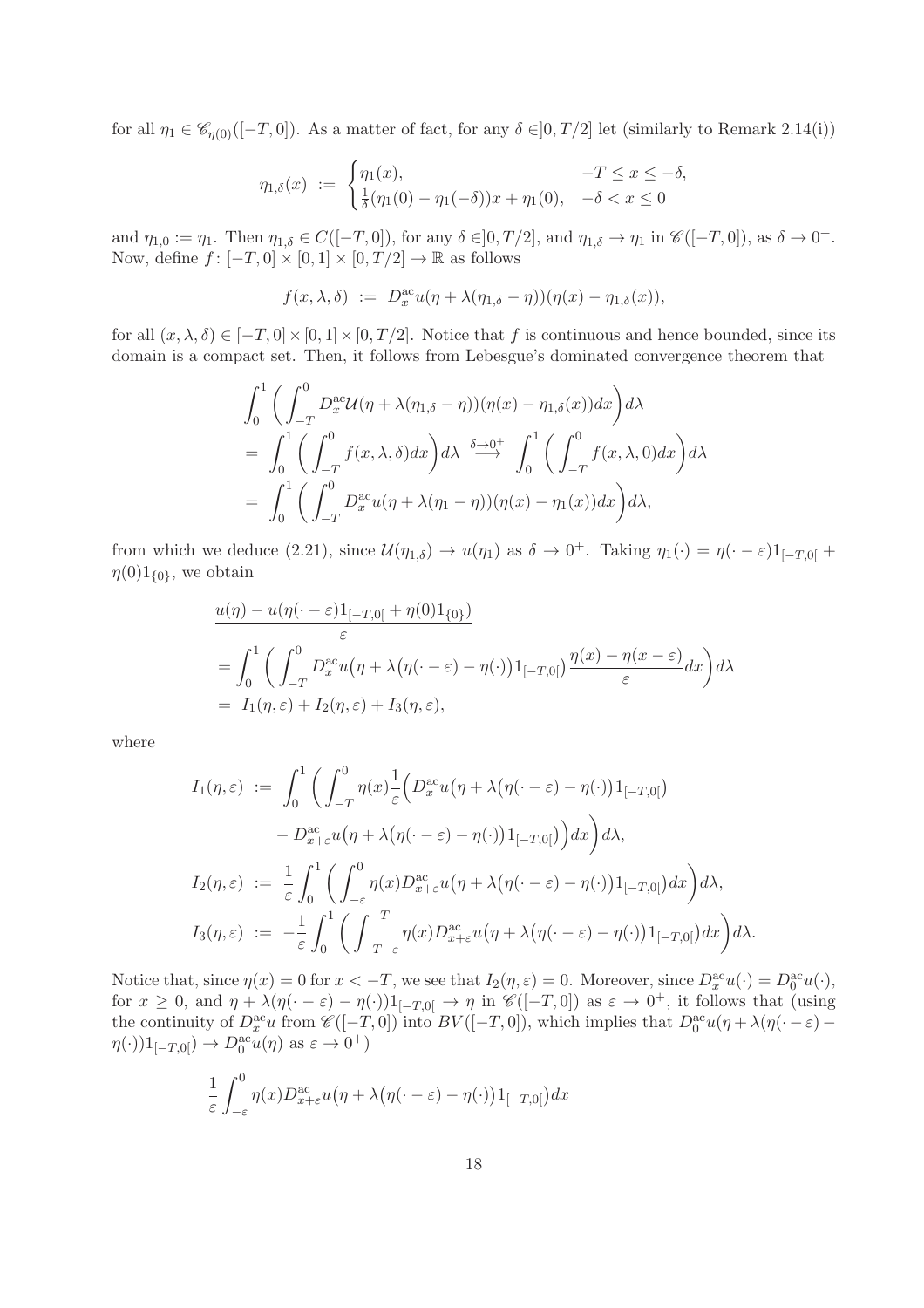for all $\eta_1 \in \mathscr{C}_{\eta(0)}([-T,0])$. As a matter of fact, for any $\delta \in ]0,T/2]$ let (similarly to Remark 2.14(i))

$$
\eta_{1,\delta}(x) \;:=\; \begin{cases} \eta_1(x), & -T \le x \le -\delta, \\ \frac{1}{\delta}(\eta_1(0) - \eta_1(-\delta))x + \eta_1(0), & -\delta < x \le 0 \end{cases}
$$

and $\eta_{1,0} := \eta_1$. Then $\eta_{1,\delta} \in C([-T,0])$, for any $\delta \in ]0,T/2]$, and $\eta_{1,\delta} \to \eta_1$ in $\mathscr{C}([-T,0])$, as $\delta \to 0^+$. Now, define $f \colon [-T,0] \times [0,1] \times [0,T/2] \to \mathbb{R}$ as follows

$$
f(x,\lambda,\delta) \;:=\; D_x^{\rm ac} u(\eta + \lambda(\eta_{1,\delta} - \eta))(\eta(x) - \eta_{1,\delta}(x)),
$$

for all $(x,\lambda,\delta) \in [-T,0] \times [0,1] \times [0,T/2]$. Notice that $f$ is continuous and hence bounded, since its domain is a compact set. Then, it follows from Lebesgue's dominated convergence theorem that

$$
\begin{aligned}
&\int_0^1 \bigg( \int_{-T}^0 D_x^{\rm ac} \mathcal{U}(\eta + \lambda(\eta_{1,\delta} - \eta))(\eta(x) - \eta_{1,\delta}(x)) dx \bigg) d\lambda \\
&= \int_0^1 \bigg( \int_{-T}^0 f(x,\lambda,\delta) dx \bigg) d\lambda \;\overset{\delta \to 0^+}{\longrightarrow}\; \int_0^1 \bigg( \int_{-T}^0 f(x,\lambda,0) dx \bigg) d\lambda \\
&= \int_0^1 \bigg( \int_{-T}^0 D_x^{\rm ac} u(\eta + \lambda(\eta_1 - \eta))(\eta(x) - \eta_1(x)) dx \bigg) d\lambda,
\end{aligned}
$$

from which we deduce (2.21), since $\mathcal{U}(\eta_{1,\delta}) \to u(\eta_1)$ as $\delta \to 0^+$. Taking $\eta_1(\cdot) = \eta(\cdot - \varepsilon)1_{[-T,0[} + \eta(0)1_{\{0\}}$, we obtain

$$
\begin{aligned}
&\frac{u(\eta) - u(\eta(\cdot - \varepsilon)1_{[-T,0[} + \eta(0)1_{\{0\}})}{\varepsilon} \\
&= \int_0^1 \bigg( \int_{-T}^0 D_x^{\rm ac} u\big(\eta + \lambda\big(\eta(\cdot - \varepsilon) - \eta(\cdot)\big)1_{[-T,0[}\big) \frac{\eta(x) - \eta(x - \varepsilon)}{\varepsilon} dx \bigg) d\lambda \\
&= I_1(\eta,\varepsilon) + I_2(\eta,\varepsilon) + I_3(\eta,\varepsilon),
\end{aligned}
$$

where

$$
\begin{aligned}
I_1(\eta,\varepsilon) \;&:=\; \int_0^1 \bigg( \int_{-T}^0 \eta(x) \frac{1}{\varepsilon} \Big( D_x^{\rm ac} u\big(\eta + \lambda\big(\eta(\cdot - \varepsilon) - \eta(\cdot)\big)1_{[-T,0[}\big) \\
&\qquad - D_{x+\varepsilon}^{\rm ac} u\big(\eta + \lambda\big(\eta(\cdot - \varepsilon) - \eta(\cdot)\big)1_{[-T,0[}\big) \Big) dx \bigg) d\lambda, \\
I_2(\eta,\varepsilon) \;&:=\; \frac{1}{\varepsilon} \int_0^1 \bigg( \int_{-\varepsilon}^0 \eta(x) D_{x+\varepsilon}^{\rm ac} u\big(\eta + \lambda\big(\eta(\cdot - \varepsilon) - \eta(\cdot)\big)1_{[-T,0[}\big) dx \bigg) d\lambda, \\
I_3(\eta,\varepsilon) \;&:=\; -\frac{1}{\varepsilon} \int_0^1 \bigg( \int_{-T-\varepsilon}^{-T} \eta(x) D_{x+\varepsilon}^{\rm ac} u\big(\eta + \lambda\big(\eta(\cdot - \varepsilon) - \eta(\cdot)\big)1_{[-T,0[}\big) dx \bigg) d\lambda.
\end{aligned}
$$

Notice that, since $\eta(x) = 0$ for $x < -T$, we see that $I_2(\eta,\varepsilon) = 0$. Moreover, since $D_x^{\rm ac} u(\cdot) = D_0^{\rm ac} u(\cdot)$, for $x \ge 0$, and $\eta + \lambda(\eta(\cdot - \varepsilon) - \eta(\cdot))1_{[-T,0[} \to \eta$ in $\mathscr{C}([-T,0])$ as $\varepsilon \to 0^+$, it follows that (using the continuity of $D_x^{\rm ac} u$ from $\mathscr{C}([-T,0])$ into $BV([-T,0])$, which implies that $D_0^{\rm ac} u(\eta + \lambda(\eta(\cdot - \varepsilon) - \eta(\cdot))1_{[-T,0[}) \to D_0^{\rm ac} u(\eta)$ as $\varepsilon \to 0^+$)

$$
\frac{1}{\varepsilon} \int_{-\varepsilon}^0 \eta(x) D_{x+\varepsilon}^{\rm ac} u\big(\eta + \lambda\big(\eta(\cdot - \varepsilon) - \eta(\cdot)\big)1_{[-T,0[}\big) dx
$$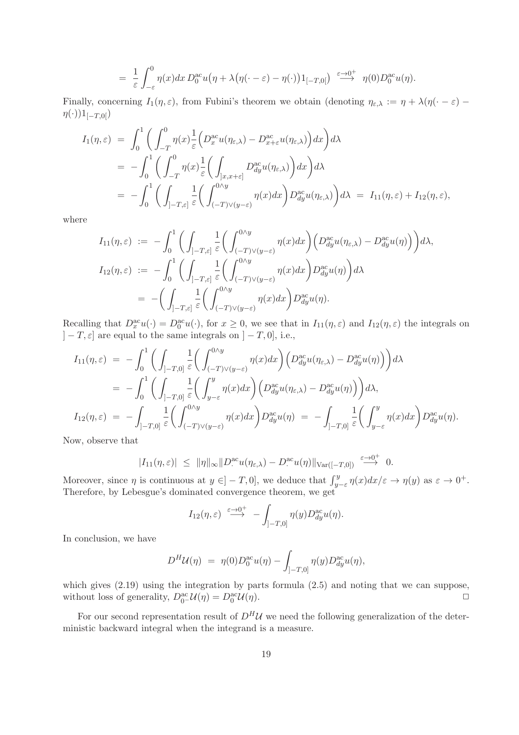$$= \frac{1}{\varepsilon}\int_{-\varepsilon}^{0}\eta(x)dx\, D_0^{\mathrm{ac}}u\big(\eta+\lambda\big(\eta(\cdot-\varepsilon)-\eta(\cdot)\big)1_{[-T,0[}\big) \overset{\varepsilon\to 0^+}{\longrightarrow} \eta(0)D_0^{\mathrm{ac}}u(\eta).$$

Finally, concerning $I_1(\eta,\varepsilon)$, from Fubini's theorem we obtain (denoting $\eta_{\varepsilon,\lambda} := \eta + \lambda(\eta(\cdot-\varepsilon) - \eta(\cdot))1_{[-T,0[}$)

$$\begin{aligned}
I_1(\eta,\varepsilon) &= \int_0^1 \bigg( \int_{-T}^{0} \eta(x)\frac{1}{\varepsilon}\Big(D_x^{\mathrm{ac}}u(\eta_{\varepsilon,\lambda}) - D_{x+\varepsilon}^{\mathrm{ac}}u(\eta_{\varepsilon,\lambda})\Big)dx\bigg)d\lambda \\
&= -\int_0^1 \bigg( \int_{-T}^{0} \eta(x)\frac{1}{\varepsilon}\bigg(\int_{]x,x+\varepsilon]} D_{dy}^{\mathrm{ac}}u(\eta_{\varepsilon,\lambda})\bigg)dx\bigg)d\lambda \\
&= -\int_0^1 \bigg( \int_{]-T,\varepsilon]} \frac{1}{\varepsilon}\bigg(\int_{(-T)\vee(y-\varepsilon)}^{0\wedge y} \eta(x)dx\bigg) D_{dy}^{\mathrm{ac}}u(\eta_{\varepsilon,\lambda})\bigg)d\lambda \;=\; I_{11}(\eta,\varepsilon) + I_{12}(\eta,\varepsilon),
\end{aligned}$$

where

$$\begin{aligned}
I_{11}(\eta,\varepsilon) &:= -\int_0^1 \bigg( \int_{]-T,\varepsilon]} \frac{1}{\varepsilon}\bigg(\int_{(-T)\vee(y-\varepsilon)}^{0\wedge y} \eta(x)dx\bigg)\Big(D_{dy}^{\mathrm{ac}}u(\eta_{\varepsilon,\lambda}) - D_{dy}^{\mathrm{ac}}u(\eta)\Big)\bigg)d\lambda, \\
I_{12}(\eta,\varepsilon) &:= -\int_0^1 \bigg( \int_{]-T,\varepsilon]} \frac{1}{\varepsilon}\bigg(\int_{(-T)\vee(y-\varepsilon)}^{0\wedge y} \eta(x)dx\bigg) D_{dy}^{\mathrm{ac}}u(\eta)\bigg)d\lambda \\
&= -\bigg( \int_{]-T,\varepsilon]} \frac{1}{\varepsilon}\bigg(\int_{(-T)\vee(y-\varepsilon)}^{0\wedge y} \eta(x)dx\bigg) D_{dy}^{\mathrm{ac}}u(\eta).
\end{aligned}$$

Recalling that $D_x^{\mathrm{ac}}u(\cdot) = D_0^{\mathrm{ac}}u(\cdot)$, for $x \geq 0$, we see that in $I_{11}(\eta,\varepsilon)$ and $I_{12}(\eta,\varepsilon)$ the integrals on $]-T,\varepsilon]$ are equal to the same integrals on $]-T,0]$, i.e.,

$$\begin{aligned}
I_{11}(\eta,\varepsilon) &= -\int_0^1 \bigg( \int_{]-T,0]} \frac{1}{\varepsilon}\bigg(\int_{(-T)\vee(y-\varepsilon)}^{0\wedge y} \eta(x)dx\bigg)\Big(D_{dy}^{\mathrm{ac}}u(\eta_{\varepsilon,\lambda}) - D_{dy}^{\mathrm{ac}}u(\eta)\Big)\bigg)d\lambda \\
&= -\int_0^1 \bigg( \int_{]-T,0]} \frac{1}{\varepsilon}\bigg(\int_{y-\varepsilon}^{y} \eta(x)dx\bigg)\Big(D_{dy}^{\mathrm{ac}}u(\eta_{\varepsilon,\lambda}) - D_{dy}^{\mathrm{ac}}u(\eta)\Big)\bigg)d\lambda, \\
I_{12}(\eta,\varepsilon) &= -\int_{]-T,0]} \frac{1}{\varepsilon}\bigg(\int_{(-T)\vee(y-\varepsilon)}^{0\wedge y} \eta(x)dx\bigg) D_{dy}^{\mathrm{ac}}u(\eta) \;=\; -\int_{]-T,0]} \frac{1}{\varepsilon}\bigg(\int_{y-\varepsilon}^{y} \eta(x)dx\bigg) D_{dy}^{\mathrm{ac}}u(\eta).
\end{aligned}$$

Now, observe that

$$|I_{11}(\eta,\varepsilon)| \;\leq\; \|\eta\|_\infty \|D_\cdot^{\mathrm{ac}}u(\eta_{\varepsilon,\lambda}) - D_\cdot^{\mathrm{ac}}u(\eta)\|_{\mathrm{Var}([-T,0])} \overset{\varepsilon\to 0^+}{\longrightarrow} 0.$$

Moreover, since $\eta$ is continuous at $y \in ]-T,0]$, we deduce that $\int_{y-\varepsilon}^{y}\eta(x)dx/\varepsilon \to \eta(y)$ as $\varepsilon \to 0^+$. Therefore, by Lebesgue's dominated convergence theorem, we get

$$I_{12}(\eta,\varepsilon) \overset{\varepsilon\to 0^+}{\longrightarrow} -\int_{]-T,0]} \eta(y) D_{dy}^{\mathrm{ac}}u(\eta).$$

In conclusion, we have

$$D^H\mathcal{U}(\eta) \;=\; \eta(0)D_0^{\mathrm{ac}}u(\eta) - \int_{]-T,0]} \eta(y) D_{dy}^{\mathrm{ac}}u(\eta),$$

which gives (2.19) using the integration by parts formula (2.5) and noting that we can suppose, without loss of generality, $D_{0^-}^{\mathrm{ac}}\mathcal{U}(\eta) = D_0^{\mathrm{ac}}\mathcal{U}(\eta)$. □

For our second representation result of $D^H\mathcal{U}$ we need the following generalization of the deterministic backward integral when the integrand is a measure.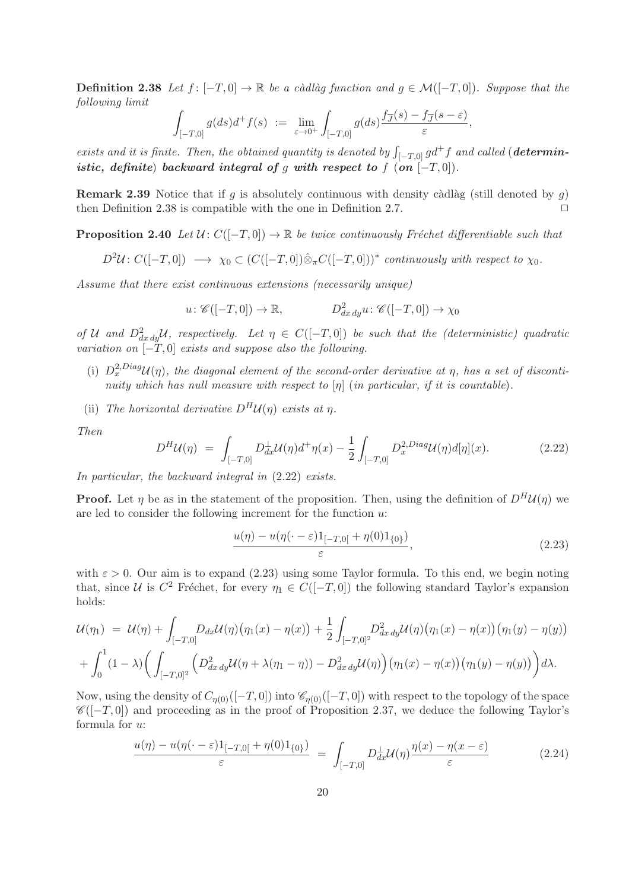**Definition 2.38** *Let $f\colon [-T,0] \to \mathbb{R}$ be a càdlàg function and $g \in \mathcal{M}([-T,0])$. Suppose that the following limit*

$$\int_{[-T,0]} g(ds) d^+ f(s) \ := \ \lim_{\varepsilon \to 0^+} \int_{[-T,0]} g(ds) \frac{f_{\overline{J}}(s) - f_{\overline{J}}(s-\varepsilon)}{\varepsilon},$$

*exists and it is finite. Then, the obtained quantity is denoted by $\int_{[-T,0]} g d^+ f$ and called (**deterministic, definite**) **backward integral of** $g$ **with respect to** $f$ (**on** $[-T,0]$).*

**Remark 2.39** Notice that if $g$ is absolutely continuous with density càdlàg (still denoted by $g$) then Definition 2.38 is compatible with the one in Definition 2.7. $\square$

**Proposition 2.40** *Let $\mathcal{U}\colon C([-T,0]) \to \mathbb{R}$ be twice continuously Fréchet differentiable such that*

$$D^2\mathcal{U}\colon C([-T,0]) \ \longrightarrow \ \chi_0 \subset (C([-T,0])\hat{\otimes}_\pi C([-T,0]))^* \text{ continuously with respect to } \chi_0.$$

*Assume that there exist continuous extensions (necessarily unique)*

$$u\colon \mathscr{C}([-T,0]) \to \mathbb{R}, \qquad\qquad D^2_{dx\,dy} u\colon \mathscr{C}([-T,0]) \to \chi_0$$

*of $\mathcal{U}$ and $D^2_{dx\,dy}\mathcal{U}$, respectively. Let $\eta \in C([-T,0])$ be such that the (deterministic) quadratic variation on $[-T,0]$ exists and suppose also the following.*

- (i) *$D_x^{2,Diag}\mathcal{U}(\eta)$, the diagonal element of the second-order derivative at $\eta$, has a set of discontinuity which has null measure with respect to $[\eta]$ (in particular, if it is countable).*
- (ii) *The horizontal derivative $D^H\mathcal{U}(\eta)$ exists at $\eta$.*

*Then*

$$D^H\mathcal{U}(\eta) \ = \ \int_{[-T,0]} D_{dx}^\perp \mathcal{U}(\eta) d^+\eta(x) - \frac{1}{2}\int_{[-T,0]} D_x^{2,Diag}\mathcal{U}(\eta) d[\eta](x). \tag{2.22}$$

*In particular, the backward integral in (2.22) exists.*

**Proof.** Let $\eta$ be as in the statement of the proposition. Then, using the definition of $D^H\mathcal{U}(\eta)$ we are led to consider the following increment for the function $u$:

$$\frac{u(\eta) - u(\eta(\cdot - \varepsilon)1_{[-T,0[} + \eta(0)1_{\{0\}})}{\varepsilon}, \tag{2.23}$$

with $\varepsilon > 0$. Our aim is to expand (2.23) using some Taylor formula. To this end, we begin noting that, since $\mathcal{U}$ is $C^2$ Fréchet, for every $\eta_1 \in C([-T,0])$ the following standard Taylor's expansion holds:

$$\begin{aligned}\mathcal{U}(\eta_1) \ &= \ \mathcal{U}(\eta) + \int_{[-T,0]} D_{dx}\mathcal{U}(\eta)\big(\eta_1(x) - \eta(x)\big) + \frac{1}{2}\int_{[-T,0]^2} D^2_{dx\,dy}\mathcal{U}(\eta)\big(\eta_1(x) - \eta(x)\big)\big(\eta_1(y) - \eta(y)\big) \\ &+ \int_0^1 (1-\lambda)\bigg(\int_{[-T,0]^2}\Big(D^2_{dx\,dy}\mathcal{U}(\eta + \lambda(\eta_1 - \eta)) - D^2_{dx\,dy}\mathcal{U}(\eta)\Big)\big(\eta_1(x) - \eta(x)\big)\big(\eta_1(y) - \eta(y)\big)\bigg)d\lambda.\end{aligned}$$

Now, using the density of $C_{\eta(0)}([-T,0])$ into $\mathscr{C}_{\eta(0)}([-T,0])$ with respect to the topology of the space $\mathscr{C}([-T,0])$ and proceeding as in the proof of Proposition 2.37, we deduce the following Taylor's formula for $u$:

$$\frac{u(\eta) - u(\eta(\cdot - \varepsilon)1_{[-T,0[} + \eta(0)1_{\{0\}})}{\varepsilon} \ = \ \int_{[-T,0]} D_{dx}^\perp \mathcal{U}(\eta) \frac{\eta(x) - \eta(x-\varepsilon)}{\varepsilon} \tag{2.24}$$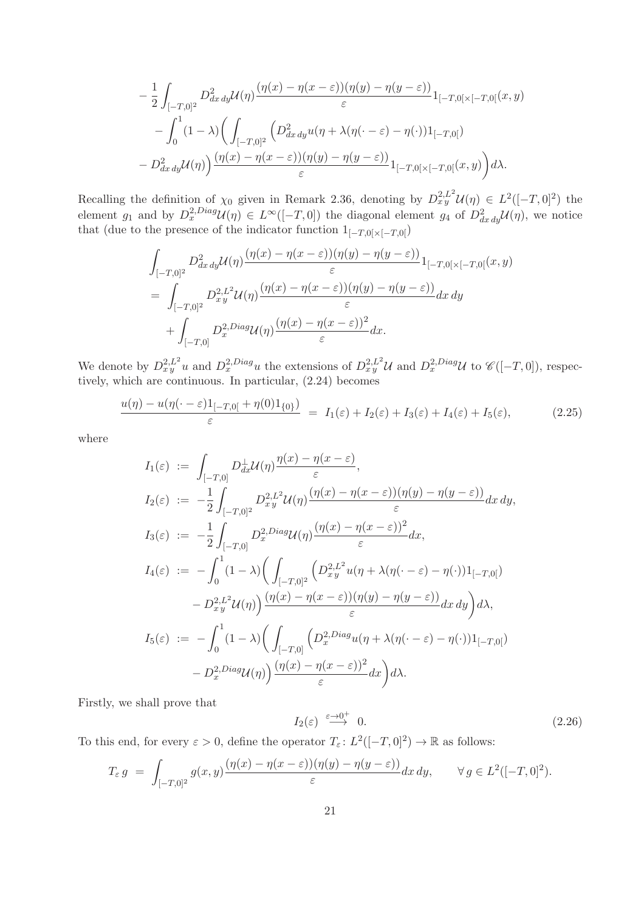$$
\begin{aligned}
&- \frac{1}{2}\int_{[-T,0]^2} D^2_{dx\,dy}\mathcal{U}(\eta)\frac{(\eta(x)-\eta(x-\varepsilon))(\eta(y)-\eta(y-\varepsilon))}{\varepsilon}1_{[-T,0[\times[-T,0[}(x,y) \\
&\quad - \int_0^1 (1-\lambda)\bigg(\int_{[-T,0]^2}\Big(D^2_{dx\,dy}u(\eta+\lambda(\eta(\cdot-\varepsilon)-\eta(\cdot))1_{[-T,0[}) \\
&\quad - D^2_{dx\,dy}\mathcal{U}(\eta)\Big)\frac{(\eta(x)-\eta(x-\varepsilon))(\eta(y)-\eta(y-\varepsilon))}{\varepsilon}1_{[-T,0[\times[-T,0[}(x,y)\bigg)d\lambda.
\end{aligned}
$$

Recalling the definition of $\chi_0$ given in Remark 2.36, denoting by $D^{2,L^2}_{x\,y}\mathcal{U}(\eta) \in L^2([-T,0]^2)$ the element $g_1$ and by $D^{2,Diag}_{x}\mathcal{U}(\eta) \in L^\infty([-T,0])$ the diagonal element $g_4$ of $D^2_{dx\,dy}\mathcal{U}(\eta)$, we notice that (due to the presence of the indicator function $1_{[-T,0[\times[-T,0[}$)

$$
\begin{aligned}
&\int_{[-T,0]^2} D^2_{dx\,dy}\mathcal{U}(\eta)\frac{(\eta(x)-\eta(x-\varepsilon))(\eta(y)-\eta(y-\varepsilon))}{\varepsilon}1_{[-T,0[\times[-T,0[}(x,y) \\
&= \int_{[-T,0]^2} D^{2,L^2}_{x\,y}\mathcal{U}(\eta)\frac{(\eta(x)-\eta(x-\varepsilon))(\eta(y)-\eta(y-\varepsilon))}{\varepsilon}dx\,dy \\
&\quad + \int_{[-T,0]} D^{2,Diag}_{x}\mathcal{U}(\eta)\frac{(\eta(x)-\eta(x-\varepsilon))^2}{\varepsilon}dx.
\end{aligned}
$$

We denote by $D^{2,L^2}_{x\,y}u$ and $D^{2,Diag}_{x}u$ the extensions of $D^{2,L^2}_{x\,y}\mathcal{U}$ and $D^{2,Diag}_{x}\mathcal{U}$ to $\mathscr{C}([-T,0])$, respectively, which are continuous. In particular, (2.24) becomes

$$
\frac{u(\eta)-u(\eta(\cdot-\varepsilon)1_{[-T,0[}+\eta(0)1_{\{0\}})}{\varepsilon} \;=\; I_1(\varepsilon)+I_2(\varepsilon)+I_3(\varepsilon)+I_4(\varepsilon)+I_5(\varepsilon), \tag{2.25}
$$

where

$$
\begin{aligned}
I_1(\varepsilon) &:= \int_{[-T,0]} D^{\perp}_{dx}\mathcal{U}(\eta)\frac{\eta(x)-\eta(x-\varepsilon)}{\varepsilon}, \\
I_2(\varepsilon) &:= -\frac{1}{2}\int_{[-T,0]^2} D^{2,L^2}_{x\,y}\mathcal{U}(\eta)\frac{(\eta(x)-\eta(x-\varepsilon))(\eta(y)-\eta(y-\varepsilon))}{\varepsilon}dx\,dy, \\
I_3(\varepsilon) &:= -\frac{1}{2}\int_{[-T,0]} D^{2,Diag}_{x}\mathcal{U}(\eta)\frac{(\eta(x)-\eta(x-\varepsilon))^2}{\varepsilon}dx, \\
I_4(\varepsilon) &:= -\int_0^1(1-\lambda)\bigg(\int_{[-T,0]^2}\Big(D^{2,L^2}_{x\,y}u(\eta+\lambda(\eta(\cdot-\varepsilon)-\eta(\cdot))1_{[-T,0[}) \\
&\quad - D^{2,L^2}_{x\,y}\mathcal{U}(\eta)\Big)\frac{(\eta(x)-\eta(x-\varepsilon))(\eta(y)-\eta(y-\varepsilon))}{\varepsilon}dx\,dy\bigg)d\lambda, \\
I_5(\varepsilon) &:= -\int_0^1(1-\lambda)\bigg(\int_{[-T,0]}\Big(D^{2,Diag}_{x}u(\eta+\lambda(\eta(\cdot-\varepsilon)-\eta(\cdot))1_{[-T,0[}) \\
&\quad - D^{2,Diag}_{x}\mathcal{U}(\eta)\Big)\frac{(\eta(x)-\eta(x-\varepsilon))^2}{\varepsilon}dx\bigg)d\lambda.
\end{aligned}
$$

Firstly, we shall prove that

$$
I_2(\varepsilon) \;\overset{\varepsilon\to 0^+}{\longrightarrow}\; 0. \tag{2.26}
$$

To this end, for every $\varepsilon > 0$, define the operator $T_\varepsilon \colon L^2([-T,0]^2) \to \mathbb{R}$ as follows:

$$
T_\varepsilon\, g \;=\; \int_{[-T,0]^2} g(x,y)\frac{(\eta(x)-\eta(x-\varepsilon))(\eta(y)-\eta(y-\varepsilon))}{\varepsilon}dx\,dy, \qquad \forall\, g \in L^2([-T,0]^2).
$$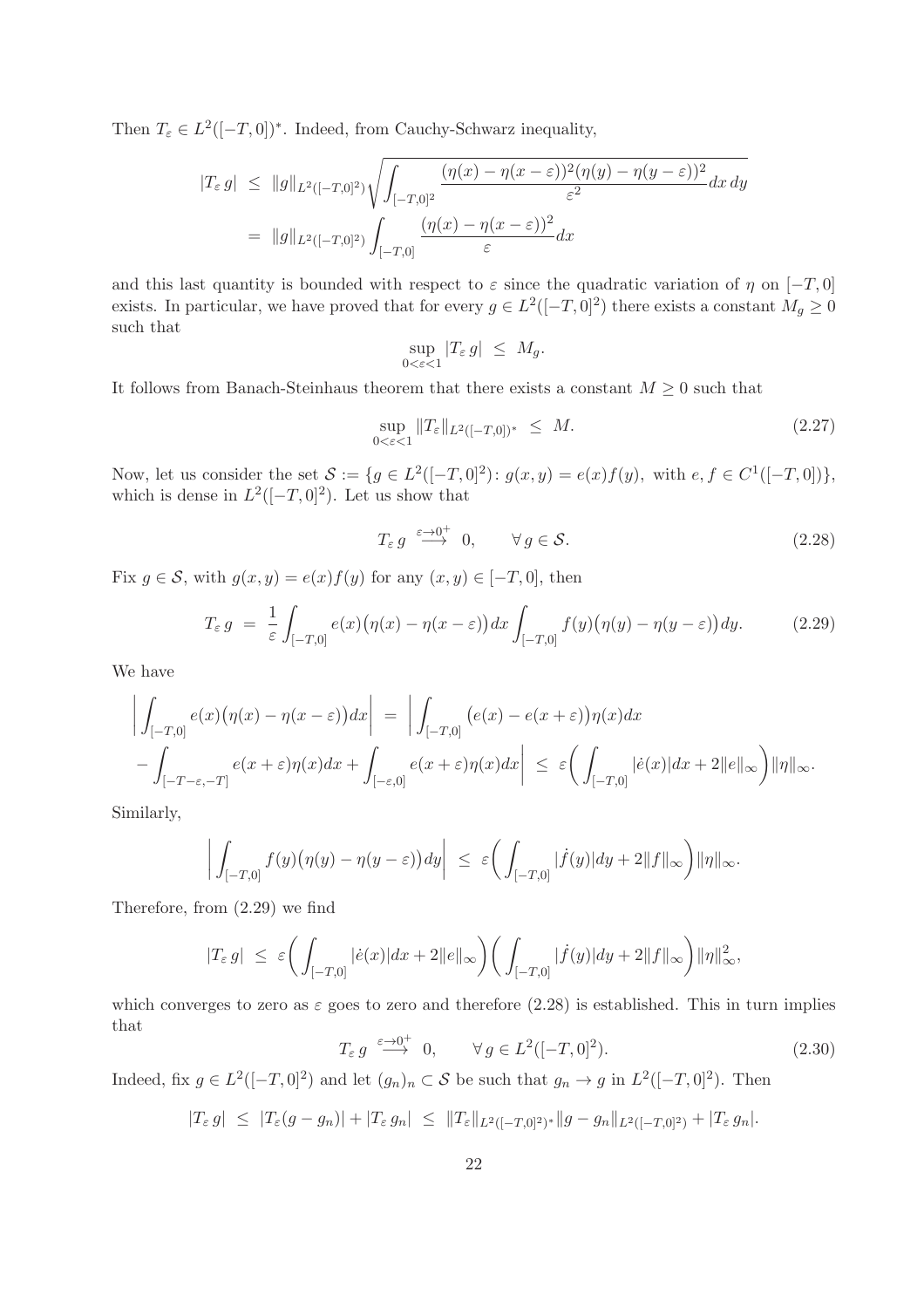Then $T_\varepsilon \in L^2([-T,0])^*$. Indeed, from Cauchy-Schwarz inequality,

$$
\begin{aligned}
|T_\varepsilon\, g| &\leq \|g\|_{L^2([-T,0]^2)} \sqrt{\int_{[-T,0]^2} \frac{(\eta(x)-\eta(x-\varepsilon))^2(\eta(y)-\eta(y-\varepsilon))^2}{\varepsilon^2} dx\, dy} \\
&= \|g\|_{L^2([-T,0]^2)} \int_{[-T,0]} \frac{(\eta(x)-\eta(x-\varepsilon))^2}{\varepsilon} dx
\end{aligned}
$$

and this last quantity is bounded with respect to $\varepsilon$ since the quadratic variation of $\eta$ on $[-T,0]$ exists. In particular, we have proved that for every $g \in L^2([-T,0]^2)$ there exists a constant $M_g \geq 0$ such that

$$
\sup_{0<\varepsilon<1} |T_\varepsilon\, g| \;\leq\; M_g.
$$

It follows from Banach-Steinhaus theorem that there exists a constant $M \geq 0$ such that

$$
\sup_{0<\varepsilon<1} \|T_\varepsilon\|_{L^2([-T,0])^*} \;\leq\; M. \tag{2.27}
$$

Now, let us consider the set $\mathcal{S} := \{g \in L^2([-T,0]^2)\colon g(x,y) = e(x)f(y), \text{ with } e, f \in C^1([-T,0])\}$, which is dense in $L^2([-T,0]^2)$. Let us show that

$$
T_\varepsilon\, g \overset{\varepsilon\to 0^+}{\longrightarrow} 0, \qquad \forall\, g \in \mathcal{S}. \tag{2.28}
$$

Fix $g \in \mathcal{S}$, with $g(x,y) = e(x)f(y)$ for any $(x,y) \in [-T,0]$, then

$$
T_\varepsilon\, g \;=\; \frac{1}{\varepsilon} \int_{[-T,0]} e(x)\big(\eta(x)-\eta(x-\varepsilon)\big) dx \int_{[-T,0]} f(y)\big(\eta(y)-\eta(y-\varepsilon)\big) dy. \tag{2.29}
$$

We have

$$
\begin{aligned}
\bigg| \int_{[-T,0]} e(x)\big(\eta(x)-\eta(x-\varepsilon)\big)dx \bigg| \;&=\; \bigg| \int_{[-T,0]} \big(e(x)-e(x+\varepsilon)\big)\eta(x)dx \\
- \int_{[-T-\varepsilon,-T]} e(x+\varepsilon)\eta(x)dx + \int_{[-\varepsilon,0]} e(x+\varepsilon)\eta(x)dx \bigg| \;&\leq\; \varepsilon\bigg( \int_{[-T,0]} |\dot e(x)|dx + 2\|e\|_\infty \bigg) \|\eta\|_\infty.
\end{aligned}
$$

Similarly,

$$
\bigg| \int_{[-T,0]} f(y)\big(\eta(y)-\eta(y-\varepsilon)\big)dy \bigg| \;\leq\; \varepsilon\bigg( \int_{[-T,0]} |\dot f(y)|dy + 2\|f\|_\infty \bigg) \|\eta\|_\infty.
$$

Therefore, from (2.29) we find

$$
|T_\varepsilon\, g| \;\leq\; \varepsilon\bigg( \int_{[-T,0]} |\dot e(x)|dx + 2\|e\|_\infty \bigg)\bigg( \int_{[-T,0]} |\dot f(y)|dy + 2\|f\|_\infty \bigg) \|\eta\|_\infty^2,
$$

which converges to zero as $\varepsilon$ goes to zero and therefore (2.28) is established. This in turn implies that

$$
T_\varepsilon\, g \overset{\varepsilon\to 0^+}{\longrightarrow} 0, \qquad \forall\, g \in L^2([-T,0]^2). \tag{2.30}
$$

Indeed, fix $g \in L^2([-T,0]^2)$ and let $(g_n)_n \subset \mathcal{S}$ be such that $g_n \to g$ in $L^2([-T,0]^2)$. Then

$$
|T_\varepsilon\, g| \;\leq\; |T_\varepsilon(g-g_n)| + |T_\varepsilon\, g_n| \;\leq\; \|T_\varepsilon\|_{L^2([-T,0]^2)^*} \|g-g_n\|_{L^2([-T,0]^2)} + |T_\varepsilon\, g_n|.
$$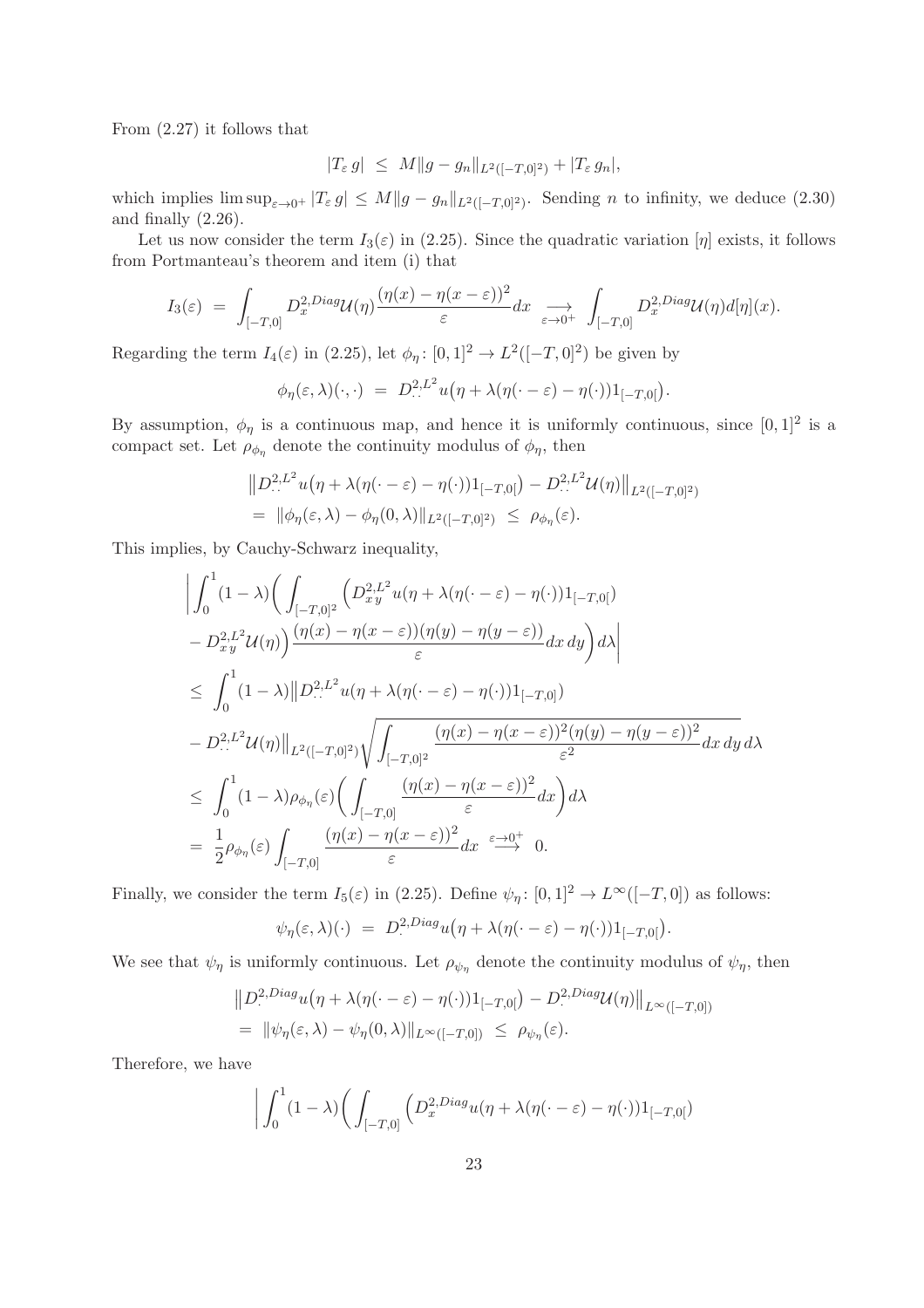From (2.27) it follows that

$$|T_\varepsilon\, g| \;\leq\; M\|g - g_n\|_{L^2([-T,0]^2)} + |T_\varepsilon\, g_n|,$$

which implies $\limsup_{\varepsilon\to 0^+} |T_\varepsilon\, g| \leq M\|g - g_n\|_{L^2([-T,0]^2)}$. Sending $n$ to infinity, we deduce (2.30) and finally (2.26).

Let us now consider the term $I_3(\varepsilon)$ in (2.25). Since the quadratic variation $[\eta]$ exists, it follows from Portmanteau's theorem and item (i) that

$$I_3(\varepsilon) \;=\; \int_{[-T,0]} D_x^{2,Diag}\mathcal{U}(\eta)\frac{(\eta(x)-\eta(x-\varepsilon))^2}{\varepsilon}dx \;\underset{\varepsilon\to 0^+}{\longrightarrow}\; \int_{[-T,0]} D_x^{2,Diag}\mathcal{U}(\eta)d[\eta](x).$$

Regarding the term $I_4(\varepsilon)$ in (2.25), let $\phi_\eta\colon [0,1]^2 \to L^2([-T,0]^2)$ be given by

$$\phi_\eta(\varepsilon,\lambda)(\cdot,\cdot) \;=\; D^{2,L^2}_{\cdot\,\cdot}u\big(\eta + \lambda(\eta(\cdot-\varepsilon)-\eta(\cdot))1_{[-T,0[}\big).$$

By assumption, $\phi_\eta$ is a continuous map, and hence it is uniformly continuous, since $[0,1]^2$ is a compact set. Let $\rho_{\phi_\eta}$ denote the continuity modulus of $\phi_\eta$, then

$$\begin{aligned}
&\big\|D^{2,L^2}_{\cdot\,\cdot}u\big(\eta + \lambda(\eta(\cdot-\varepsilon)-\eta(\cdot))1_{[-T,0[}\big) - D^{2,L^2}_{\cdot\,\cdot}\mathcal{U}(\eta)\big\|_{L^2([-T,0]^2)} \\
&= \|\phi_\eta(\varepsilon,\lambda)-\phi_\eta(0,\lambda)\|_{L^2([-T,0]^2)} \;\leq\; \rho_{\phi_\eta}(\varepsilon).
\end{aligned}$$

This implies, by Cauchy-Schwarz inequality,

$$\begin{aligned}
&\bigg|\int_0^1(1-\lambda)\bigg(\int_{[-T,0]^2}\Big(D^{2,L^2}_{x\,y}u(\eta + \lambda(\eta(\cdot-\varepsilon)-\eta(\cdot))1_{[-T,0[}) \\
&- D^{2,L^2}_{x\,y}\mathcal{U}(\eta)\Big)\frac{(\eta(x)-\eta(x-\varepsilon))(\eta(y)-\eta(y-\varepsilon))}{\varepsilon}dx\,dy\bigg)d\lambda\bigg| \\
&\leq\; \int_0^1(1-\lambda)\big\|D^{2,L^2}_{\cdot\,\cdot}u(\eta + \lambda(\eta(\cdot-\varepsilon)-\eta(\cdot))1_{[-T,0]}) \\
&- D^{2,L^2}_{\cdot\,\cdot}\mathcal{U}(\eta)\big\|_{L^2([-T,0]^2)}\sqrt{\int_{[-T,0]^2}\frac{(\eta(x)-\eta(x-\varepsilon))^2(\eta(y)-\eta(y-\varepsilon))^2}{\varepsilon^2}dx\,dy}\,d\lambda \\
&\leq\; \int_0^1(1-\lambda)\rho_{\phi_\eta}(\varepsilon)\bigg(\int_{[-T,0]}\frac{(\eta(x)-\eta(x-\varepsilon))^2}{\varepsilon}dx\bigg)d\lambda \\
&=\; \frac{1}{2}\rho_{\phi_\eta}(\varepsilon)\int_{[-T,0]}\frac{(\eta(x)-\eta(x-\varepsilon))^2}{\varepsilon}dx \;\overset{\varepsilon\to 0^+}{\longrightarrow}\; 0.
\end{aligned}$$

Finally, we consider the term $I_5(\varepsilon)$ in (2.25). Define $\psi_\eta\colon [0,1]^2 \to L^\infty([-T,0])$ as follows:

$$\psi_\eta(\varepsilon,\lambda)(\cdot) \;=\; D^{2,Diag}_{\cdot}u\big(\eta + \lambda(\eta(\cdot-\varepsilon)-\eta(\cdot))1_{[-T,0[}\big).$$

We see that $\psi_\eta$ is uniformly continuous. Let $\rho_{\psi_\eta}$ denote the continuity modulus of $\psi_\eta$, then

$$\begin{aligned}
&\big\|D^{2,Diag}_{\cdot}u\big(\eta + \lambda(\eta(\cdot-\varepsilon)-\eta(\cdot))1_{[-T,0[}\big) - D^{2,Diag}_{\cdot}\mathcal{U}(\eta)\big\|_{L^\infty([-T,0])} \\
&= \|\psi_\eta(\varepsilon,\lambda)-\psi_\eta(0,\lambda)\|_{L^\infty([-T,0])} \;\leq\; \rho_{\psi_\eta}(\varepsilon).
\end{aligned}$$

Therefore, we have

$$\bigg|\int_0^1(1-\lambda)\bigg(\int_{[-T,0]}\Big(D^{2,Diag}_x u(\eta + \lambda(\eta(\cdot-\varepsilon)-\eta(\cdot))1_{[-T,0[})$$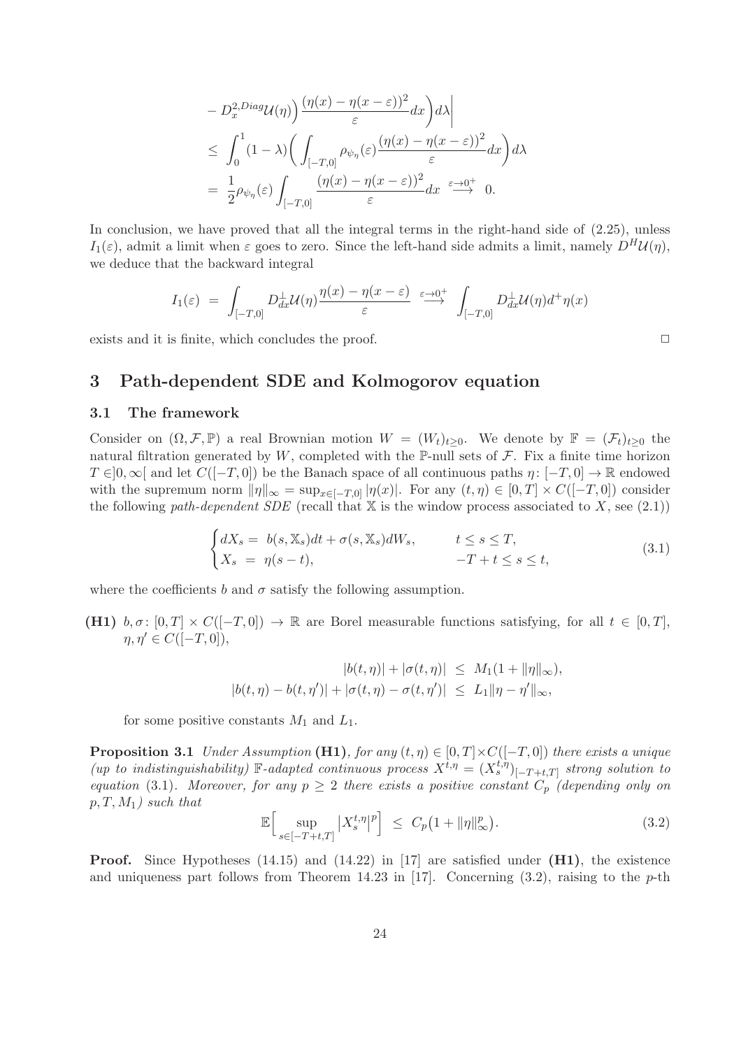$$
\begin{aligned}
&- D_x^{2,Diag}\mathcal{U}(\eta)\Big)\frac{(\eta(x)-\eta(x-\varepsilon))^2}{\varepsilon}dx\bigg)d\lambda\bigg| \\
&\leq \int_0^1 (1-\lambda)\bigg(\int_{[-T,0]} \rho_{\psi_\eta}(\varepsilon)\frac{(\eta(x)-\eta(x-\varepsilon))^2}{\varepsilon}dx\bigg)d\lambda \\
&= \frac{1}{2}\rho_{\psi_\eta}(\varepsilon)\int_{[-T,0]} \frac{(\eta(x)-\eta(x-\varepsilon))^2}{\varepsilon}dx \overset{\varepsilon\to 0^+}{\longrightarrow} 0.
\end{aligned}
$$

In conclusion, we have proved that all the integral terms in the right-hand side of (2.25), unless $I_1(\varepsilon)$, admit a limit when $\varepsilon$ goes to zero. Since the left-hand side admits a limit, namely $D^H\mathcal{U}(\eta)$, we deduce that the backward integral

$$
I_1(\varepsilon) = \int_{[-T,0]} D_{dx}^{\perp}\mathcal{U}(\eta)\frac{\eta(x)-\eta(x-\varepsilon)}{\varepsilon} \overset{\varepsilon\to 0^+}{\longrightarrow} \int_{[-T,0]} D_{dx}^{\perp}\mathcal{U}(\eta)d^+\eta(x)
$$

exists and it is finite, which concludes the proof. □

## 3 Path-dependent SDE and Kolmogorov equation

### 3.1 The framework

Consider on $(\Omega,\mathcal{F},\mathbb{P})$ a real Brownian motion $W=(W_t)_{t\geq 0}$. We denote by $\mathbb{F}=(\mathcal{F}_t)_{t\geq 0}$ the natural filtration generated by $W$, completed with the $\mathbb{P}$-null sets of $\mathcal{F}$. Fix a finite time horizon $T\in]0,\infty[$ and let $C([-T,0])$ be the Banach space of all continuous paths $\eta\colon[-T,0]\to\mathbb{R}$ endowed with the supremum norm $\|\eta\|_\infty=\sup_{x\in[-T,0]}|\eta(x)|$. For any $(t,\eta)\in[0,T]\times C([-T,0])$ consider the following *path-dependent SDE* (recall that $\mathbb{X}$ is the window process associated to $X$, see (2.1))

$$
\begin{cases}
dX_s = b(s,\mathbb{X}_s)dt + \sigma(s,\mathbb{X}_s)dW_s, & t\leq s\leq T,\\
X_s = \eta(s-t), & -T+t\leq s\leq t,
\end{cases}
\tag{3.1}
$$

where the coefficients $b$ and $\sigma$ satisfy the following assumption.

**(H1)** $b,\sigma\colon[0,T]\times C([-T,0])\to\mathbb{R}$ are Borel measurable functions satisfying, for all $t\in[0,T]$, $\eta,\eta'\in C([-T,0])$,

$$
\begin{aligned}
|b(t,\eta)|+|\sigma(t,\eta)| &\leq M_1(1+\|\eta\|_\infty),\\
|b(t,\eta)-b(t,\eta')|+|\sigma(t,\eta)-\sigma(t,\eta')| &\leq L_1\|\eta-\eta'\|_\infty,
\end{aligned}
$$

for some positive constants $M_1$ and $L_1$.

**Proposition 3.1** *Under Assumption* **(H1)***, for any $(t,\eta)\in[0,T]\times C([-T,0])$ there exists a unique (up to indistinguishability) $\mathbb{F}$-adapted continuous process $X^{t,\eta}=(X_s^{t,\eta})_{[-T+t,T]}$ strong solution to equation* (3.1)*. Moreover, for any $p\geq 2$ there exists a positive constant $C_p$ (depending only on $p,T,M_1$) such that*

$$
\mathbb{E}\Big[\sup_{s\in[-T+t,T]}\big|X_s^{t,\eta}\big|^p\Big] \leq C_p\big(1+\|\eta\|_\infty^p\big). \tag{3.2}
$$

**Proof.** Since Hypotheses (14.15) and (14.22) in [17] are satisfied under **(H1)**, the existence and uniqueness part follows from Theorem 14.23 in [17]. Concerning (3.2), raising to the $p$-th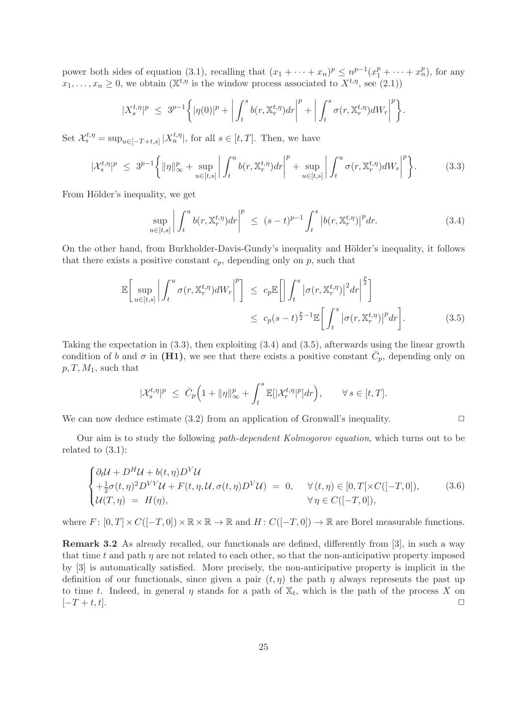power both sides of equation (3.1), recalling that $(x_1 + \cdots + x_n)^p \leq n^{p-1}(x_1^p + \cdots + x_n^p)$, for any $x_1, \ldots, x_n \geq 0$, we obtain ($\mathbb{X}^{t,\eta}$ is the window process associated to $X^{t,\eta}$, see (2.1))

$$
|X_s^{t,\eta}|^p \;\leq\; 3^{p-1}\bigg\{|\eta(0)|^p + \bigg|\int_t^s b(r,\mathbb{X}_r^{t,\eta})dr\bigg|^p + \bigg|\int_t^s \sigma(r,\mathbb{X}_r^{t,\eta})dW_r\bigg|^p\bigg\}.
$$

Set $\mathcal{X}_s^{t,\eta} = \sup_{u\in[-T+t,s]}|X_u^{t,\eta}|$, for all $s \in [t,T]$. Then, we have

$$
|\mathcal{X}_s^{t,\eta}|^p \;\leq\; 3^{p-1}\bigg\{\|\eta\|_\infty^p + \sup_{u\in[t,s]}\bigg|\int_t^u b(r,\mathbb{X}_r^{t,\eta})dr\bigg|^p + \sup_{u\in[t,s]}\bigg|\int_t^u \sigma(r,\mathbb{X}_r^{t,\eta})dW_r\bigg|^p\bigg\}. \tag{3.3}
$$

From Hölder's inequality, we get

$$
\sup_{u\in[t,s]}\bigg|\int_t^u b(r,\mathbb{X}_r^{t,\eta})dr\bigg|^p \;\leq\; (s-t)^{p-1}\int_t^s \big|b(r,\mathbb{X}_r^{t,\eta})\big|^p dr. \tag{3.4}
$$

On the other hand, from Burkholder-Davis-Gundy's inequality and Hölder's inequality, it follows that there exists a positive constant $c_p$, depending only on $p$, such that

$$
\begin{aligned}
\mathbb{E}\bigg[\sup_{u\in[t,s]}\bigg|\int_t^u \sigma(r,\mathbb{X}_r^{t,\eta})dW_r\bigg|^p\bigg] \;&\leq\; c_p\mathbb{E}\bigg[\bigg|\int_t^s \big|\sigma(r,\mathbb{X}_r^{t,\eta})\big|^2 dr\bigg|^{\frac{p}{2}}\bigg] \\
&\leq\; c_p(s-t)^{\frac{p}{2}-1}\mathbb{E}\bigg[\int_t^s \big|\sigma(r,\mathbb{X}_r^{t,\eta})\big|^p dr\bigg].
\end{aligned} \tag{3.5}
$$

Taking the expectation in (3.3), then exploiting (3.4) and (3.5), afterwards using the linear growth condition of $b$ and $\sigma$ in **(H1)**, we see that there exists a positive constant $\bar{C}_p$, depending only on $p, T, M_1$, such that

$$
|\mathcal{X}_s^{t,\eta}|^p \;\leq\; \bar{C}_p\Big(1 + \|\eta\|_\infty^p + \int_t^s \mathbb{E}[|\mathcal{X}_r^{t,\eta}|^p]dr\Big), \qquad \forall\, s \in [t,T].
$$

We can now deduce estimate (3.2) from an application of Gronwall's inequality. □

Our aim is to study the following *path-dependent Kolmogorov equation*, which turns out to be related to (3.1):

$$
\begin{cases}
\partial_t\mathcal{U} + D^H\mathcal{U} + b(t,\eta)D^V\mathcal{U} \\
+\frac{1}{2}\sigma(t,\eta)^2 D^{VV}\mathcal{U} + F(t,\eta,\mathcal{U},\sigma(t,\eta)D^V\mathcal{U}) \;=\; 0, & \forall\,(t,\eta) \in [0,T[\times C([-T,0]), \\
\mathcal{U}(T,\eta) \;=\; H(\eta), & \forall\,\eta \in C([-T,0]),
\end{cases} \tag{3.6}
$$

where $F\colon [0,T]\times C([-T,0])\times\mathbb{R}\times\mathbb{R} \to \mathbb{R}$ and $H\colon C([-T,0]) \to \mathbb{R}$ are Borel measurable functions.

**Remark 3.2** As already recalled, our functionals are defined, differently from [3], in such a way that time $t$ and path $\eta$ are not related to each other, so that the non-anticipative property imposed by [3] is automatically satisfied. More precisely, the non-anticipative property is implicit in the definition of our functionals, since given a pair $(t,\eta)$ the path $\eta$ always represents the past up to time $t$. Indeed, in general $\eta$ stands for a path of $\mathbb{X}_t$, which is the path of the process $X$ on $[-T+t,t]$. □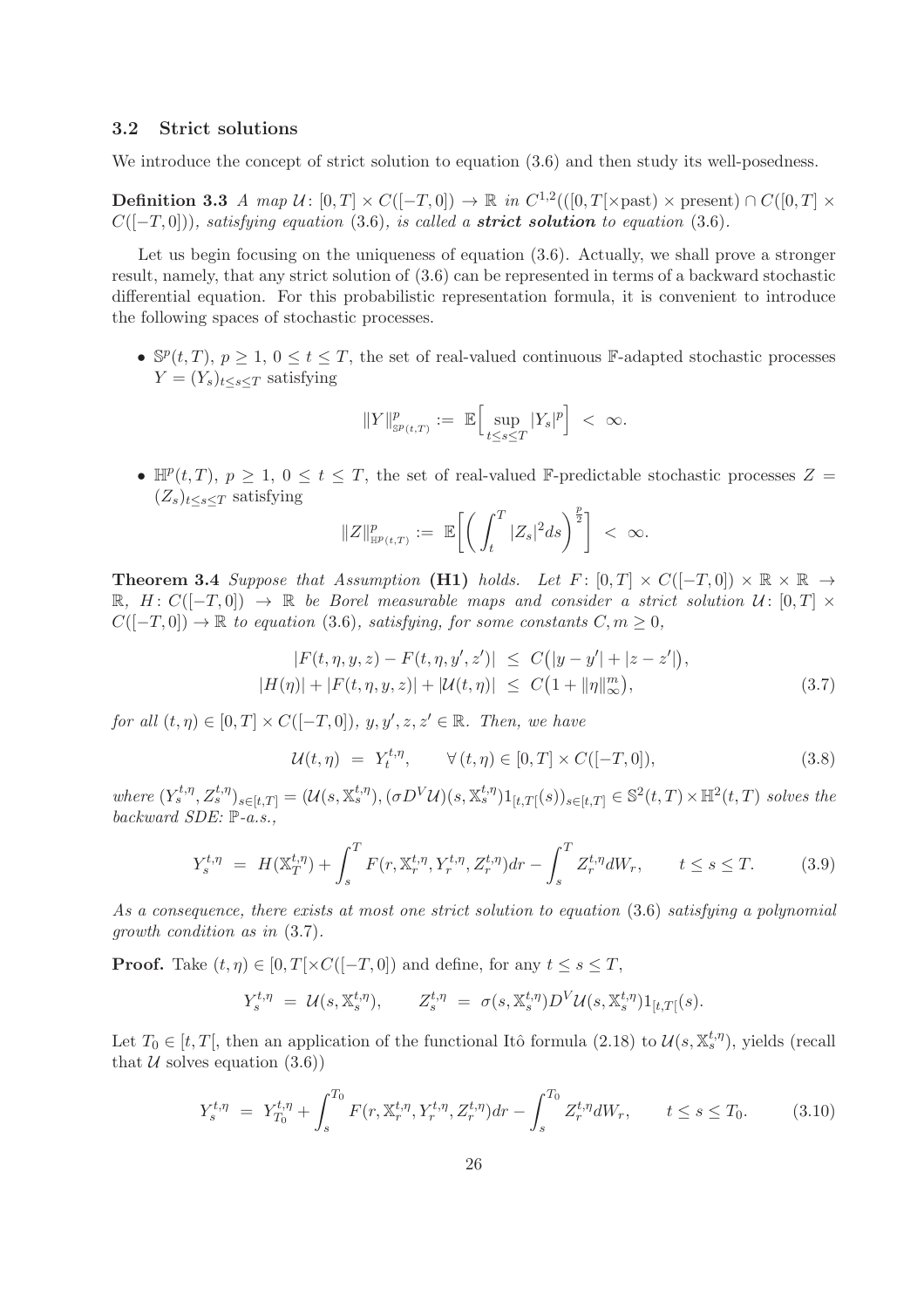### 3.2 Strict solutions

We introduce the concept of strict solution to equation (3.6) and then study its well-posedness.

**Definition 3.3** *A map $\mathcal{U}\colon [0,T]\times C([-T,0])\to\mathbb{R}$ in $C^{1,2}(([0,T[\times\text{past})\times\text{present})\cap C([0,T]\times C([-T,0]))$, satisfying equation (3.6), is called a **strict solution** to equation (3.6).*

Let us begin focusing on the uniqueness of equation (3.6). Actually, we shall prove a stronger result, namely, that any strict solution of (3.6) can be represented in terms of a backward stochastic differential equation. For this probabilistic representation formula, it is convenient to introduce the following spaces of stochastic processes.

- $\mathbb{S}^p(t,T)$, $p\geq 1$, $0\leq t\leq T$, the set of real-valued continuous $\mathbb{F}$-adapted stochastic processes $Y=(Y_s)_{t\leq s\leq T}$ satisfying

$$\|Y\|^p_{\mathbb{S}^p(t,T)} := \mathbb{E}\Big[\sup_{t\leq s\leq T}|Y_s|^p\Big] < \infty.$$

- $\mathbb{H}^p(t,T)$, $p\geq 1$, $0\leq t\leq T$, the set of real-valued $\mathbb{F}$-predictable stochastic processes $Z=(Z_s)_{t\leq s\leq T}$ satisfying

$$\|Z\|^p_{\mathbb{H}^p(t,T)} := \mathbb{E}\bigg[\bigg(\int_t^T|Z_s|^2ds\bigg)^{\frac{p}{2}}\bigg] < \infty.$$

**Theorem 3.4** *Suppose that Assumption* **(H1)** *holds. Let $F\colon[0,T]\times C([-T,0])\times\mathbb{R}\times\mathbb{R}\to\mathbb{R}$, $H\colon C([-T,0])\to\mathbb{R}$ be Borel measurable maps and consider a strict solution $\mathcal{U}\colon[0,T]\times C([-T,0])\to\mathbb{R}$ to equation (3.6), satisfying, for some constants $C,m\geq 0$,*

$$\begin{aligned}
|F(t,\eta,y,z)-F(t,\eta,y',z')| &\leq C\big(|y-y'|+|z-z'|\big),\\
|H(\eta)|+|F(t,\eta,y,z)|+|\mathcal{U}(t,\eta)| &\leq C\big(1+\|\eta\|_\infty^m\big),
\end{aligned}\tag{3.7}$$

*for all $(t,\eta)\in[0,T]\times C([-T,0])$, $y,y',z,z'\in\mathbb{R}$. Then, we have*

$$\mathcal{U}(t,\eta) = Y_t^{t,\eta}, \qquad \forall\,(t,\eta)\in[0,T]\times C([-T,0]),\tag{3.8}$$

*where $(Y_s^{t,\eta},Z_s^{t,\eta})_{s\in[t,T]} = (\mathcal{U}(s,\mathbb{X}_s^{t,\eta}),(\sigma D^V\mathcal{U})(s,\mathbb{X}_s^{t,\eta})1_{[t,T[}(s))_{s\in[t,T]}\in\mathbb{S}^2(t,T)\times\mathbb{H}^2(t,T)$ solves the backward SDE: $\mathbb{P}$-a.s.,*

$$Y_s^{t,\eta} = H(\mathbb{X}_T^{t,\eta})+\int_s^T F(r,\mathbb{X}_r^{t,\eta},Y_r^{t,\eta},Z_r^{t,\eta})dr-\int_s^T Z_r^{t,\eta}dW_r, \qquad t\leq s\leq T.\tag{3.9}$$

*As a consequence, there exists at most one strict solution to equation (3.6) satisfying a polynomial growth condition as in (3.7).*

**Proof.** Take $(t,\eta)\in[0,T[\times C([-T,0])$ and define, for any $t\leq s\leq T$,

$$Y_s^{t,\eta} = \mathcal{U}(s,\mathbb{X}_s^{t,\eta}), \qquad Z_s^{t,\eta} = \sigma(s,\mathbb{X}_s^{t,\eta})D^V\mathcal{U}(s,\mathbb{X}_s^{t,\eta})1_{[t,T[}(s).$$

Let $T_0\in[t,T[$, then an application of the functional Itô formula (2.18) to $\mathcal{U}(s,\mathbb{X}_s^{t,\eta})$, yields (recall that $\mathcal{U}$ solves equation (3.6))

$$Y_s^{t,\eta} = Y_{T_0}^{t,\eta}+\int_s^{T_0}F(r,\mathbb{X}_r^{t,\eta},Y_r^{t,\eta},Z_r^{t,\eta})dr-\int_s^{T_0}Z_r^{t,\eta}dW_r, \qquad t\leq s\leq T_0.\tag{3.10}$$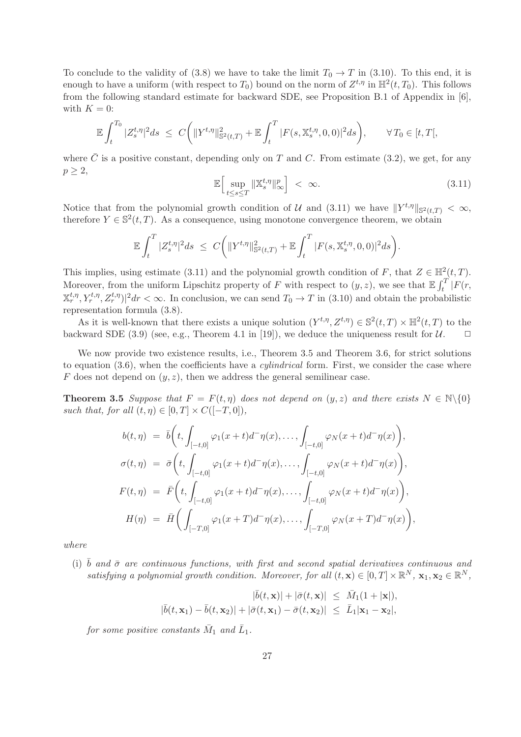To conclude to the validity of (3.8) we have to take the limit $T_0 \to T$ in (3.10). To this end, it is enough to have a uniform (with respect to $T_0$) bound on the norm of $Z^{t,\eta}$ in $\mathbb{H}^2(t,T_0)$. This follows from the following standard estimate for backward SDE, see Proposition B.1 of Appendix in [6], with $K = 0$:

$$\mathbb{E}\int_t^{T_0} |Z_s^{t,\eta}|^2 ds \;\le\; C\bigg(\|Y^{t,\eta}\|^2_{\mathbb{S}^2(t,T)} + \mathbb{E}\int_t^T |F(s,\mathbb{X}_s^{t,\eta},0,0)|^2 ds\bigg), \qquad \forall\, T_0 \in [t,T[,$$

where $\bar{C}$ is a positive constant, depending only on $T$ and $C$. From estimate (3.2), we get, for any $p \geq 2$,

$$\mathbb{E}\Big[\sup_{t\le s\le T} \|\mathbb{X}_s^{t,\eta}\|_\infty^p\Big] \;<\; \infty. \tag{3.11}$$

Notice that from the polynomial growth condition of $\mathcal{U}$ and (3.11) we have $\|Y^{t,\eta}\|_{\mathbb{S}^2(t,T)} < \infty$, therefore $Y \in \mathbb{S}^2(t,T)$. As a consequence, using monotone convergence theorem, we obtain

$$\mathbb{E}\int_t^{T} |Z_s^{t,\eta}|^2 ds \;\le\; C\bigg(\|Y^{t,\eta}\|^2_{\mathbb{S}^2(t,T)} + \mathbb{E}\int_t^T |F(s,\mathbb{X}_s^{t,\eta},0,0)|^2 ds\bigg).$$

This implies, using estimate (3.11) and the polynomial growth condition of $F$, that $Z \in \mathbb{H}^2(t,T)$. Moreover, from the uniform Lipschitz property of $F$ with respect to $(y,z)$, we see that $\mathbb{E}\int_t^T |F(r, \mathbb{X}_r^{t,\eta}, Y_r^{t,\eta}, Z_r^{t,\eta})|^2 dr < \infty$. In conclusion, we can send $T_0 \to T$ in (3.10) and obtain the probabilistic representation formula (3.8).

As it is well-known that there exists a unique solution $(Y^{t,\eta}, Z^{t,\eta}) \in \mathbb{S}^2(t,T) \times \mathbb{H}^2(t,T)$ to the backward SDE (3.9) (see, e.g., Theorem 4.1 in [19]), we deduce the uniqueness result for $\mathcal{U}$. □

We now provide two existence results, i.e., Theorem 3.5 and Theorem 3.6, for strict solutions to equation (3.6), when the coefficients have a *cylindrical* form. First, we consider the case where $F$ does not depend on $(y,z)$, then we address the general semilinear case.

**Theorem 3.5** *Suppose that $F = F(t,\eta)$ does not depend on $(y,z)$ and there exists $N \in \mathbb{N}\backslash\{0\}$ such that, for all $(t,\eta) \in [0,T] \times C([-T,0])$,*

$$\begin{aligned}
b(t,\eta) &= \bar{b}\bigg(t, \int_{[-t,0]} \varphi_1(x+t) d^-\eta(x), \ldots, \int_{[-t,0]} \varphi_N(x+t) d^-\eta(x)\bigg), \\
\sigma(t,\eta) &= \bar{\sigma}\bigg(t, \int_{[-t,0]} \varphi_1(x+t) d^-\eta(x), \ldots, \int_{[-t,0]} \varphi_N(x+t) d^-\eta(x)\bigg), \\
F(t,\eta) &= \bar{F}\bigg(t, \int_{[-t,0]} \varphi_1(x+t) d^-\eta(x), \ldots, \int_{[-t,0]} \varphi_N(x+t) d^-\eta(x)\bigg), \\
H(\eta) &= \bar{H}\bigg(\int_{[-T,0]} \varphi_1(x+T) d^-\eta(x), \ldots, \int_{[-T,0]} \varphi_N(x+T) d^-\eta(x)\bigg),
\end{aligned}$$

*where*

(i) *$\bar{b}$ and $\bar{\sigma}$ are continuous functions, with first and second spatial derivatives continuous and satisfying a polynomial growth condition. Moreover, for all $(t,\mathbf{x}) \in [0,T] \times \mathbb{R}^N$, $\mathbf{x}_1, \mathbf{x}_2 \in \mathbb{R}^N$,*

$$\begin{aligned}
|\bar{b}(t,\mathbf{x})| + |\bar{\sigma}(t,\mathbf{x})| &\le \bar{M}_1(1 + |\mathbf{x}|), \\
|\bar{b}(t,\mathbf{x}_1) - \bar{b}(t,\mathbf{x}_2)| + |\bar{\sigma}(t,\mathbf{x}_1) - \bar{\sigma}(t,\mathbf{x}_2)| &\le \bar{L}_1 |\mathbf{x}_1 - \mathbf{x}_2|,
\end{aligned}$$

*for some positive constants $\bar{M}_1$ and $\bar{L}_1$.*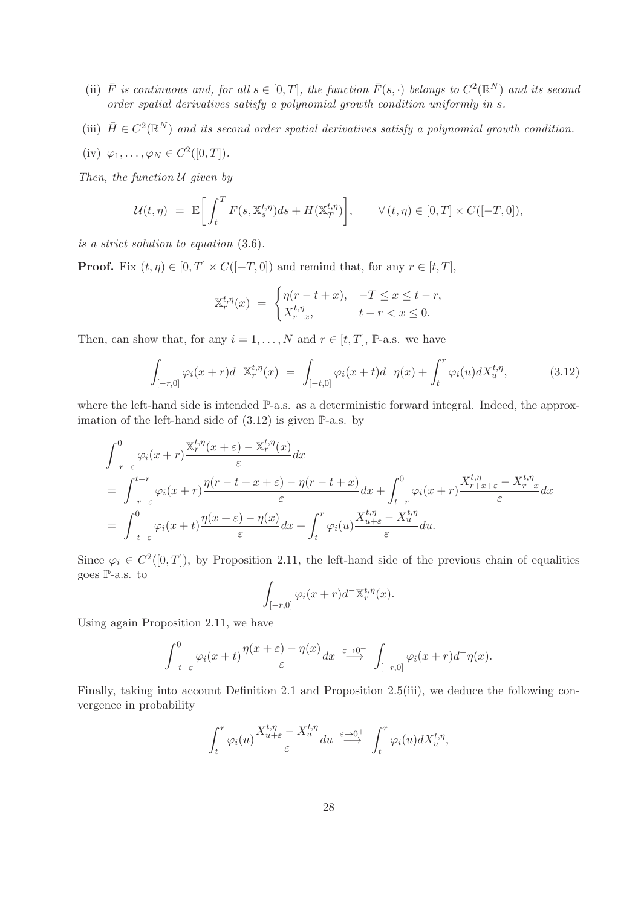(ii) $\bar{F}$ *is continuous and, for all* $s \in [0,T]$, *the function* $\bar{F}(s,\cdot)$ *belongs to* $C^2(\mathbb{R}^N)$ *and its second order spatial derivatives satisfy a polynomial growth condition uniformly in* $s$.

(iii) $\bar{H} \in C^2(\mathbb{R}^N)$ *and its second order spatial derivatives satisfy a polynomial growth condition.*

(iv) $\varphi_1, \ldots, \varphi_N \in C^2([0,T])$.

*Then, the function* $\mathcal{U}$ *given by*

$$\mathcal{U}(t,\eta) \;=\; \mathbb{E}\bigg[\int_t^T F(s,\mathbb{X}_s^{t,\eta})ds + H(\mathbb{X}_T^{t,\eta})\bigg], \qquad \forall\,(t,\eta) \in [0,T]\times C([-T,0]),$$

*is a strict solution to equation* (3.6).

**Proof.** Fix $(t,\eta) \in [0,T]\times C([-T,0])$ and remind that, for any $r \in [t,T]$,

$$\mathbb{X}_r^{t,\eta}(x) \;=\; \begin{cases} \eta(r-t+x), & -T \le x \le t-r, \\ X_{r+x}^{t,\eta}, & t-r < x \le 0. \end{cases}$$

Then, can show that, for any $i = 1,\ldots,N$ and $r \in [t,T]$, $\mathbb{P}$-a.s. we have

$$\int_{[-r,0]} \varphi_i(x+r)d^-\mathbb{X}_r^{t,\eta}(x) \;=\; \int_{[-t,0]} \varphi_i(x+t)d^-\eta(x) + \int_t^r \varphi_i(u)dX_u^{t,\eta}, \tag{3.12}$$

where the left-hand side is intended $\mathbb{P}$-a.s. as a deterministic forward integral. Indeed, the approximation of the left-hand side of (3.12) is given $\mathbb{P}$-a.s. by

$$\begin{aligned}
&\int_{-r-\varepsilon}^0 \varphi_i(x+r)\frac{\mathbb{X}_r^{t,\eta}(x+\varepsilon)-\mathbb{X}_r^{t,\eta}(x)}{\varepsilon}dx \\
&= \int_{-r-\varepsilon}^{t-r} \varphi_i(x+r)\frac{\eta(r-t+x+\varepsilon)-\eta(r-t+x)}{\varepsilon}dx + \int_{t-r}^0 \varphi_i(x+r)\frac{X_{r+x+\varepsilon}^{t,\eta}-X_{r+x}^{t,\eta}}{\varepsilon}dx \\
&= \int_{-t-\varepsilon}^0 \varphi_i(x+t)\frac{\eta(x+\varepsilon)-\eta(x)}{\varepsilon}dx + \int_t^r \varphi_i(u)\frac{X_{u+\varepsilon}^{t,\eta}-X_u^{t,\eta}}{\varepsilon}du.
\end{aligned}$$

Since $\varphi_i \in C^2([0,T])$, by Proposition 2.11, the left-hand side of the previous chain of equalities goes $\mathbb{P}$-a.s. to

$$\int_{[-r,0]} \varphi_i(x+r)d^-\mathbb{X}_r^{t,\eta}(x).$$

Using again Proposition 2.11, we have

$$\int_{-t-\varepsilon}^0 \varphi_i(x+t)\frac{\eta(x+\varepsilon)-\eta(x)}{\varepsilon}dx \;\overset{\varepsilon\to 0^+}{\longrightarrow}\; \int_{[-r,0]} \varphi_i(x+r)d^-\eta(x).$$

Finally, taking into account Definition 2.1 and Proposition 2.5(iii), we deduce the following convergence in probability

$$\int_t^r \varphi_i(u)\frac{X_{u+\varepsilon}^{t,\eta}-X_u^{t,\eta}}{\varepsilon}du \;\overset{\varepsilon\to 0^+}{\longrightarrow}\; \int_t^r \varphi_i(u)dX_u^{t,\eta},$$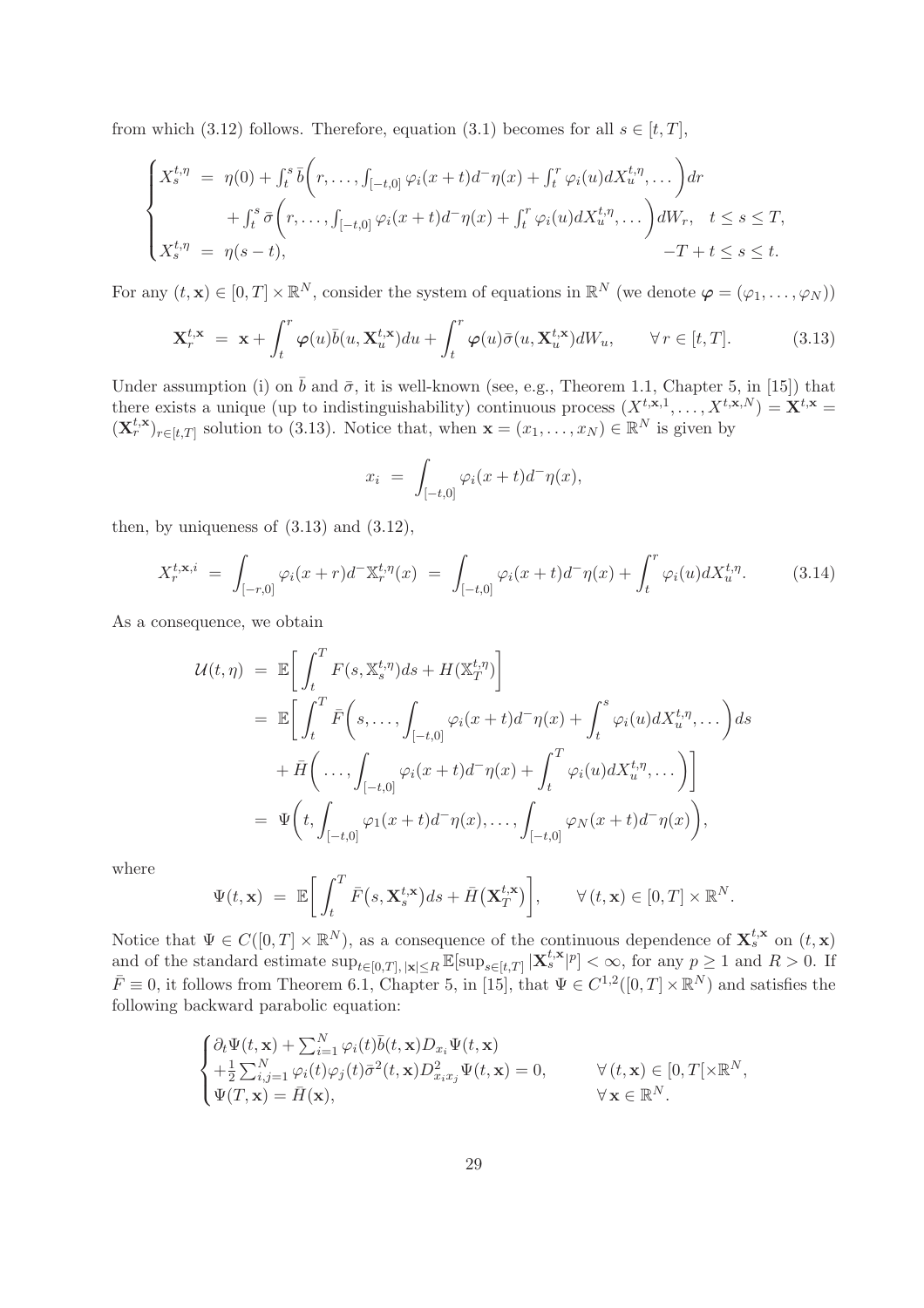from which (3.12) follows. Therefore, equation (3.1) becomes for all $s \in [t, T]$,

$$
\begin{cases}
X_s^{t,\eta} \;=\; \eta(0) + \int_t^s \bar b\bigg(r, \dots, \int_{[-t,0]} \varphi_i(x+t) d^-\eta(x) + \int_t^r \varphi_i(u) dX_u^{t,\eta}, \dots\bigg) dr \\
\qquad\qquad + \int_t^s \bar\sigma\bigg(r, \dots, \int_{[-t,0]} \varphi_i(x+t) d^-\eta(x) + \int_t^r \varphi_i(u) dX_u^{t,\eta}, \dots\bigg) dW_r, \quad t \le s \le T, \\
X_s^{t,\eta} \;=\; \eta(s-t), \qquad\qquad\qquad\qquad\qquad\qquad\qquad\qquad\qquad\qquad -T+t \le s \le t.
\end{cases}
$$

For any $(t, \mathbf{x}) \in [0, T] \times \mathbb{R}^N$, consider the system of equations in $\mathbb{R}^N$ (we denote $\boldsymbol{\varphi} = (\varphi_1, \dots, \varphi_N)$)

$$
\mathbf{X}_r^{t,\mathbf{x}} \;=\; \mathbf{x} + \int_t^r \boldsymbol{\varphi}(u) \bar b(u, \mathbf{X}_u^{t,\mathbf{x}}) du + \int_t^r \boldsymbol{\varphi}(u) \bar\sigma(u, \mathbf{X}_u^{t,\mathbf{x}}) dW_u, \qquad \forall\, r \in [t, T]. \tag{3.13}
$$

Under assumption (i) on $\bar b$ and $\bar\sigma$, it is well-known (see, e.g., Theorem 1.1, Chapter 5, in [15]) that there exists a unique (up to indistinguishability) continuous process $(X^{t,\mathbf{x},1}, \dots, X^{t,\mathbf{x},N}) = \mathbf{X}^{t,\mathbf{x}} = (\mathbf{X}_r^{t,\mathbf{x}})_{r \in [t,T]}$ solution to (3.13). Notice that, when $\mathbf{x} = (x_1, \dots, x_N) \in \mathbb{R}^N$ is given by

$$
x_i \;=\; \int_{[-t,0]} \varphi_i(x+t) d^-\eta(x),
$$

then, by uniqueness of (3.13) and (3.12),

$$
X_r^{t,\mathbf{x},i} \;=\; \int_{[-r,0]} \varphi_i(x+r) d^-\mathbb{X}_r^{t,\eta}(x) \;=\; \int_{[-t,0]} \varphi_i(x+t) d^-\eta(x) + \int_t^r \varphi_i(u) dX_u^{t,\eta}. \tag{3.14}
$$

As a consequence, we obtain

$$
\begin{aligned}
\mathcal{U}(t, \eta) \;&=\; \mathbb{E}\bigg[\int_t^T F(s, \mathbb{X}_s^{t,\eta}) ds + H(\mathbb{X}_T^{t,\eta})\bigg] \\
&=\; \mathbb{E}\bigg[\int_t^T \bar F\bigg(s, \dots, \int_{[-t,0]} \varphi_i(x+t) d^-\eta(x) + \int_t^s \varphi_i(u) dX_u^{t,\eta}, \dots\bigg) ds \\
&\quad + \bar H\bigg(\dots, \int_{[-t,0]} \varphi_i(x+t) d^-\eta(x) + \int_t^T \varphi_i(u) dX_u^{t,\eta}, \dots\bigg)\bigg] \\
&=\; \Psi\bigg(t, \int_{[-t,0]} \varphi_1(x+t) d^-\eta(x), \dots, \int_{[-t,0]} \varphi_N(x+t) d^-\eta(x)\bigg),
\end{aligned}
$$

where

$$
\Psi(t, \mathbf{x}) \;=\; \mathbb{E}\bigg[\int_t^T \bar F\big(s, \mathbf{X}_s^{t,\mathbf{x}}\big) ds + \bar H\big(\mathbf{X}_T^{t,\mathbf{x}}\big)\bigg], \qquad \forall\, (t, \mathbf{x}) \in [0, T] \times \mathbb{R}^N.
$$

Notice that $\Psi \in C([0, T] \times \mathbb{R}^N)$, as a consequence of the continuous dependence of $\mathbf{X}_s^{t,\mathbf{x}}$ on $(t, \mathbf{x})$ and of the standard estimate $\sup_{t \in [0,T],\, |\mathbf{x}| \le R} \mathbb{E}[\sup_{s \in [t,T]} |\mathbf{X}_s^{t,\mathbf{x}}|^p] < \infty$, for any $p \ge 1$ and $R > 0$. If $\bar F \equiv 0$, it follows from Theorem 6.1, Chapter 5, in [15], that $\Psi \in C^{1,2}([0, T] \times \mathbb{R}^N)$ and satisfies the following backward parabolic equation:

$$
\begin{cases}
\partial_t \Psi(t, \mathbf{x}) + \sum_{i=1}^N \varphi_i(t) \bar b(t, \mathbf{x}) D_{x_i} \Psi(t, \mathbf{x}) \\
+ \frac{1}{2} \sum_{i,j=1}^N \varphi_i(t) \varphi_j(t) \bar\sigma^2(t, \mathbf{x}) D^2_{x_i x_j} \Psi(t, \mathbf{x}) = 0, \qquad \forall\, (t, \mathbf{x}) \in [0, T[ \times \mathbb{R}^N, \\
\Psi(T, \mathbf{x}) = \bar H(\mathbf{x}), \qquad\qquad\qquad\qquad\qquad\qquad\quad \forall\, \mathbf{x} \in \mathbb{R}^N.
\end{cases}
$$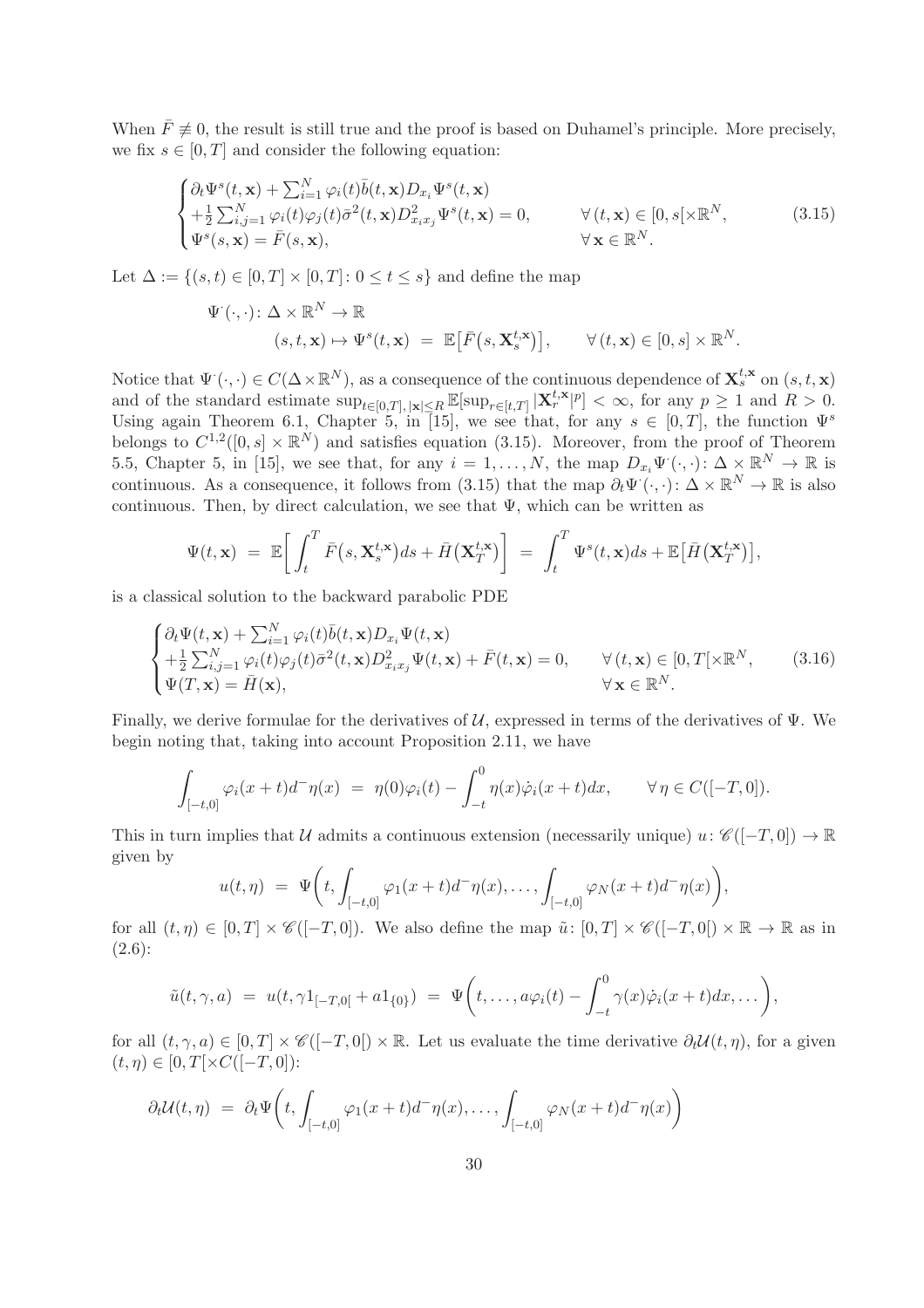When $\bar{F} \not\equiv 0$, the result is still true and the proof is based on Duhamel's principle. More precisely, we fix $s \in [0,T]$ and consider the following equation:

$$
\begin{cases}
\partial_t \Psi^s(t,\mathbf{x}) + \sum_{i=1}^N \varphi_i(t)\bar{b}(t,\mathbf{x}) D_{x_i}\Psi^s(t,\mathbf{x}) \\
+\frac{1}{2}\sum_{i,j=1}^N \varphi_i(t)\varphi_j(t)\bar{\sigma}^2(t,\mathbf{x}) D^2_{x_i x_j}\Psi^s(t,\mathbf{x}) = 0, & \forall\,(t,\mathbf{x}) \in [0,s[\times\mathbb{R}^N, \\
\Psi^s(s,\mathbf{x}) = \bar{F}(s,\mathbf{x}), & \forall\,\mathbf{x} \in \mathbb{R}^N.
\end{cases}
\tag{3.15}
$$

Let $\Delta := \{(s,t) \in [0,T]\times[0,T] \colon 0 \le t \le s\}$ and define the map

$$
\begin{aligned}
\Psi^{\cdot}(\cdot,\cdot) \colon \Delta \times \mathbb{R}^N &\to \mathbb{R} \\
(s,t,\mathbf{x}) &\mapsto \Psi^s(t,\mathbf{x}) \;=\; \mathbb{E}\big[\bar{F}\big(s,\mathbf{X}_s^{t,\mathbf{x}}\big)\big], \qquad \forall\,(t,\mathbf{x}) \in [0,s]\times\mathbb{R}^N.
\end{aligned}
$$

Notice that $\Psi^{\cdot}(\cdot,\cdot) \in C(\Delta\times\mathbb{R}^N)$, as a consequence of the continuous dependence of $\mathbf{X}_s^{t,\mathbf{x}}$ on $(s,t,\mathbf{x})$ and of the standard estimate $\sup_{t\in[0,T],\,|\mathbf{x}|\le R}\mathbb{E}[\sup_{r\in[t,T]}|\mathbf{X}_r^{t,\mathbf{x}}|^p] < \infty$, for any $p \ge 1$ and $R > 0$. Using again Theorem 6.1, Chapter 5, in [15], we see that, for any $s \in [0,T]$, the function $\Psi^s$ belongs to $C^{1,2}([0,s]\times\mathbb{R}^N)$ and satisfies equation (3.15). Moreover, from the proof of Theorem 5.5, Chapter 5, in [15], we see that, for any $i = 1,\ldots,N$, the map $D_{x_i}\Psi^{\cdot}(\cdot,\cdot)\colon \Delta\times\mathbb{R}^N \to \mathbb{R}$ is continuous. As a consequence, it follows from (3.15) that the map $\partial_t\Psi^{\cdot}(\cdot,\cdot)\colon \Delta\times\mathbb{R}^N \to \mathbb{R}$ is also continuous. Then, by direct calculation, we see that $\Psi$, which can be written as

$$
\Psi(t,\mathbf{x}) \;=\; \mathbb{E}\bigg[\int_t^T \bar{F}\big(s,\mathbf{X}_s^{t,\mathbf{x}}\big)ds + \bar{H}\big(\mathbf{X}_T^{t,\mathbf{x}}\big)\bigg] \;=\; \int_t^T \Psi^s(t,\mathbf{x})ds + \mathbb{E}\big[\bar{H}\big(\mathbf{X}_T^{t,\mathbf{x}}\big)\big],
$$

is a classical solution to the backward parabolic PDE

$$
\begin{cases}
\partial_t \Psi(t,\mathbf{x}) + \sum_{i=1}^N \varphi_i(t)\bar{b}(t,\mathbf{x}) D_{x_i}\Psi(t,\mathbf{x}) \\
+\frac{1}{2}\sum_{i,j=1}^N \varphi_i(t)\varphi_j(t)\bar{\sigma}^2(t,\mathbf{x}) D^2_{x_i x_j}\Psi(t,\mathbf{x}) + \bar{F}(t,\mathbf{x}) = 0, & \forall\,(t,\mathbf{x}) \in [0,T[\times\mathbb{R}^N, \\
\Psi(T,\mathbf{x}) = \bar{H}(\mathbf{x}), & \forall\,\mathbf{x} \in \mathbb{R}^N.
\end{cases}
\tag{3.16}
$$

Finally, we derive formulae for the derivatives of $\mathcal{U}$, expressed in terms of the derivatives of $\Psi$. We begin noting that, taking into account Proposition 2.11, we have

$$
\int_{[-t,0]} \varphi_i(x+t)d^-\eta(x) \;=\; \eta(0)\varphi_i(t) - \int_{-t}^0 \eta(x)\dot{\varphi}_i(x+t)dx, \qquad \forall\,\eta \in C([-T,0]).
$$

This in turn implies that $\mathcal{U}$ admits a continuous extension (necessarily unique) $u\colon \mathscr{C}([-T,0]) \to \mathbb{R}$ given by

$$
u(t,\eta) \;=\; \Psi\bigg(t, \int_{[-t,0]}\varphi_1(x+t)d^-\eta(x), \ldots, \int_{[-t,0]}\varphi_N(x+t)d^-\eta(x)\bigg),
$$

for all $(t,\eta) \in [0,T]\times\mathscr{C}([-T,0])$. We also define the map $\tilde{u}\colon [0,T]\times\mathscr{C}([-T,0[)\times\mathbb{R} \to \mathbb{R}$ as in (2.6):

$$
\tilde{u}(t,\gamma,a) \;=\; u(t,\gamma 1_{[-T,0[} + a1_{\{0\}}) \;=\; \Psi\bigg(t, \ldots, a\varphi_i(t) - \int_{-t}^0 \gamma(x)\dot{\varphi}_i(x+t)dx, \ldots\bigg),
$$

for all $(t,\gamma,a) \in [0,T]\times\mathscr{C}([-T,0[)\times\mathbb{R}$. Let us evaluate the time derivative $\partial_t\mathcal{U}(t,\eta)$, for a given $(t,\eta) \in [0,T[\times C([-T,0])$:

$$
\partial_t\mathcal{U}(t,\eta) \;=\; \partial_t\Psi\bigg(t, \int_{[-t,0]}\varphi_1(x+t)d^-\eta(x), \ldots, \int_{[-t,0]}\varphi_N(x+t)d^-\eta(x)\bigg)
$$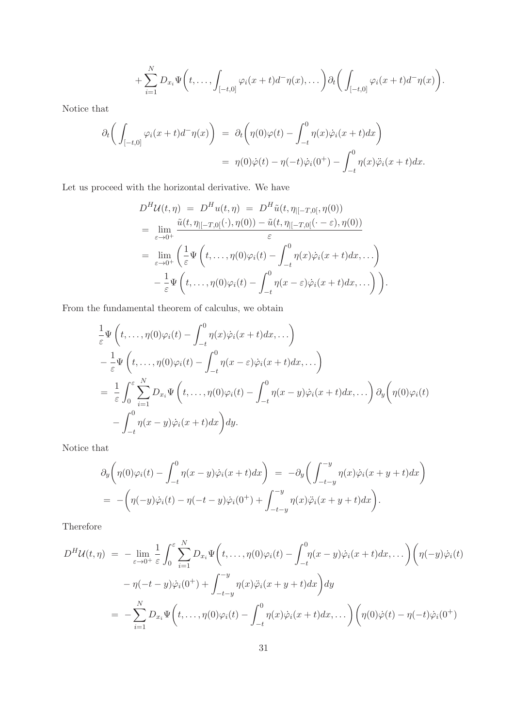$$+\sum_{i=1}^N D_{x_i}\Psi\bigg(t,\ldots,\int_{[-t,0]}\varphi_i(x+t)d^-\eta(x),\ldots\bigg)\partial_t\bigg(\int_{[-t,0]}\varphi_i(x+t)d^-\eta(x)\bigg).$$

Notice that

$$\begin{aligned}
\partial_t\bigg(\int_{[-t,0]}\varphi_i(x+t)d^-\eta(x)\bigg) &= \partial_t\bigg(\eta(0)\varphi(t)-\int_{-t}^0\eta(x)\dot\varphi_i(x+t)dx\bigg)\\
&= \eta(0)\dot\varphi(t)-\eta(-t)\dot\varphi_i(0^+)-\int_{-t}^0\eta(x)\ddot\varphi_i(x+t)dx.
\end{aligned}$$

Let us proceed with the horizontal derivative. We have

$$\begin{aligned}
D^H\mathcal{U}(t,\eta) &= D^H u(t,\eta) \;=\; D^H\tilde u(t,\eta_{|[-T,0[},\eta(0))\\
&= \lim_{\varepsilon\to0^+}\frac{\tilde u(t,\eta_{|[-T,0[}(\cdot),\eta(0))-\tilde u(t,\eta_{|[-T,0[}(\cdot-\varepsilon),\eta(0))}{\varepsilon}\\
&= \lim_{\varepsilon\to0^+}\bigg(\frac{1}{\varepsilon}\Psi\bigg(t,\ldots,\eta(0)\varphi_i(t)-\int_{-t}^0\eta(x)\dot\varphi_i(x+t)dx,\ldots\bigg)\\
&\quad-\frac{1}{\varepsilon}\Psi\bigg(t,\ldots,\eta(0)\varphi_i(t)-\int_{-t}^0\eta(x-\varepsilon)\dot\varphi_i(x+t)dx,\ldots\bigg)\bigg).
\end{aligned}$$

From the fundamental theorem of calculus, we obtain

$$\begin{aligned}
&\frac{1}{\varepsilon}\Psi\bigg(t,\ldots,\eta(0)\varphi_i(t)-\int_{-t}^0\eta(x)\dot\varphi_i(x+t)dx,\ldots\bigg)\\
&-\frac{1}{\varepsilon}\Psi\bigg(t,\ldots,\eta(0)\varphi_i(t)-\int_{-t}^0\eta(x-\varepsilon)\dot\varphi_i(x+t)dx,\ldots\bigg)\\
&= \frac{1}{\varepsilon}\int_0^\varepsilon\sum_{i=1}^N D_{x_i}\Psi\bigg(t,\ldots,\eta(0)\varphi_i(t)-\int_{-t}^0\eta(x-y)\dot\varphi_i(x+t)dx,\ldots\bigg)\partial_y\bigg(\eta(0)\varphi_i(t)\\
&\quad-\int_{-t}^0\eta(x-y)\dot\varphi_i(x+t)dx\bigg)dy.
\end{aligned}$$

Notice that

$$\begin{aligned}
&\partial_y\bigg(\eta(0)\varphi_i(t)-\int_{-t}^0\eta(x-y)\dot\varphi_i(x+t)dx\bigg) \;=\; -\partial_y\bigg(\int_{-t-y}^{-y}\eta(x)\dot\varphi_i(x+y+t)dx\bigg)\\
&= -\bigg(\eta(-y)\dot\varphi_i(t)-\eta(-t-y)\dot\varphi_i(0^+)+\int_{-t-y}^{-y}\eta(x)\ddot\varphi_i(x+y+t)dx\bigg).
\end{aligned}$$

Therefore

$$\begin{aligned}
D^H\mathcal{U}(t,\eta) &= -\lim_{\varepsilon\to0^+}\frac{1}{\varepsilon}\int_0^\varepsilon\sum_{i=1}^N D_{x_i}\Psi\bigg(t,\ldots,\eta(0)\varphi_i(t)-\int_{-t}^0\eta(x-y)\dot\varphi_i(x+t)dx,\ldots\bigg)\bigg(\eta(-y)\dot\varphi_i(t)\\
&\quad-\eta(-t-y)\dot\varphi_i(0^+)+\int_{-t-y}^{-y}\eta(x)\ddot\varphi_i(x+y+t)dx\bigg)dy\\
&= -\sum_{i=1}^N D_{x_i}\Psi\bigg(t,\ldots,\eta(0)\varphi_i(t)-\int_{-t}^0\eta(x)\dot\varphi_i(x+t)dx,\ldots\bigg)\bigg(\eta(0)\dot\varphi(t)-\eta(-t)\dot\varphi_i(0^+)
\end{aligned}$$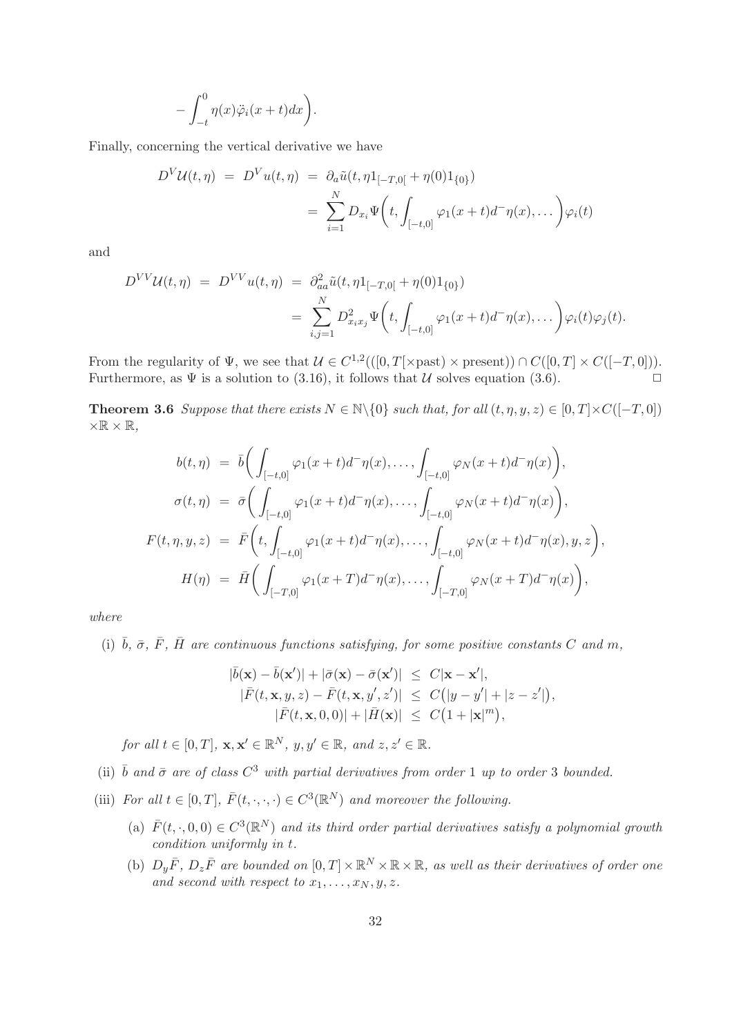$$-\int_{-t}^{0} \eta(x)\ddot{\varphi}_i(x+t)dx\bigg).$$

Finally, concerning the vertical derivative we have

$$\begin{aligned}
D^V\mathcal{U}(t,\eta) \;=\; D^V u(t,\eta) &\;=\; \partial_a \tilde{u}(t,\eta 1_{[-T,0[} + \eta(0)1_{\{0\}}) \\
&\;=\; \sum_{i=1}^{N} D_{x_i}\Psi\bigg(t, \int_{[-t,0]} \varphi_1(x+t)d^-\eta(x), \ldots\bigg)\varphi_i(t)
\end{aligned}$$

and

$$\begin{aligned}
D^{VV}\mathcal{U}(t,\eta) \;=\; D^{VV} u(t,\eta) &\;=\; \partial_{aa}^2 \tilde{u}(t,\eta 1_{[-T,0[} + \eta(0)1_{\{0\}}) \\
&\;=\; \sum_{i,j=1}^{N} D_{x_i x_j}^2\Psi\bigg(t, \int_{[-t,0]} \varphi_1(x+t)d^-\eta(x), \ldots\bigg)\varphi_i(t)\varphi_j(t).
\end{aligned}$$

From the regularity of $\Psi$, we see that $\mathcal{U} \in C^{1,2}(([0,T[\times\text{past})\times\text{present})) \cap C([0,T]\times C([-T,0]))$. Furthermore, as $\Psi$ is a solution to (3.16), it follows that $\mathcal{U}$ solves equation (3.6). $\Box$

**Theorem 3.6** *Suppose that there exists $N \in \mathbb{N}\backslash\{0\}$ such that, for all $(t,\eta,y,z) \in [0,T]\times C([-T,0]) \times\mathbb{R}\times\mathbb{R}$,*

$$\begin{aligned}
b(t,\eta) &= \bar{b}\bigg(\int_{[-t,0]} \varphi_1(x+t)d^-\eta(x), \ldots, \int_{[-t,0]} \varphi_N(x+t)d^-\eta(x)\bigg), \\
\sigma(t,\eta) &= \bar{\sigma}\bigg(\int_{[-t,0]} \varphi_1(x+t)d^-\eta(x), \ldots, \int_{[-t,0]} \varphi_N(x+t)d^-\eta(x)\bigg), \\
F(t,\eta,y,z) &= \bar{F}\bigg(t, \int_{[-t,0]} \varphi_1(x+t)d^-\eta(x), \ldots, \int_{[-t,0]} \varphi_N(x+t)d^-\eta(x), y, z\bigg), \\
H(\eta) &= \bar{H}\bigg(\int_{[-T,0]} \varphi_1(x+T)d^-\eta(x), \ldots, \int_{[-T,0]} \varphi_N(x+T)d^-\eta(x)\bigg),
\end{aligned}$$

*where*

(i) *$\bar{b}$, $\bar{\sigma}$, $\bar{F}$, $\bar{H}$ are continuous functions satisfying, for some positive constants $C$ and $m$,*

$$\begin{aligned}
|\bar{b}(\mathbf{x}) - \bar{b}(\mathbf{x}')| + |\bar{\sigma}(\mathbf{x}) - \bar{\sigma}(\mathbf{x}')| &\leq C|\mathbf{x} - \mathbf{x}'|, \\
|\bar{F}(t,\mathbf{x},y,z) - \bar{F}(t,\mathbf{x},y',z')| &\leq C\big(|y-y'| + |z-z'|\big), \\
|\bar{F}(t,\mathbf{x},0,0)| + |\bar{H}(\mathbf{x})| &\leq C\big(1 + |\mathbf{x}|^m\big),
\end{aligned}$$

*for all $t \in [0,T]$, $\mathbf{x},\mathbf{x}' \in \mathbb{R}^N$, $y,y' \in \mathbb{R}$, and $z,z' \in \mathbb{R}$.*

(ii) *$\bar{b}$ and $\bar{\sigma}$ are of class $C^3$ with partial derivatives from order $1$ up to order $3$ bounded.*

(iii) *For all $t \in [0,T]$, $\bar{F}(t,\cdot,\cdot,\cdot) \in C^3(\mathbb{R}^N)$ and moreover the following.*

   (a) *$\bar{F}(t,\cdot,0,0) \in C^3(\mathbb{R}^N)$ and its third order partial derivatives satisfy a polynomial growth condition uniformly in $t$.*

   (b) *$D_y\bar{F}$, $D_z\bar{F}$ are bounded on $[0,T]\times\mathbb{R}^N\times\mathbb{R}\times\mathbb{R}$, as well as their derivatives of order one and second with respect to $x_1,\ldots,x_N,y,z$.*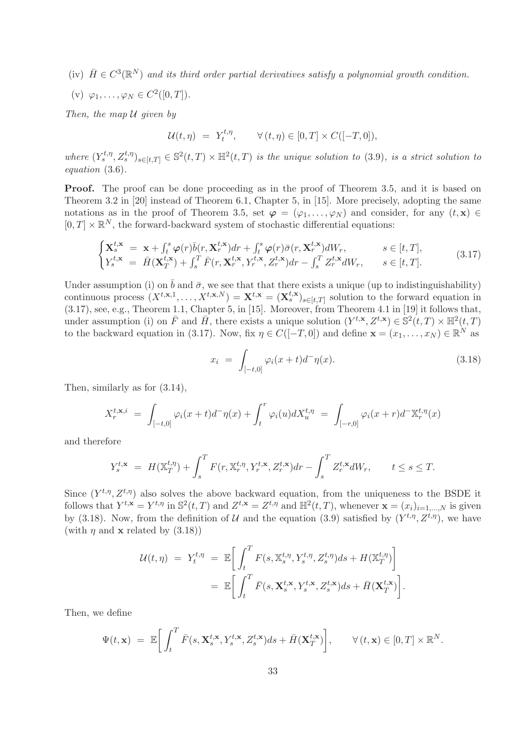(iv) $\bar{H} \in C^3(\mathbb{R}^N)$ *and its third order partial derivatives satisfy a polynomial growth condition.*

(v) $\varphi_1, \ldots, \varphi_N \in C^2([0,T])$.

*Then, the map $\mathcal{U}$ given by*

$$\mathcal{U}(t,\eta) \;=\; Y_t^{t,\eta}, \qquad \forall\, (t,\eta) \in [0,T] \times C([-T,0]),$$

*where $(Y_s^{t,\eta}, Z_s^{t,\eta})_{s\in[t,T]} \in \mathbb{S}^2(t,T) \times \mathbb{H}^2(t,T)$ is the unique solution to* (3.9)*, is a strict solution to equation* (3.6).

**Proof.** The proof can be done proceeding as in the proof of Theorem 3.5, and it is based on Theorem 3.2 in [20] instead of Theorem 6.1, Chapter 5, in [15]. More precisely, adopting the same notations as in the proof of Theorem 3.5, set $\boldsymbol{\varphi} = (\varphi_1, \ldots, \varphi_N)$ and consider, for any $(t, \mathbf{x}) \in [0,T] \times \mathbb{R}^N$, the forward-backward system of stochastic differential equations:

$$\begin{cases} \mathbf{X}_s^{t,\mathbf{x}} \;=\; \mathbf{x} + \int_t^s \boldsymbol{\varphi}(r) \bar{b}(r, \mathbf{X}_r^{t,\mathbf{x}}) dr + \int_t^s \boldsymbol{\varphi}(r) \bar{\sigma}(r, \mathbf{X}_r^{t,\mathbf{x}}) dW_r, & s \in [t,T], \\ Y_s^{t,\mathbf{x}} \;=\; \bar{H}(\mathbf{X}_T^{t,\mathbf{x}}) + \int_s^T \bar{F}(r, \mathbf{X}_r^{t,\mathbf{x}}, Y_r^{t,\mathbf{x}}, Z_r^{t,\mathbf{x}}) dr - \int_s^T Z_r^{t,\mathbf{x}} dW_r, & s \in [t,T]. \end{cases} \tag{3.17}$$

Under assumption (i) on $\bar{b}$ and $\bar{\sigma}$, we see that that there exists a unique (up to indistinguishability) continuous process $(X^{t,\mathbf{x},1}, \ldots, X^{t,\mathbf{x},N}) = \mathbf{X}^{t,\mathbf{x}} = (\mathbf{X}_s^{t,\mathbf{x}})_{s\in[t,T]}$ solution to the forward equation in (3.17), see, e.g., Theorem 1.1, Chapter 5, in [15]. Moreover, from Theorem 4.1 in [19] it follows that, under assumption (i) on $\bar{F}$ and $\bar{H}$, there exists a unique solution $(Y^{t,\mathbf{x}}, Z^{t,\mathbf{x}}) \in \mathbb{S}^2(t,T) \times \mathbb{H}^2(t,T)$ to the backward equation in (3.17). Now, fix $\eta \in C([-T,0])$ and define $\mathbf{x} = (x_1, \ldots, x_N) \in \mathbb{R}^N$ as

$$x_i \;=\; \int_{[-t,0]} \varphi_i(x+t) d^- \eta(x). \tag{3.18}$$

Then, similarly as for (3.14),

$$X_r^{t,\mathbf{x},i} \;=\; \int_{[-t,0]} \varphi_i(x+t) d^- \eta(x) + \int_t^r \varphi_i(u) dX_u^{t,\eta} \;=\; \int_{[-r,0]} \varphi_i(x+r) d^- \mathbb{X}_r^{t,\eta}(x)$$

and therefore

$$Y_s^{t,\mathbf{x}} \;=\; H(\mathbb{X}_T^{t,\eta}) + \int_s^T F(r, \mathbb{X}_r^{t,\eta}, Y_r^{t,\mathbf{x}}, Z_r^{t,\mathbf{x}}) dr - \int_s^T Z_r^{t,\mathbf{x}} dW_r, \qquad t \leq s \leq T.$$

Since $(Y^{t,\eta}, Z^{t,\eta})$ also solves the above backward equation, from the uniqueness to the BSDE it follows that $Y^{t,\mathbf{x}} = Y^{t,\eta}$ in $\mathbb{S}^2(t,T)$ and $Z^{t,\mathbf{x}} = Z^{t,\eta}$ and $\mathbb{H}^2(t,T)$, whenever $\mathbf{x} = (x_i)_{i=1,\ldots,N}$ is given by (3.18). Now, from the definition of $\mathcal{U}$ and the equation (3.9) satisfied by $(Y^{t,\eta}, Z^{t,\eta})$, we have (with $\eta$ and $\mathbf{x}$ related by (3.18))

$$\begin{aligned} \mathcal{U}(t,\eta) \;=\; Y_t^{t,\eta} \;&=\; \mathbb{E}\bigg[ \int_t^T F(s, \mathbb{X}_s^{t,\eta}, Y_s^{t,\eta}, Z_s^{t,\eta}) ds + H(\mathbb{X}_T^{t,\eta}) \bigg] \\ &=\; \mathbb{E}\bigg[ \int_t^T \bar{F}(s, \mathbf{X}_s^{t,\mathbf{x}}, Y_s^{t,\mathbf{x}}, Z_s^{t,\mathbf{x}}) ds + \bar{H}(\mathbf{X}_T^{t,\mathbf{x}}) \bigg]. \end{aligned}$$

Then, we define

$$\Psi(t,\mathbf{x}) \;=\; \mathbb{E}\bigg[ \int_t^T \bar{F}(s, \mathbf{X}_s^{t,\mathbf{x}}, Y_s^{t,\mathbf{x}}, Z_s^{t,\mathbf{x}}) ds + \bar{H}(\mathbf{X}_T^{t,\mathbf{x}}) \bigg], \qquad \forall\, (t,\mathbf{x}) \in [0,T] \times \mathbb{R}^N.$$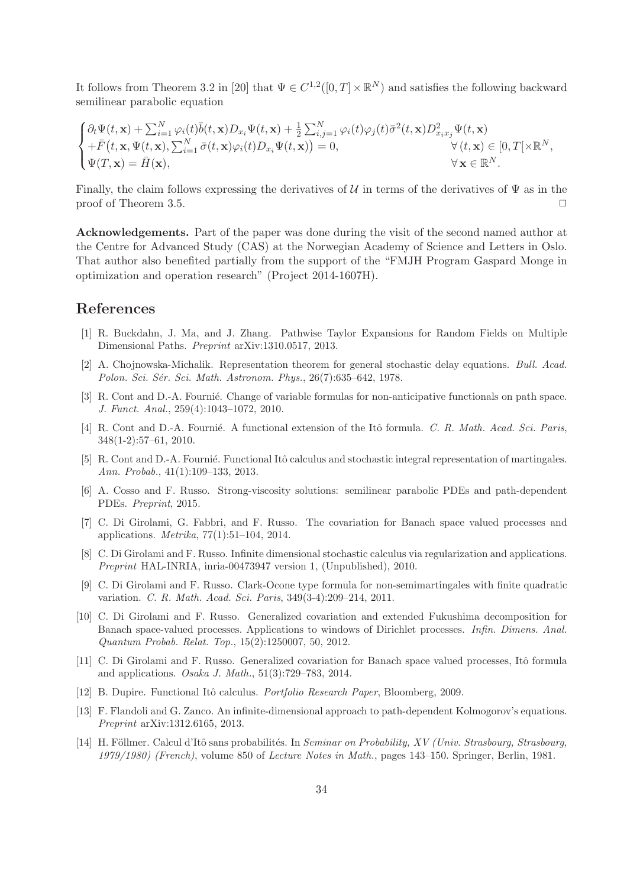It follows from Theorem 3.2 in [20] that $\Psi \in C^{1,2}([0,T] \times \mathbb{R}^N)$ and satisfies the following backward semilinear parabolic equation

$$
\begin{cases}
\partial_t \Psi(t,\mathbf{x}) + \sum_{i=1}^N \varphi_i(t)\bar{b}(t,\mathbf{x}) D_{x_i}\Psi(t,\mathbf{x}) + \frac{1}{2}\sum_{i,j=1}^N \varphi_i(t)\varphi_j(t)\bar{\sigma}^2(t,\mathbf{x}) D^2_{x_i x_j}\Psi(t,\mathbf{x}) \\
+\bar{F}\big(t,\mathbf{x},\Psi(t,\mathbf{x}),\sum_{i=1}^N \bar{\sigma}(t,\mathbf{x})\varphi_i(t) D_{x_i}\Psi(t,\mathbf{x})\big) = 0, & \forall\,(t,\mathbf{x}) \in [0,T[\times\mathbb{R}^N, \\
\Psi(T,\mathbf{x}) = \bar{H}(\mathbf{x}), & \forall\,\mathbf{x} \in \mathbb{R}^N.
\end{cases}
$$

Finally, the claim follows expressing the derivatives of $\mathcal{U}$ in terms of the derivatives of $\Psi$ as in the proof of Theorem 3.5. □

**Acknowledgements.** Part of the paper was done during the visit of the second named author at the Centre for Advanced Study (CAS) at the Norwegian Academy of Science and Letters in Oslo. That author also benefited partially from the support of the "FMJH Program Gaspard Monge in optimization and operation research" (Project 2014-1607H).

# References

[1] R. Buckdahn, J. Ma, and J. Zhang. Pathwise Taylor Expansions for Random Fields on Multiple Dimensional Paths. *Preprint* arXiv:1310.0517, 2013.

[2] A. Chojnowska-Michalik. Representation theorem for general stochastic delay equations. *Bull. Acad. Polon. Sci. Sér. Sci. Math. Astronom. Phys.*, 26(7):635–642, 1978.

[3] R. Cont and D.-A. Fournié. Change of variable formulas for non-anticipative functionals on path space. *J. Funct. Anal.*, 259(4):1043–1072, 2010.

[4] R. Cont and D.-A. Fournié. A functional extension of the Itô formula. *C. R. Math. Acad. Sci. Paris*, 348(1-2):57–61, 2010.

[5] R. Cont and D.-A. Fournié. Functional Itô calculus and stochastic integral representation of martingales. *Ann. Probab.*, 41(1):109–133, 2013.

[6] A. Cosso and F. Russo. Strong-viscosity solutions: semilinear parabolic PDEs and path-dependent PDEs. *Preprint*, 2015.

[7] C. Di Girolami, G. Fabbri, and F. Russo. The covariation for Banach space valued processes and applications. *Metrika*, 77(1):51–104, 2014.

[8] C. Di Girolami and F. Russo. Infinite dimensional stochastic calculus via regularization and applications. *Preprint* HAL-INRIA, inria-00473947 version 1, (Unpublished), 2010.

[9] C. Di Girolami and F. Russo. Clark-Ocone type formula for non-semimartingales with finite quadratic variation. *C. R. Math. Acad. Sci. Paris*, 349(3-4):209–214, 2011.

[10] C. Di Girolami and F. Russo. Generalized covariation and extended Fukushima decomposition for Banach space-valued processes. Applications to windows of Dirichlet processes. *Infin. Dimens. Anal. Quantum Probab. Relat. Top.*, 15(2):1250007, 50, 2012.

[11] C. Di Girolami and F. Russo. Generalized covariation for Banach space valued processes, Itô formula and applications. *Osaka J. Math.*, 51(3):729–783, 2014.

[12] B. Dupire. Functional Itô calculus. *Portfolio Research Paper*, Bloomberg, 2009.

[13] F. Flandoli and G. Zanco. An infinite-dimensional approach to path-dependent Kolmogorov's equations. *Preprint* arXiv:1312.6165, 2013.

[14] H. Föllmer. Calcul d'Itô sans probabilités. In *Seminar on Probability, XV (Univ. Strasbourg, Strasbourg, 1979/1980) (French)*, volume 850 of *Lecture Notes in Math.*, pages 143–150. Springer, Berlin, 1981.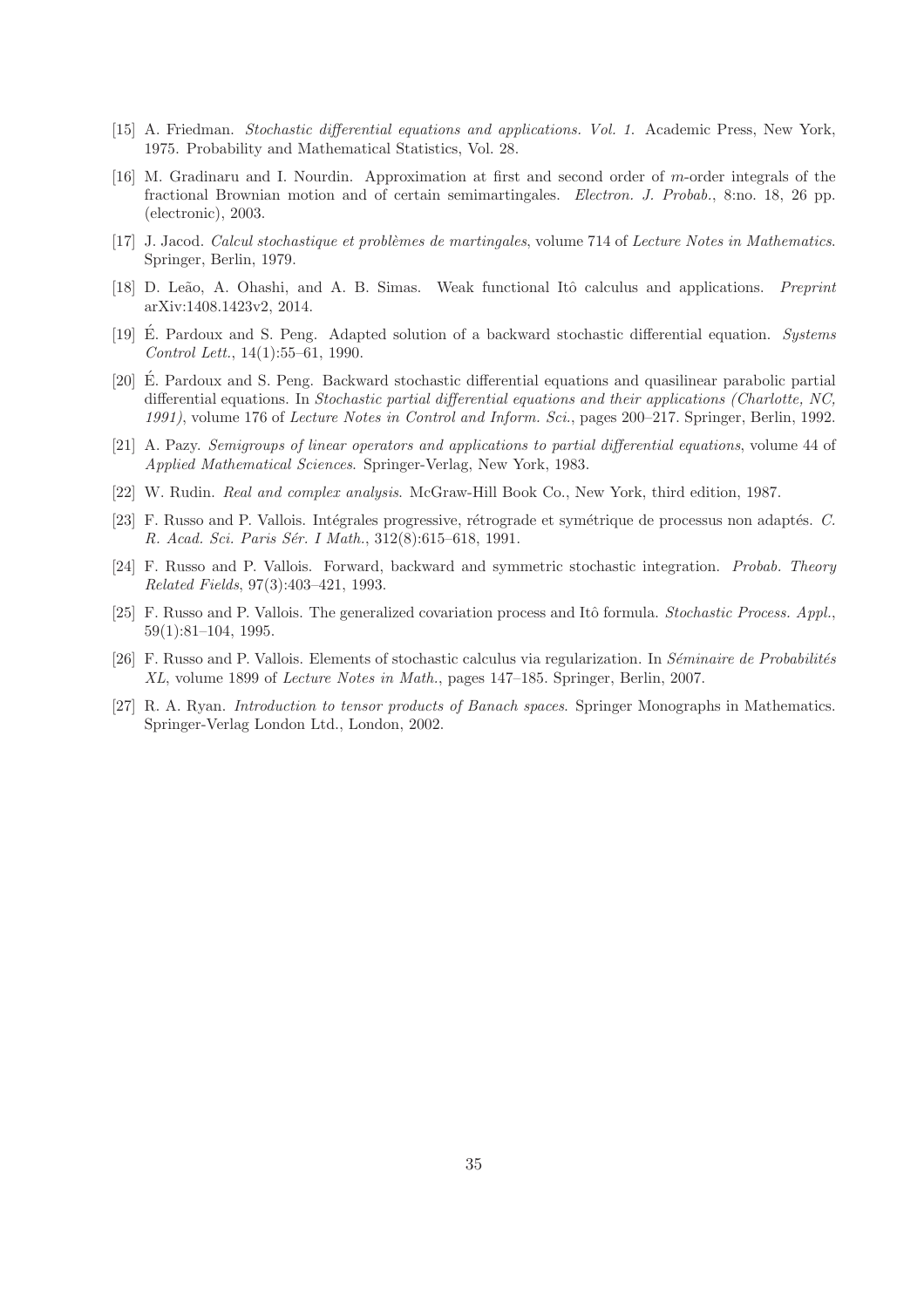[15] A. Friedman. *Stochastic differential equations and applications. Vol. 1.* Academic Press, New York, 1975. Probability and Mathematical Statistics, Vol. 28.

[16] M. Gradinaru and I. Nourdin. Approximation at first and second order of $m$-order integrals of the fractional Brownian motion and of certain semimartingales. *Electron. J. Probab.*, 8:no. 18, 26 pp. (electronic), 2003.

[17] J. Jacod. *Calcul stochastique et problèmes de martingales*, volume 714 of *Lecture Notes in Mathematics*. Springer, Berlin, 1979.

[18] D. Leão, A. Ohashi, and A. B. Simas. Weak functional Itô calculus and applications. *Preprint* arXiv:1408.1423v2, 2014.

[19] É. Pardoux and S. Peng. Adapted solution of a backward stochastic differential equation. *Systems Control Lett.*, 14(1):55–61, 1990.

[20] É. Pardoux and S. Peng. Backward stochastic differential equations and quasilinear parabolic partial differential equations. In *Stochastic partial differential equations and their applications (Charlotte, NC, 1991)*, volume 176 of *Lecture Notes in Control and Inform. Sci.*, pages 200–217. Springer, Berlin, 1992.

[21] A. Pazy. *Semigroups of linear operators and applications to partial differential equations*, volume 44 of *Applied Mathematical Sciences*. Springer-Verlag, New York, 1983.

[22] W. Rudin. *Real and complex analysis*. McGraw-Hill Book Co., New York, third edition, 1987.

[23] F. Russo and P. Vallois. Intégrales progressive, rétrograde et symétrique de processus non adaptés. *C. R. Acad. Sci. Paris Sér. I Math.*, 312(8):615–618, 1991.

[24] F. Russo and P. Vallois. Forward, backward and symmetric stochastic integration. *Probab. Theory Related Fields*, 97(3):403–421, 1993.

[25] F. Russo and P. Vallois. The generalized covariation process and Itô formula. *Stochastic Process. Appl.*, 59(1):81–104, 1995.

[26] F. Russo and P. Vallois. Elements of stochastic calculus via regularization. In *Séminaire de Probabilités XL*, volume 1899 of *Lecture Notes in Math.*, pages 147–185. Springer, Berlin, 2007.

[27] R. A. Ryan. *Introduction to tensor products of Banach spaces*. Springer Monographs in Mathematics. Springer-Verlag London Ltd., London, 2002.